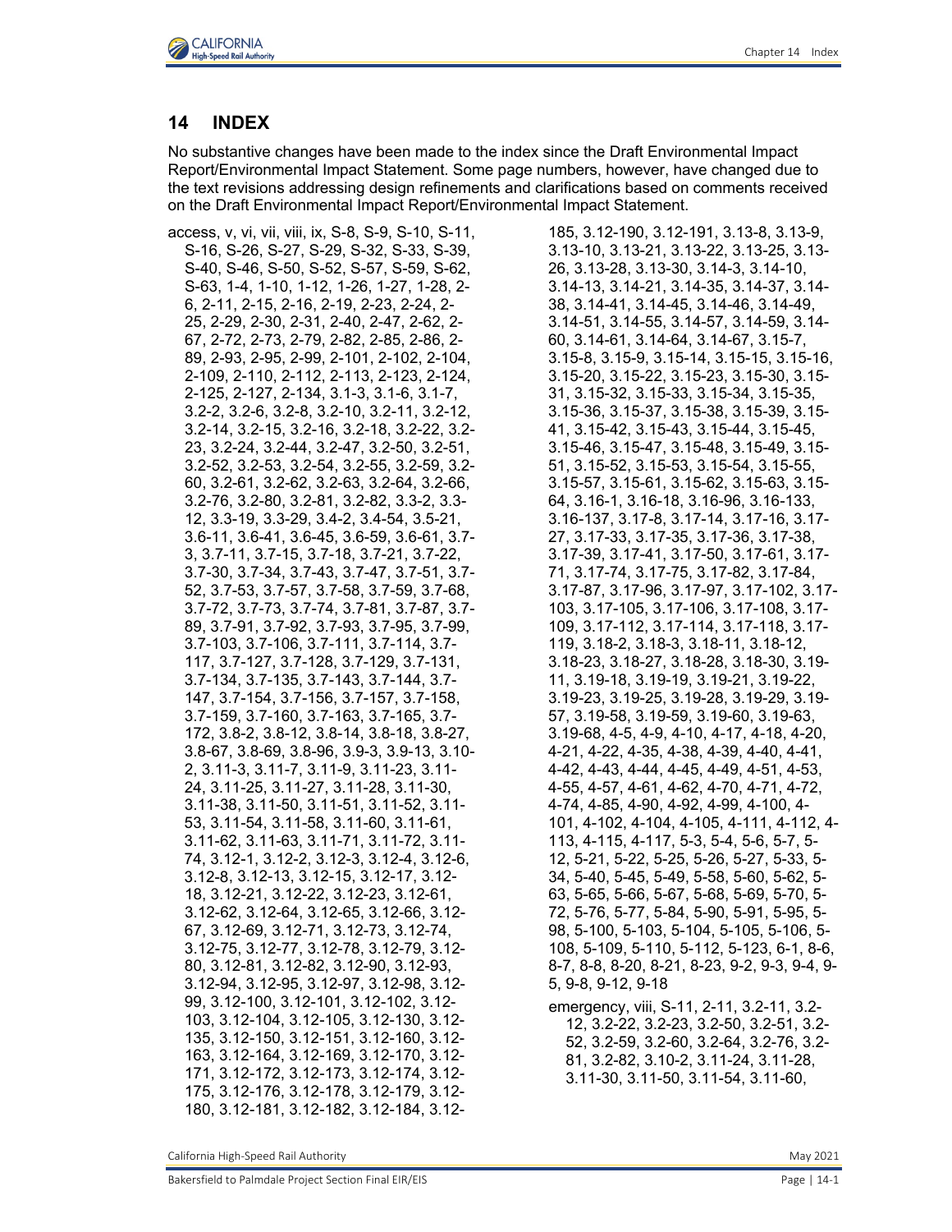# 14 INDEX

No substantive changes have been made to the index since the Draft Environmental Impact Report/Environmental Impact Statement. Some page numbers, however, have changed due to the text revisions addressing design refinements and clarifications based on comments received on the Draft Environmental Impact Report/Environmental Impact Statement.

access, v, vi, vii, viii, ix, S-8, S-9, S-10, S-11, S-16, S-26, S-27, S-29, S-32, S-33, S-39, S-40, S-46, S-50, S-52, S-57, S-59, S-62, S-63, 1-4, 1-10, 1-12, 1-26, 1-27, 1-28, 2-6, 2-11, 2-15, 2-16, 2-19, 2-23, 2-24, 2-25, 2-29, 2-30, 2-31, 2-40, 2-47, 2-62, 2-67, 2-72, 2-73, 2-79, 2-82, 2-85, 2-86, 2-89, 2-93, 2-95, 2-99, 2-101, 2-102, 2-104, 2-109, 2-110, 2-112, 2-113, 2-123, 2-124, 2-125, 2-127, 2-134, 3.1-3, 3.1-6, 3.1-7, 3.2-2, 3.2-6, 3.2-8, 3.2-10, 3.2-11, 3.2-12, 3.2-14, 3.2-15, 3.2-16, 3.2-18, 3.2-22, 3.2-23, 3.2-24, 3.2-44, 3.2-47, 3.2-50, 3.2-51, 3.2-52, 3.2-53, 3.2-54, 3.2-55, 3.2-59, 3.2-60, 3.2-61, 3.2-62, 3.2-63, 3.2-64, 3.2-66, 3.2-76, 3.2-80, 3.2-81, 3.2-82, 3.3-2, 3.3-12, 3.3-19, 3.3-29, 3.4-2, 3.4-54, 3.5-21, 3.6-11, 3.6-41, 3.6-45, 3.6-59, 3.6-61, 3.7-3, 3.7-11, 3.7-15, 3.7-18, 3.7-21, 3.7-22, 3.7-30, 3.7-34, 3.7-43, 3.7-47, 3.7-51, 3.7-52, 3.7-53, 3.7-57, 3.7-58, 3.7-59, 3.7-68, 3.7-72, 3.7-73, 3.7-74, 3.7-81, 3.7-87, 3.7-89, 3.7-91, 3.7-92, 3.7-93, 3.7-95, 3.7-99, 3.7-103, 3.7-106, 3.7-111, 3.7-114, 3.7-117, 3.7-127, 3.7-128, 3.7-129, 3.7-131, 3.7-134, 3.7-135, 3.7-143, 3.7-144, 3.7-147, 3.7-154, 3.7-156, 3.7-157, 3.7-158, 3.7-159, 3.7-160, 3.7-163, 3.7-165, 3.7-172, 3.8-2, 3.8-12, 3.8-14, 3.8-18, 3.8-27, 3.8-67, 3.8-69, 3.8-96, 3.9-3, 3.9-13, 3.10-2, 3.11-3, 3.11-7, 3.11-9, 3.11-23, 3.11-24, 3.11-25, 3.11-27, 3.11-28, 3.11-30, 3.11-38, 3.11-50, 3.11-51, 3.11-52, 3.11-53, 3.11-54, 3.11-58, 3.11-60, 3.11-61, 3.11-62, 3.11-63, 3.11-71, 3.11-72, 3.11-74, 3.12-1, 3.12-2, 3.12-3, 3.12-4, 3.12-6, 3.12-8, 3.12-13, 3.12-15, 3.12-17, 3.12-18, 3.12-21, 3.12-22, 3.12-23, 3.12-61, 3.12-62, 3.12-64, 3.12-65, 3.12-66, 3.12-67, 3.12-69, 3.12-71, 3.12-73, 3.12-74, 3.12-75, 3.12-77, 3.12-78, 3.12-79, 3.12-80, 3.12-81, 3.12-82, 3.12-90, 3.12-93, 3.12-94, 3.12-95, 3.12-97, 3.12-98, 3.12-99, 3.12-100, 3.12-101, 3.12-102, 3.12-103, 3.12-104, 3.12-105, 3.12-130, 3.12-135, 3.12-150, 3.12-151, 3.12-160, 3.12-163, 3.12-164, 3.12-169, 3.12-170, 3.12-171, 3.12-172, 3.12-173, 3.12-174, 3.12-175, 3.12-176, 3.12-178, 3.12-179, 3.12-180, 3.12-181, 3.12-182, 3.12-184, 3.12-185, 3.12-190, 3.12-191, 3.13-8, 3.13-9, 3.13-10, 3.13-21, 3.13-22, 3.13-25, 3.13-26, 3.13-28, 3.13-30, 3.14-3, 3.14-10, 3.14-13, 3.14-21, 3.14-35, 3.14-37, 3.14-38, 3.14-41, 3.14-45, 3.14-46, 3.14-49, 3.14-51, 3.14-55, 3.14-57, 3.14-59, 3.14-60, 3.14-61, 3.14-64, 3.14-67, 3.15-7, 3.15-8, 3.15-9, 3.15-14, 3.15-15, 3.15-16, 3.15-20, 3.15-22, 3.15-23, 3.15-30, 3.15-31, 3.15-32, 3.15-33, 3.15-34, 3.15-35, 3.15-36, 3.15-37, 3.15-38, 3.15-39, 3.15-41, 3.15-42, 3.15-43, 3.15-44, 3.15-45, 3.15-46, 3.15-47, 3.15-48, 3.15-49, 3.15-51, 3.15-52, 3.15-53, 3.15-54, 3.15-55, 3.15-57, 3.15-61, 3.15-62, 3.15-63, 3.15-64, 3.16-1, 3.16-18, 3.16-96, 3.16-133, 3.16-137, 3.17-8, 3.17-14, 3.17-16, 3.17-27, 3.17-33, 3.17-35, 3.17-36, 3.17-38, 3.17-39, 3.17-41, 3.17-50, 3.17-61, 3.17-71, 3.17-74, 3.17-75, 3.17-82, 3.17-84, 3.17-87, 3.17-96, 3.17-97, 3.17-102, 3.17-103, 3.17-105, 3.17-106, 3.17-108, 3.17-109, 3.17-112, 3.17-114, 3.17-118, 3.17-119, 3.18-2, 3.18-3, 3.18-11, 3.18-12, 3.18-23, 3.18-27, 3.18-28, 3.18-30, 3.19-11, 3.19-18, 3.19-19, 3.19-21, 3.19-22, 3.19-23, 3.19-25, 3.19-28, 3.19-29, 3.19-57, 3.19-58, 3.19-59, 3.19-60, 3.19-63, 3.19-68, 4-5, 4-9, 4-10, 4-17, 4-18, 4-20, 4-21, 4-22, 4-35, 4-38, 4-39, 4-40, 4-41, 4-42, 4-43, 4-44, 4-45, 4-49, 4-51, 4-53, 4-55, 4-57, 4-61, 4-62, 4-70, 4-71, 4-72, 4-74, 4-85, 4-90, 4-92, 4-99, 4-100, 4-101, 4-102, 4-104, 4-105, 4-111, 4-112, 4-113, 4-115, 4-117, 5-3, 5-4, 5-6, 5-7, 5-12, 5-21, 5-22, 5-25, 5-26, 5-27, 5-33, 5-34, 5-40, 5-45, 5-49, 5-58, 5-60, 5-62, 5-63, 5-65, 5-66, 5-67, 5-68, 5-69, 5-70, 5-72, 5-76, 5-77, 5-84, 5-90, 5-91, 5-95, 5-98, 5-100, 5-103, 5-104, 5-105, 5-106, 5-108, 5-109, 5-110, 5-112, 5-123, 6-1, 8-6, 8-7, 8-8, 8-20, 8-21, 8-23, 9-2, 9-3, 9-4, 9-5, 9-8, 9-12, 9-18

emergency, viii, S-11, 2-11, 3.2-11, 3.2-12, 3.2-22, 3.2-23, 3.2-50, 3.2-51, 3.2-52, 3.2-59, 3.2-60, 3.2-64, 3.2-76, 3.2-81, 3.2-82, 3.10-2, 3.11-24, 3.11-28, 3.11-30, 3.11-50, 3.11-54, 3.11-60,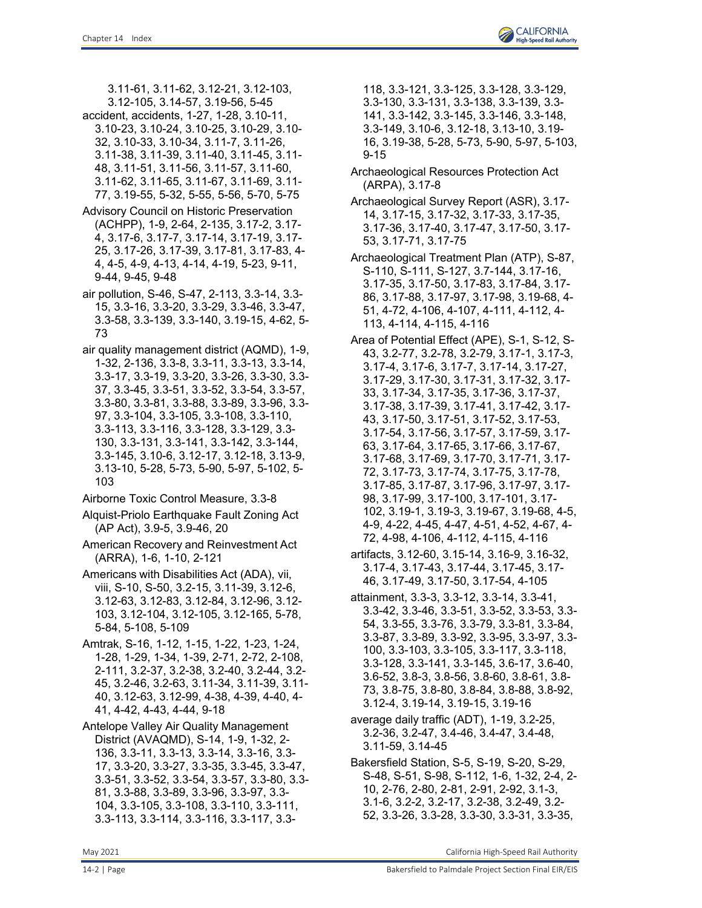3.11-61, 3.11-62, 3.12-21, 3.12-103, 3.12-105, 3.14-57, 3.19-56, 5-45

accident, accidents, 1-27, 1-28, 3.10-11, 3.10-23, 3.10-24, 3.10-25, 3.10-29, 3.10-32, 3.10-33, 3.10-34, 3.11-7, 3.11-26, 3.11-38, 3.11-39, 3.11-40, 3.11-45, 3.11-48, 3.11-51, 3.11-56, 3.11-57, 3.11-60, 3.11-62, 3.11-65, 3.11-67, 3.11-69, 3.11-77, 3.19-55, 5-32, 5-55, 5-56, 5-70, 5-75

Advisory Council on Historic Preservation (ACHPP), 1-9, 2-64, 2-135, 3.17-2, 3.17-4, 3.17-6, 3.17-7, 3.17-14, 3.17-19, 3.17-25, 3.17-26, 3.17-39, 3.17-81, 3.17-83, 4-4, 4-5, 4-9, 4-13, 4-14, 4-19, 5-23, 9-11, 9-44, 9-45, 9-48

air pollution, S-46, S-47, 2-113, 3.3-14, 3.3-15, 3.3-16, 3.3-20, 3.3-29, 3.3-46, 3.3-47, 3.3-58, 3.3-139, 3.3-140, 3.19-15, 4-62, 5-73

air quality management district (AQMD), 1-9, 1-32, 2-136, 3.3-8, 3.3-11, 3.3-13, 3.3-14, 3.3-17, 3.3-19, 3.3-20, 3.3-26, 3.3-30, 3.3-37, 3.3-45, 3.3-51, 3.3-52, 3.3-54, 3.3-57, 3.3-80, 3.3-81, 3.3-88, 3.3-89, 3.3-96, 3.3-97, 3.3-104, 3.3-105, 3.3-108, 3.3-110, 3.3-113, 3.3-116, 3.3-128, 3.3-129, 3.3-130, 3.3-131, 3.3-141, 3.3-142, 3.3-144, 3.3-145, 3.10-6, 3.12-17, 3.12-18, 3.13-9, 3.13-10, 5-28, 5-73, 5-90, 5-97, 5-102, 5-103

Airborne Toxic Control Measure, 3.3-8

Alquist-Priolo Earthquake Fault Zoning Act (AP Act), 3.9-5, 3.9-46, 20

American Recovery and Reinvestment Act (ARRA), 1-6, 1-10, 2-121

Americans with Disabilities Act (ADA), vii, viii, S-10, S-50, 3.2-15, 3.11-39, 3.12-6, 3.12-63, 3.12-83, 3.12-84, 3.12-96, 3.12-103, 3.12-104, 3.12-105, 3.12-165, 5-78, 5-84, 5-108, 5-109

Amtrak, S-16, 1-12, 1-15, 1-22, 1-23, 1-24, 1-28, 1-29, 1-34, 1-39, 2-71, 2-72, 2-108, 2-111, 3.2-37, 3.2-38, 3.2-40, 3.2-44, 3.2-45, 3.2-46, 3.2-63, 3.11-34, 3.11-39, 3.11-40, 3.12-63, 3.12-99, 4-38, 4-39, 4-40, 4-41, 4-42, 4-43, 4-44, 9-18

Antelope Valley Air Quality Management District (AVAQMD), S-14, 1-9, 1-32, 2-136, 3.3-11, 3.3-13, 3.3-14, 3.3-16, 3.3-17, 3.3-20, 3.3-27, 3.3-35, 3.3-45, 3.3-47, 3.3-51, 3.3-52, 3.3-54, 3.3-57, 3.3-80, 3.3-81, 3.3-88, 3.3-89, 3.3-96, 3.3-97, 3.3-104, 3.3-105, 3.3-108, 3.3-110, 3.3-111, 3.3-113, 3.3-114, 3.3-116, 3.3-117, 3.3-118, 3.3-121, 3.3-125, 3.3-128, 3.3-129, 3.3-130, 3.3-131, 3.3-138, 3.3-139, 3.3-141, 3.3-142, 3.3-145, 3.3-146, 3.3-148, 3.3-149, 3.10-6, 3.12-18, 3.13-10, 3.19-16, 3.19-38, 5-28, 5-73, 5-90, 5-97, 5-103, 9-15

Archaeological Resources Protection Act (ARPA), 3.17-8

Archaeological Survey Report (ASR), 3.17-14, 3.17-15, 3.17-32, 3.17-33, 3.17-35, 3.17-36, 3.17-40, 3.17-47, 3.17-50, 3.17-53, 3.17-71, 3.17-75

Archaeological Treatment Plan (ATP), S-87, S-110, S-111, S-127, 3.7-144, 3.17-16, 3.17-35, 3.17-50, 3.17-83, 3.17-84, 3.17-86, 3.17-88, 3.17-97, 3.17-98, 3.19-68, 4-51, 4-72, 4-106, 4-107, 4-111, 4-112, 4-113, 4-114, 4-115, 4-116

Area of Potential Effect (APE), S-1, S-12, S-43, 3.2-77, 3.2-78, 3.2-79, 3.17-1, 3.17-3, 3.17-4, 3.17-6, 3.17-7, 3.17-14, 3.17-27, 3.17-29, 3.17-30, 3.17-31, 3.17-32, 3.17-33, 3.17-34, 3.17-35, 3.17-36, 3.17-37, 3.17-38, 3.17-39, 3.17-41, 3.17-42, 3.17-43, 3.17-50, 3.17-51, 3.17-52, 3.17-53, 3.17-54, 3.17-56, 3.17-57, 3.17-59, 3.17-63, 3.17-64, 3.17-65, 3.17-66, 3.17-67, 3.17-68, 3.17-69, 3.17-70, 3.17-71, 3.17-72, 3.17-73, 3.17-74, 3.17-75, 3.17-78, 3.17-85, 3.17-87, 3.17-96, 3.17-97, 3.17-98, 3.17-99, 3.17-100, 3.17-101, 3.17-102, 3.19-1, 3.19-3, 3.19-67, 3.19-68, 4-5, 4-9, 4-22, 4-45, 4-47, 4-51, 4-52, 4-67, 4-72, 4-98, 4-106, 4-112, 4-115, 4-116

artifacts, 3.12-60, 3.15-14, 3.16-9, 3.16-32, 3.17-4, 3.17-43, 3.17-44, 3.17-45, 3.17-46, 3.17-49, 3.17-50, 3.17-54, 4-105

attainment, 3.3-3, 3.3-12, 3.3-14, 3.3-41, 3.3-42, 3.3-46, 3.3-51, 3.3-52, 3.3-53, 3.3-54, 3.3-55, 3.3-76, 3.3-79, 3.3-81, 3.3-84, 3.3-87, 3.3-89, 3.3-92, 3.3-95, 3.3-97, 3.3-100, 3.3-103, 3.3-105, 3.3-117, 3.3-118, 3.3-128, 3.3-141, 3.3-145, 3.6-17, 3.6-40, 3.6-52, 3.8-3, 3.8-56, 3.8-60, 3.8-61, 3.8-73, 3.8-75, 3.8-80, 3.8-84, 3.8-88, 3.8-92, 3.12-4, 3.19-14, 3.19-15, 3.19-16

average daily traffic (ADT), 1-19, 3.2-25, 3.2-36, 3.2-47, 3.4-46, 3.4-47, 3.4-48, 3.11-59, 3.14-45

Bakersfield Station, S-5, S-19, S-20, S-29, S-48, S-51, S-98, S-112, 1-6, 1-32, 2-4, 2-10, 2-76, 2-80, 2-81, 2-91, 2-92, 3.1-3, 3.1-6, 3.2-2, 3.2-17, 3.2-38, 3.2-49, 3.2-52, 3.3-26, 3.3-28, 3.3-30, 3.3-31, 3.3-35,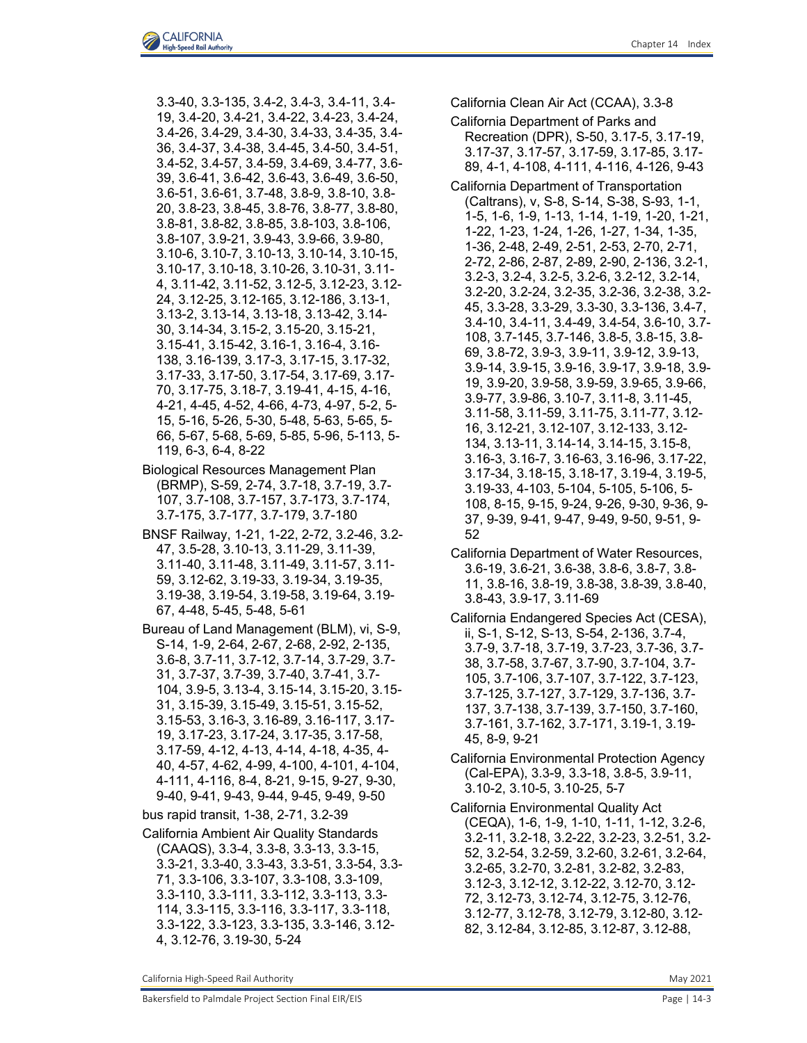3.3-40, 3.3-135, 3.4-2, 3.4-3, 3.4-11, 3.4-19, 3.4-20, 3.4-21, 3.4-22, 3.4-23, 3.4-24, 3.4-26, 3.4-29, 3.4-30, 3.4-33, 3.4-35, 3.4-36, 3.4-37, 3.4-38, 3.4-45, 3.4-50, 3.4-51, 3.4-52, 3.4-57, 3.4-59, 3.4-69, 3.4-77, 3.6-39, 3.6-41, 3.6-42, 3.6-43, 3.6-49, 3.6-50, 3.6-51, 3.6-61, 3.7-48, 3.8-9, 3.8-10, 3.8-20, 3.8-23, 3.8-45, 3.8-76, 3.8-77, 3.8-80, 3.8-81, 3.8-82, 3.8-85, 3.8-103, 3.8-106, 3.8-107, 3.9-21, 3.9-43, 3.9-66, 3.9-80, 3.10-6, 3.10-7, 3.10-13, 3.10-14, 3.10-15, 3.10-17, 3.10-18, 3.10-26, 3.10-31, 3.11-4, 3.11-42, 3.11-52, 3.12-5, 3.12-23, 3.12-24, 3.12-25, 3.12-165, 3.12-186, 3.13-1, 3.13-2, 3.13-14, 3.13-18, 3.13-42, 3.14-30, 3.14-34, 3.15-2, 3.15-20, 3.15-21, 3.15-41, 3.15-42, 3.16-1, 3.16-4, 3.16-138, 3.16-139, 3.17-3, 3.17-15, 3.17-32, 3.17-33, 3.17-50, 3.17-54, 3.17-69, 3.17-70, 3.17-75, 3.18-7, 3.19-41, 4-15, 4-16, 4-21, 4-45, 4-52, 4-66, 4-73, 4-97, 5-2, 5-15, 5-16, 5-26, 5-30, 5-48, 5-63, 5-65, 5-66, 5-67, 5-68, 5-69, 5-85, 5-96, 5-113, 5-119, 6-3, 6-4, 8-22

Biological Resources Management Plan (BRMP), S-59, 2-74, 3.7-18, 3.7-19, 3.7-107, 3.7-108, 3.7-157, 3.7-173, 3.7-174, 3.7-175, 3.7-177, 3.7-179, 3.7-180

BNSF Railway, 1-21, 1-22, 2-72, 3.2-46, 3.2-47, 3.5-28, 3.10-13, 3.11-29, 3.11-39, 3.11-40, 3.11-48, 3.11-49, 3.11-57, 3.11-59, 3.12-62, 3.19-33, 3.19-34, 3.19-35, 3.19-38, 3.19-54, 3.19-58, 3.19-64, 3.19-67, 4-48, 5-45, 5-48, 5-61

Bureau of Land Management (BLM), vi, S-9, S-14, 1-9, 2-64, 2-67, 2-68, 2-92, 2-135, 3.6-8, 3.7-11, 3.7-12, 3.7-14, 3.7-29, 3.7-31, 3.7-37, 3.7-39, 3.7-40, 3.7-41, 3.7-104, 3.9-5, 3.13-4, 3.15-14, 3.15-20, 3.15-31, 3.15-39, 3.15-49, 3.15-51, 3.15-52, 3.15-53, 3.16-3, 3.16-89, 3.16-117, 3.17-19, 3.17-23, 3.17-24, 3.17-35, 3.17-58, 3.17-59, 4-12, 4-13, 4-14, 4-18, 4-35, 4-40, 4-57, 4-62, 4-99, 4-100, 4-101, 4-104, 4-111, 4-116, 8-4, 8-21, 9-15, 9-27, 9-30, 9-40, 9-41, 9-43, 9-44, 9-45, 9-49, 9-50

bus rapid transit, 1-38, 2-71, 3.2-39

California Ambient Air Quality Standards (CAAQS), 3.3-4, 3.3-8, 3.3-13, 3.3-15, 3.3-21, 3.3-40, 3.3-43, 3.3-51, 3.3-54, 3.3-71, 3.3-106, 3.3-107, 3.3-108, 3.3-109, 3.3-110, 3.3-111, 3.3-112, 3.3-113, 3.3-114, 3.3-115, 3.3-116, 3.3-117, 3.3-118, 3.3-122, 3.3-123, 3.3-135, 3.3-146, 3.12-4, 3.12-76, 3.19-30, 5-24

California Clean Air Act (CCAA), 3.3-8

California Department of Parks and Recreation (DPR), S-50, 3.17-5, 3.17-19, 3.17-37, 3.17-57, 3.17-59, 3.17-85, 3.17-89, 4-1, 4-108, 4-111, 4-116, 4-126, 9-43

California Department of Transportation (Caltrans), v, S-8, S-14, S-38, S-93, 1-1, 1-5, 1-6, 1-9, 1-13, 1-14, 1-19, 1-20, 1-21, 1-22, 1-23, 1-24, 1-26, 1-27, 1-34, 1-35, 1-36, 2-48, 2-49, 2-51, 2-53, 2-70, 2-71, 2-72, 2-86, 2-87, 2-89, 2-90, 2-136, 3.2-1, 3.2-3, 3.2-4, 3.2-5, 3.2-6, 3.2-12, 3.2-14, 3.2-20, 3.2-24, 3.2-35, 3.2-36, 3.2-38, 3.2-45, 3.3-28, 3.3-29, 3.3-30, 3.3-136, 3.4-7, 3.4-10, 3.4-11, 3.4-49, 3.4-54, 3.6-10, 3.7-108, 3.7-145, 3.7-146, 3.8-5, 3.8-15, 3.8-69, 3.8-72, 3.9-3, 3.9-11, 3.9-12, 3.9-13, 3.9-14, 3.9-15, 3.9-16, 3.9-17, 3.9-18, 3.9-19, 3.9-20, 3.9-58, 3.9-59, 3.9-65, 3.9-66, 3.9-77, 3.9-86, 3.10-7, 3.11-8, 3.11-45, 3.11-58, 3.11-59, 3.11-75, 3.11-77, 3.12-16, 3.12-21, 3.12-107, 3.12-133, 3.12-134, 3.13-11, 3.14-14, 3.14-15, 3.15-8, 3.16-3, 3.16-7, 3.16-63, 3.16-96, 3.17-22, 3.17-34, 3.18-15, 3.18-17, 3.19-4, 3.19-5, 3.19-33, 4-103, 5-104, 5-105, 5-106, 5-108, 8-15, 9-15, 9-24, 9-26, 9-30, 9-36, 9-37, 9-39, 9-41, 9-47, 9-49, 9-50, 9-51, 9-52

California Department of Water Resources, 3.6-19, 3.6-21, 3.6-38, 3.8-6, 3.8-7, 3.8-11, 3.8-16, 3.8-19, 3.8-38, 3.8-39, 3.8-40, 3.8-43, 3.9-17, 3.11-69

California Endangered Species Act (CESA), ii, S-1, S-12, S-13, S-54, 2-136, 3.7-4, 3.7-9, 3.7-18, 3.7-19, 3.7-23, 3.7-36, 3.7-38, 3.7-58, 3.7-67, 3.7-90, 3.7-104, 3.7-105, 3.7-106, 3.7-107, 3.7-122, 3.7-123, 3.7-125, 3.7-127, 3.7-129, 3.7-136, 3.7-137, 3.7-138, 3.7-139, 3.7-150, 3.7-160, 3.7-161, 3.7-162, 3.7-171, 3.19-1, 3.19-45, 8-9, 9-21

California Environmental Protection Agency (Cal-EPA), 3.3-9, 3.3-18, 3.8-5, 3.9-11, 3.10-2, 3.10-5, 3.10-25, 5-7

California Environmental Quality Act (CEQA), 1-6, 1-9, 1-10, 1-11, 1-12, 3.2-6, 3.2-11, 3.2-18, 3.2-22, 3.2-23, 3.2-51, 3.2-52, 3.2-54, 3.2-59, 3.2-60, 3.2-61, 3.2-64, 3.2-65, 3.2-70, 3.2-81, 3.2-82, 3.2-83, 3.12-3, 3.12-12, 3.12-22, 3.12-70, 3.12-72, 3.12-73, 3.12-74, 3.12-75, 3.12-76, 3.12-77, 3.12-78, 3.12-79, 3.12-80, 3.12-82, 3.12-84, 3.12-85, 3.12-87, 3.12-88,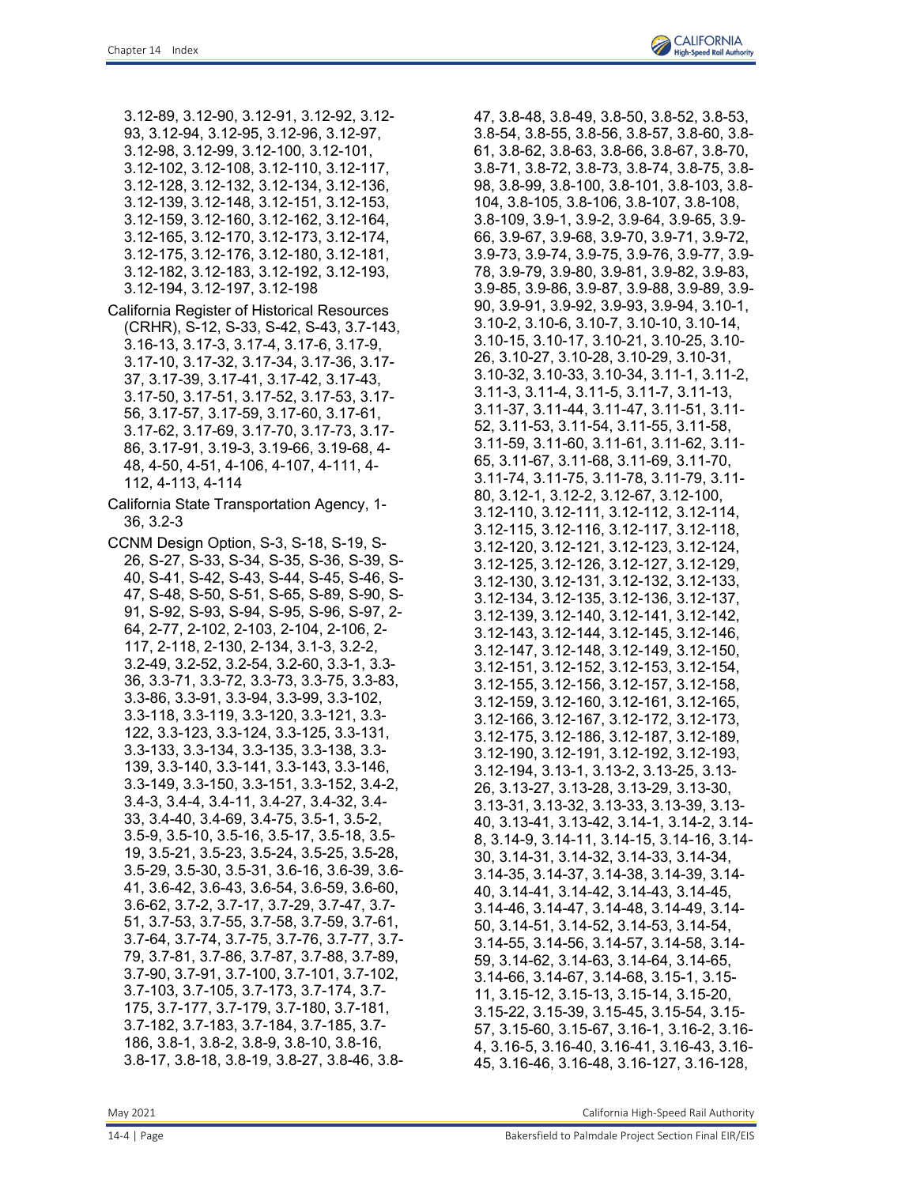3.12-89, 3.12-90, 3.12-91, 3.12-92, 3.12-93, 3.12-94, 3.12-95, 3.12-96, 3.12-97, 3.12-98, 3.12-99, 3.12-100, 3.12-101, 3.12-102, 3.12-108, 3.12-110, 3.12-117, 3.12-128, 3.12-132, 3.12-134, 3.12-136, 3.12-139, 3.12-148, 3.12-151, 3.12-153, 3.12-159, 3.12-160, 3.12-162, 3.12-164, 3.12-165, 3.12-170, 3.12-173, 3.12-174, 3.12-175, 3.12-176, 3.12-180, 3.12-181, 3.12-182, 3.12-183, 3.12-192, 3.12-193, 3.12-194, 3.12-197, 3.12-198

California Register of Historical Resources (CRHR), S-12, S-33, S-42, S-43, 3.7-143, 3.16-13, 3.17-3, 3.17-4, 3.17-6, 3.17-9, 3.17-10, 3.17-32, 3.17-34, 3.17-36, 3.17-37, 3.17-39, 3.17-41, 3.17-42, 3.17-43, 3.17-50, 3.17-51, 3.17-52, 3.17-53, 3.17-56, 3.17-57, 3.17-59, 3.17-60, 3.17-61, 3.17-62, 3.17-69, 3.17-70, 3.17-73, 3.17-86, 3.17-91, 3.19-3, 3.19-66, 3.19-68, 4-48, 4-50, 4-51, 4-106, 4-107, 4-111, 4-112, 4-113, 4-114

California State Transportation Agency, 1-36, 3.2-3

CCNM Design Option, S-3, S-18, S-19, S-26, S-27, S-33, S-34, S-35, S-36, S-39, S-40, S-41, S-42, S-43, S-44, S-45, S-46, S-47, S-48, S-50, S-51, S-65, S-89, S-90, S-91, S-92, S-93, S-94, S-95, S-96, S-97, 2-64, 2-77, 2-102, 2-103, 2-104, 2-106, 2-117, 2-118, 2-130, 2-134, 3.1-3, 3.2-2, 3.2-49, 3.2-52, 3.2-54, 3.2-60, 3.3-1, 3.3-36, 3.3-71, 3.3-72, 3.3-73, 3.3-75, 3.3-83, 3.3-86, 3.3-91, 3.3-94, 3.3-99, 3.3-102, 3.3-118, 3.3-119, 3.3-120, 3.3-121, 3.3-122, 3.3-123, 3.3-124, 3.3-125, 3.3-131, 3.3-133, 3.3-134, 3.3-135, 3.3-138, 3.3-139, 3.3-140, 3.3-141, 3.3-143, 3.3-146, 3.3-149, 3.3-150, 3.3-151, 3.3-152, 3.4-2, 3.4-3, 3.4-4, 3.4-11, 3.4-27, 3.4-32, 3.4-33, 3.4-40, 3.4-69, 3.4-75, 3.5-1, 3.5-2, 3.5-9, 3.5-10, 3.5-16, 3.5-17, 3.5-18, 3.5-19, 3.5-21, 3.5-23, 3.5-24, 3.5-25, 3.5-28, 3.5-29, 3.5-30, 3.5-31, 3.6-16, 3.6-39, 3.6-41, 3.6-42, 3.6-43, 3.6-54, 3.6-59, 3.6-60, 3.6-62, 3.7-2, 3.7-17, 3.7-29, 3.7-47, 3.7-51, 3.7-53, 3.7-55, 3.7-58, 3.7-59, 3.7-61, 3.7-64, 3.7-74, 3.7-75, 3.7-76, 3.7-77, 3.7-79, 3.7-81, 3.7-86, 3.7-87, 3.7-88, 3.7-89, 3.7-90, 3.7-91, 3.7-100, 3.7-101, 3.7-102, 3.7-103, 3.7-105, 3.7-173, 3.7-174, 3.7-175, 3.7-177, 3.7-179, 3.7-180, 3.7-181, 3.7-182, 3.7-183, 3.7-184, 3.7-185, 3.7-186, 3.8-1, 3.8-2, 3.8-9, 3.8-10, 3.8-16, 3.8-17, 3.8-18, 3.8-19, 3.8-27, 3.8-46, 3.8-47, 3.8-48, 3.8-49, 3.8-50, 3.8-52, 3.8-53, 3.8-54, 3.8-55, 3.8-56, 3.8-57, 3.8-60, 3.8-61, 3.8-62, 3.8-63, 3.8-66, 3.8-67, 3.8-70, 3.8-71, 3.8-72, 3.8-73, 3.8-74, 3.8-75, 3.8-98, 3.8-99, 3.8-100, 3.8-101, 3.8-103, 3.8-104, 3.8-105, 3.8-106, 3.8-107, 3.8-108, 3.8-109, 3.9-1, 3.9-2, 3.9-64, 3.9-65, 3.9-66, 3.9-67, 3.9-68, 3.9-70, 3.9-71, 3.9-72, 3.9-73, 3.9-74, 3.9-75, 3.9-76, 3.9-77, 3.9-78, 3.9-79, 3.9-80, 3.9-81, 3.9-82, 3.9-83, 3.9-85, 3.9-86, 3.9-87, 3.9-88, 3.9-89, 3.9-90, 3.9-91, 3.9-92, 3.9-93, 3.9-94, 3.10-1, 3.10-2, 3.10-6, 3.10-7, 3.10-10, 3.10-14, 3.10-15, 3.10-17, 3.10-21, 3.10-25, 3.10-26, 3.10-27, 3.10-28, 3.10-29, 3.10-31, 3.10-32, 3.10-33, 3.10-34, 3.11-1, 3.11-2, 3.11-3, 3.11-4, 3.11-5, 3.11-7, 3.11-13, 3.11-37, 3.11-44, 3.11-47, 3.11-51, 3.11-52, 3.11-53, 3.11-54, 3.11-55, 3.11-58, 3.11-59, 3.11-60, 3.11-61, 3.11-62, 3.11-65, 3.11-67, 3.11-68, 3.11-69, 3.11-70, 3.11-74, 3.11-75, 3.11-78, 3.11-79, 3.11-80, 3.12-1, 3.12-2, 3.12-67, 3.12-100, 3.12-110, 3.12-111, 3.12-112, 3.12-114, 3.12-115, 3.12-116, 3.12-117, 3.12-118, 3.12-120, 3.12-121, 3.12-123, 3.12-124, 3.12-125, 3.12-126, 3.12-127, 3.12-129, 3.12-130, 3.12-131, 3.12-132, 3.12-133, 3.12-134, 3.12-135, 3.12-136, 3.12-137, 3.12-139, 3.12-140, 3.12-141, 3.12-142, 3.12-143, 3.12-144, 3.12-145, 3.12-146, 3.12-147, 3.12-148, 3.12-149, 3.12-150, 3.12-151, 3.12-152, 3.12-153, 3.12-154, 3.12-155, 3.12-156, 3.12-157, 3.12-158, 3.12-159, 3.12-160, 3.12-161, 3.12-165, 3.12-166, 3.12-167, 3.12-172, 3.12-173, 3.12-175, 3.12-186, 3.12-187, 3.12-189, 3.12-190, 3.12-191, 3.12-192, 3.12-193, 3.12-194, 3.13-1, 3.13-2, 3.13-25, 3.13-26, 3.13-27, 3.13-28, 3.13-29, 3.13-30, 3.13-31, 3.13-32, 3.13-33, 3.13-39, 3.13-40, 3.13-41, 3.13-42, 3.14-1, 3.14-2, 3.14-8, 3.14-9, 3.14-11, 3.14-15, 3.14-16, 3.14-30, 3.14-31, 3.14-32, 3.14-33, 3.14-34, 3.14-35, 3.14-37, 3.14-38, 3.14-39, 3.14-40, 3.14-41, 3.14-42, 3.14-43, 3.14-45, 3.14-46, 3.14-47, 3.14-48, 3.14-49, 3.14-50, 3.14-51, 3.14-52, 3.14-53, 3.14-54, 3.14-55, 3.14-56, 3.14-57, 3.14-58, 3.14-59, 3.14-62, 3.14-63, 3.14-64, 3.14-65, 3.14-66, 3.14-67, 3.14-68, 3.15-1, 3.15-11, 3.15-12, 3.15-13, 3.15-14, 3.15-20, 3.15-22, 3.15-39, 3.15-45, 3.15-54, 3.15-57, 3.15-60, 3.15-67, 3.16-1, 3.16-2, 3.16-4, 3.16-5, 3.16-40, 3.16-41, 3.16-43, 3.16-45, 3.16-46, 3.16-48, 3.16-127, 3.16-128,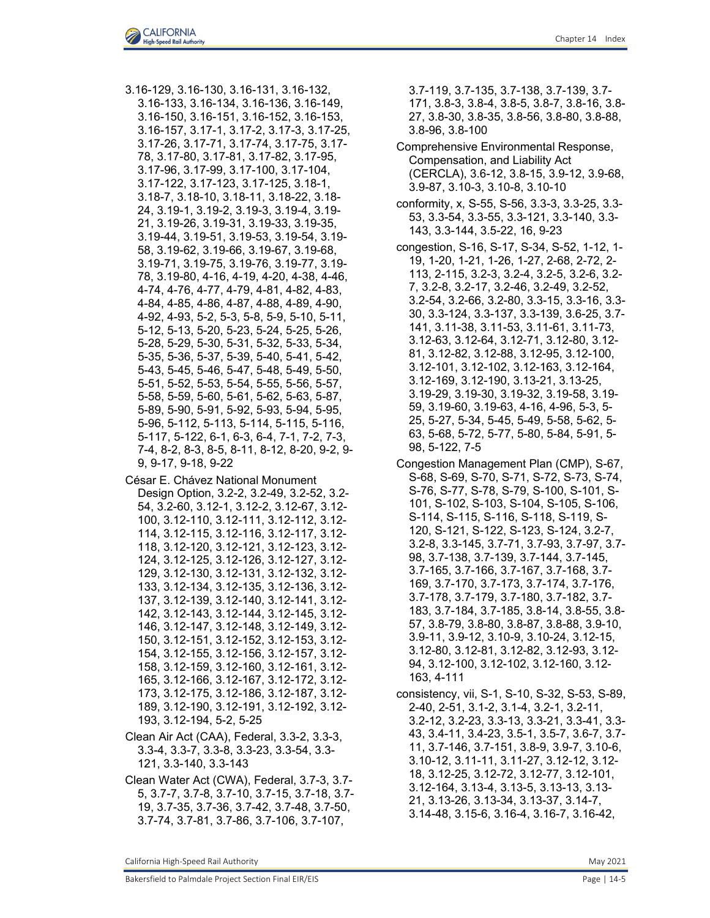3.16-129, 3.16-130, 3.16-131, 3.16-132, 3.16-133, 3.16-134, 3.16-136, 3.16-149, 3.16-150, 3.16-151, 3.16-152, 3.16-153, 3.16-157, 3.17-1, 3.17-2, 3.17-3, 3.17-25, 3.17-26, 3.17-71, 3.17-74, 3.17-75, 3.17-78, 3.17-80, 3.17-81, 3.17-82, 3.17-95, 3.17-96, 3.17-99, 3.17-100, 3.17-104, 3.17-122, 3.17-123, 3.17-125, 3.18-1, 3.18-7, 3.18-10, 3.18-11, 3.18-22, 3.18-24, 3.19-1, 3.19-2, 3.19-3, 3.19-4, 3.19-21, 3.19-26, 3.19-31, 3.19-33, 3.19-35, 3.19-44, 3.19-51, 3.19-53, 3.19-54, 3.19-58, 3.19-62, 3.19-66, 3.19-67, 3.19-68, 3.19-71, 3.19-75, 3.19-76, 3.19-77, 3.19-78, 3.19-80, 4-16, 4-19, 4-20, 4-38, 4-46, 4-74, 4-76, 4-77, 4-79, 4-81, 4-82, 4-83, 4-84, 4-85, 4-86, 4-87, 4-88, 4-89, 4-90, 4-92, 4-93, 5-2, 5-3, 5-8, 5-9, 5-10, 5-11, 5-12, 5-13, 5-20, 5-23, 5-24, 5-25, 5-26, 5-28, 5-29, 5-30, 5-31, 5-32, 5-33, 5-34, 5-35, 5-36, 5-37, 5-39, 5-40, 5-41, 5-42, 5-43, 5-45, 5-46, 5-47, 5-48, 5-49, 5-50, 5-51, 5-52, 5-53, 5-54, 5-55, 5-56, 5-57, 5-58, 5-59, 5-60, 5-61, 5-62, 5-63, 5-87, 5-89, 5-90, 5-91, 5-92, 5-93, 5-94, 5-95, 5-96, 5-112, 5-113, 5-114, 5-115, 5-116, 5-117, 5-122, 6-1, 6-3, 6-4, 7-1, 7-2, 7-3, 7-4, 8-2, 8-3, 8-5, 8-11, 8-12, 8-20, 9-2, 9-9, 9-17, 9-18, 9-22

César E. Chávez National Monument Design Option, 3.2-2, 3.2-49, 3.2-52, 3.2-54, 3.2-60, 3.12-1, 3.12-2, 3.12-67, 3.12-100, 3.12-110, 3.12-111, 3.12-112, 3.12-114, 3.12-115, 3.12-116, 3.12-117, 3.12-118, 3.12-120, 3.12-121, 3.12-123, 3.12-124, 3.12-125, 3.12-126, 3.12-127, 3.12-129, 3.12-130, 3.12-131, 3.12-132, 3.12-133, 3.12-134, 3.12-135, 3.12-136, 3.12-137, 3.12-139, 3.12-140, 3.12-141, 3.12-142, 3.12-143, 3.12-144, 3.12-145, 3.12-146, 3.12-147, 3.12-148, 3.12-149, 3.12-150, 3.12-151, 3.12-152, 3.12-153, 3.12-154, 3.12-155, 3.12-156, 3.12-157, 3.12-158, 3.12-159, 3.12-160, 3.12-161, 3.12-165, 3.12-166, 3.12-167, 3.12-172, 3.12-173, 3.12-175, 3.12-186, 3.12-187, 3.12-189, 3.12-190, 3.12-191, 3.12-192, 3.12-193, 3.12-194, 5-2, 5-25

Clean Air Act (CAA), Federal, 3.3-2, 3.3-3, 3.3-4, 3.3-7, 3.3-8, 3.3-23, 3.3-54, 3.3-121, 3.3-140, 3.3-143

Clean Water Act (CWA), Federal, 3.7-3, 3.7-5, 3.7-7, 3.7-8, 3.7-10, 3.7-15, 3.7-18, 3.7-19, 3.7-35, 3.7-36, 3.7-42, 3.7-48, 3.7-50, 3.7-74, 3.7-81, 3.7-86, 3.7-106, 3.7-107, 3.7-119, 3.7-135, 3.7-138, 3.7-139, 3.7-171, 3.8-3, 3.8-4, 3.8-5, 3.8-7, 3.8-16, 3.8-27, 3.8-30, 3.8-35, 3.8-56, 3.8-80, 3.8-88, 3.8-96, 3.8-100

Comprehensive Environmental Response, Compensation, and Liability Act (CERCLA), 3.6-12, 3.8-15, 3.9-12, 3.9-68, 3.9-87, 3.10-3, 3.10-8, 3.10-10

conformity, x, S-55, S-56, 3.3-3, 3.3-25, 3.3-53, 3.3-54, 3.3-55, 3.3-121, 3.3-140, 3.3-143, 3.3-144, 3.5-22, 16, 9-23

congestion, S-16, S-17, S-34, S-52, 1-12, 1-19, 1-20, 1-21, 1-26, 1-27, 2-68, 2-72, 2-113, 2-115, 3.2-3, 3.2-4, 3.2-5, 3.2-6, 3.2-7, 3.2-8, 3.2-17, 3.2-46, 3.2-49, 3.2-52, 3.2-54, 3.2-66, 3.2-80, 3.3-15, 3.3-16, 3.3-30, 3.3-124, 3.3-137, 3.3-139, 3.6-25, 3.7-141, 3.11-38, 3.11-53, 3.11-61, 3.11-73, 3.12-63, 3.12-64, 3.12-71, 3.12-80, 3.12-81, 3.12-82, 3.12-88, 3.12-95, 3.12-100, 3.12-101, 3.12-102, 3.12-163, 3.12-164, 3.12-169, 3.12-190, 3.13-21, 3.13-25, 3.19-29, 3.19-30, 3.19-32, 3.19-58, 3.19-59, 3.19-60, 3.19-63, 4-16, 4-96, 5-3, 5-25, 5-27, 5-34, 5-45, 5-49, 5-58, 5-62, 5-63, 5-68, 5-72, 5-77, 5-80, 5-84, 5-91, 5-98, 5-122, 7-5

Congestion Management Plan (CMP), S-67, S-68, S-69, S-70, S-71, S-72, S-73, S-74, S-76, S-77, S-78, S-79, S-100, S-101, S-101, S-102, S-103, S-104, S-105, S-106, S-114, S-115, S-116, S-118, S-119, S-120, S-121, S-122, S-123, S-124, 3.2-7, 3.2-8, 3.3-145, 3.7-71, 3.7-93, 3.7-97, 3.7-98, 3.7-138, 3.7-139, 3.7-144, 3.7-145, 3.7-165, 3.7-166, 3.7-167, 3.7-168, 3.7-169, 3.7-170, 3.7-173, 3.7-174, 3.7-176, 3.7-178, 3.7-179, 3.7-180, 3.7-182, 3.7-183, 3.7-184, 3.7-185, 3.8-14, 3.8-55, 3.8-57, 3.8-79, 3.8-80, 3.8-87, 3.8-88, 3.9-10, 3.9-11, 3.9-12, 3.10-9, 3.10-24, 3.12-15, 3.12-80, 3.12-81, 3.12-82, 3.12-93, 3.12-94, 3.12-100, 3.12-102, 3.12-160, 3.12-163, 4-111

consistency, vii, S-1, S-10, S-32, S-53, S-89, 2-40, 2-51, 3.1-2, 3.1-4, 3.2-1, 3.2-11, 3.2-12, 3.2-23, 3.3-13, 3.3-21, 3.3-41, 3.3-43, 3.4-11, 3.4-23, 3.5-1, 3.5-7, 3.6-7, 3.7-11, 3.7-146, 3.7-151, 3.8-9, 3.9-7, 3.10-6, 3.10-12, 3.11-11, 3.11-27, 3.12-12, 3.12-18, 3.12-25, 3.12-72, 3.12-77, 3.12-101, 3.12-164, 3.13-4, 3.13-5, 3.13-13, 3.13-21, 3.13-26, 3.13-34, 3.13-37, 3.14-7, 3.14-48, 3.15-6, 3.16-4, 3.16-7, 3.16-42,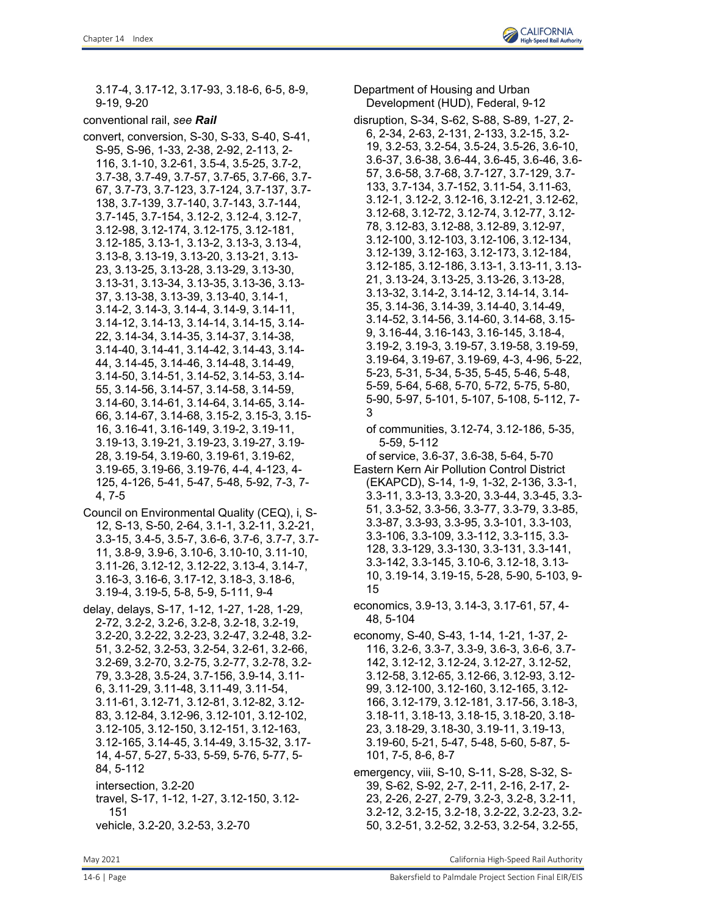3.17-4, 3.17-12, 3.17-93, 3.18-6, 6-5, 8-9, 9-19, 9-20

conventional rail, *see* ***Rail***

convert, conversion, S-30, S-33, S-40, S-41, S-95, S-96, 1-33, 2-38, 2-92, 2-113, 2-116, 3.1-10, 3.2-61, 3.5-4, 3.5-25, 3.7-2, 3.7-38, 3.7-49, 3.7-57, 3.7-65, 3.7-66, 3.7-67, 3.7-73, 3.7-123, 3.7-124, 3.7-137, 3.7-138, 3.7-139, 3.7-140, 3.7-143, 3.7-144, 3.7-145, 3.7-154, 3.12-2, 3.12-4, 3.12-7, 3.12-98, 3.12-174, 3.12-175, 3.12-181, 3.12-185, 3.13-1, 3.13-2, 3.13-3, 3.13-4, 3.13-8, 3.13-19, 3.13-20, 3.13-21, 3.13-23, 3.13-25, 3.13-28, 3.13-29, 3.13-30, 3.13-31, 3.13-34, 3.13-35, 3.13-36, 3.13-37, 3.13-38, 3.13-39, 3.13-40, 3.14-1, 3.14-2, 3.14-3, 3.14-4, 3.14-9, 3.14-11, 3.14-12, 3.14-13, 3.14-14, 3.14-15, 3.14-22, 3.14-34, 3.14-35, 3.14-37, 3.14-38, 3.14-40, 3.14-41, 3.14-42, 3.14-43, 3.14-44, 3.14-45, 3.14-46, 3.14-48, 3.14-49, 3.14-50, 3.14-51, 3.14-52, 3.14-53, 3.14-55, 3.14-56, 3.14-57, 3.14-58, 3.14-59, 3.14-60, 3.14-61, 3.14-64, 3.14-65, 3.14-66, 3.14-67, 3.14-68, 3.15-2, 3.15-3, 3.15-16, 3.16-41, 3.16-149, 3.19-2, 3.19-11, 3.19-13, 3.19-21, 3.19-23, 3.19-27, 3.19-28, 3.19-54, 3.19-60, 3.19-61, 3.19-62, 3.19-65, 3.19-66, 3.19-76, 4-4, 4-123, 4-125, 4-126, 5-41, 5-47, 5-48, 5-92, 7-3, 7-4, 7-5

Council on Environmental Quality (CEQ), i, S-12, S-13, S-50, 2-64, 3.1-1, 3.2-11, 3.2-21, 3.3-15, 3.4-5, 3.5-7, 3.6-6, 3.7-6, 3.7-7, 3.7-11, 3.8-9, 3.9-6, 3.10-6, 3.10-10, 3.11-10, 3.11-26, 3.12-12, 3.12-22, 3.13-4, 3.14-7, 3.16-3, 3.16-6, 3.17-12, 3.18-3, 3.18-6, 3.19-4, 3.19-5, 5-8, 5-9, 5-111, 9-4

delay, delays, S-17, 1-12, 1-27, 1-28, 1-29, 2-72, 3.2-2, 3.2-6, 3.2-8, 3.2-18, 3.2-19, 3.2-20, 3.2-22, 3.2-23, 3.2-47, 3.2-48, 3.2-51, 3.2-52, 3.2-53, 3.2-54, 3.2-61, 3.2-66, 3.2-69, 3.2-70, 3.2-75, 3.2-77, 3.2-78, 3.2-79, 3.3-28, 3.5-24, 3.7-156, 3.9-14, 3.11-6, 3.11-29, 3.11-48, 3.11-49, 3.11-54, 3.11-61, 3.12-71, 3.12-81, 3.12-82, 3.12-83, 3.12-84, 3.12-96, 3.12-101, 3.12-102, 3.12-105, 3.12-150, 3.12-151, 3.12-163, 3.12-165, 3.14-45, 3.14-49, 3.15-32, 3.17-14, 4-57, 5-27, 5-33, 5-59, 5-76, 5-77, 5-84, 5-112

- intersection, 3.2-20
- travel, S-17, 1-12, 1-27, 3.12-150, 3.12-151
- vehicle, 3.2-20, 3.2-53, 3.2-70

Department of Housing and Urban Development (HUD), Federal, 9-12

disruption, S-34, S-62, S-88, S-89, 1-27, 2-6, 2-34, 2-63, 2-131, 2-133, 3.2-15, 3.2-19, 3.2-53, 3.2-54, 3.5-24, 3.5-26, 3.6-10, 3.6-37, 3.6-38, 3.6-44, 3.6-45, 3.6-46, 3.6-57, 3.6-58, 3.7-68, 3.7-127, 3.7-129, 3.7-133, 3.7-134, 3.7-152, 3.11-54, 3.11-63, 3.12-1, 3.12-2, 3.12-16, 3.12-21, 3.12-62, 3.12-68, 3.12-72, 3.12-74, 3.12-77, 3.12-78, 3.12-83, 3.12-88, 3.12-89, 3.12-97, 3.12-100, 3.12-103, 3.12-106, 3.12-134, 3.12-139, 3.12-163, 3.12-173, 3.12-184, 3.12-185, 3.12-186, 3.13-1, 3.13-11, 3.13-21, 3.13-24, 3.13-25, 3.13-26, 3.13-28, 3.13-32, 3.14-2, 3.14-12, 3.14-14, 3.14-35, 3.14-36, 3.14-39, 3.14-40, 3.14-49, 3.14-52, 3.14-56, 3.14-60, 3.14-68, 3.15-9, 3.16-44, 3.16-143, 3.16-145, 3.18-4, 3.19-2, 3.19-3, 3.19-57, 3.19-58, 3.19-59, 3.19-64, 3.19-67, 3.19-69, 4-3, 4-96, 5-22, 5-23, 5-31, 5-34, 5-35, 5-45, 5-46, 5-48, 5-59, 5-64, 5-68, 5-70, 5-72, 5-75, 5-80, 5-90, 5-97, 5-101, 5-107, 5-108, 5-112, 7-3

- of communities, 3.12-74, 3.12-186, 5-35, 5-59, 5-112
- of service, 3.6-37, 3.6-38, 5-64, 5-70

Eastern Kern Air Pollution Control District (EKAPCD), S-14, 1-9, 1-32, 2-136, 3.3-1, 3.3-11, 3.3-13, 3.3-20, 3.3-44, 3.3-45, 3.3-51, 3.3-52, 3.3-56, 3.3-77, 3.3-79, 3.3-85, 3.3-87, 3.3-93, 3.3-95, 3.3-101, 3.3-103, 3.3-106, 3.3-109, 3.3-112, 3.3-115, 3.3-128, 3.3-129, 3.3-130, 3.3-131, 3.3-141, 3.3-142, 3.3-145, 3.10-6, 3.12-18, 3.13-10, 3.19-14, 3.19-15, 5-28, 5-90, 5-103, 9-15

economics, 3.9-13, 3.14-3, 3.17-61, 57, 4-48, 5-104

economy, S-40, S-43, 1-14, 1-21, 1-37, 2-116, 3.2-6, 3.3-7, 3.3-9, 3.6-3, 3.6-6, 3.7-142, 3.12-12, 3.12-24, 3.12-27, 3.12-52, 3.12-58, 3.12-65, 3.12-66, 3.12-93, 3.12-99, 3.12-100, 3.12-160, 3.12-165, 3.12-166, 3.12-179, 3.12-181, 3.17-56, 3.18-3, 3.18-11, 3.18-13, 3.18-15, 3.18-20, 3.18-23, 3.18-29, 3.18-30, 3.19-11, 3.19-13, 3.19-60, 5-21, 5-47, 5-48, 5-60, 5-87, 5-101, 7-5, 8-6, 8-7

emergency, viii, S-10, S-11, S-28, S-32, S-39, S-62, S-92, 2-7, 2-11, 2-16, 2-17, 2-23, 2-26, 2-27, 2-79, 3.2-3, 3.2-8, 3.2-11, 3.2-12, 3.2-15, 3.2-18, 3.2-22, 3.2-23, 3.2-50, 3.2-51, 3.2-52, 3.2-53, 3.2-54, 3.2-55,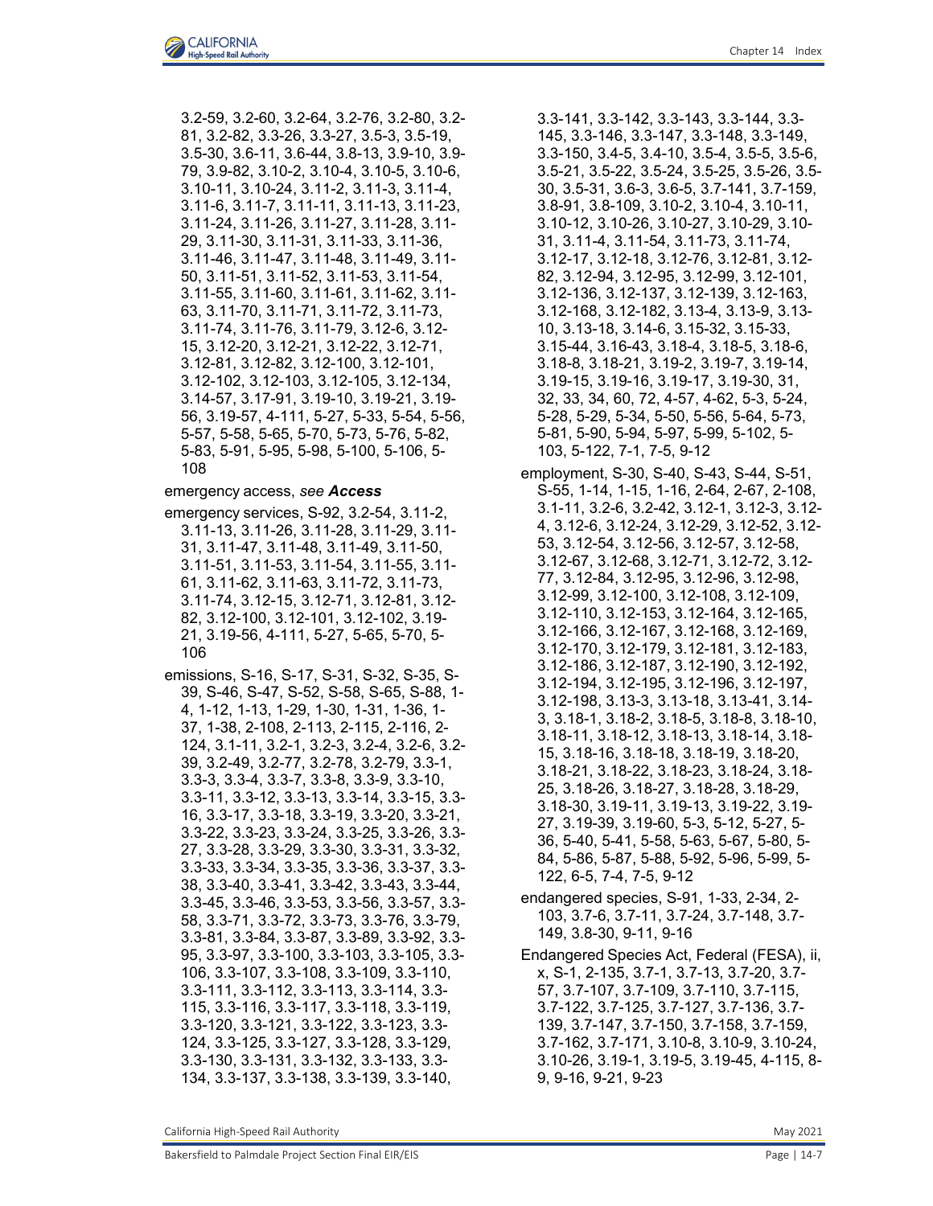3.2-59, 3.2-60, 3.2-64, 3.2-76, 3.2-80, 3.2-81, 3.2-82, 3.3-26, 3.3-27, 3.5-3, 3.5-19, 3.5-30, 3.6-11, 3.6-44, 3.8-13, 3.9-10, 3.9-79, 3.9-82, 3.10-2, 3.10-4, 3.10-5, 3.10-6, 3.10-11, 3.10-24, 3.11-2, 3.11-3, 3.11-4, 3.11-6, 3.11-7, 3.11-11, 3.11-13, 3.11-23, 3.11-24, 3.11-26, 3.11-27, 3.11-28, 3.11-29, 3.11-30, 3.11-31, 3.11-33, 3.11-36, 3.11-46, 3.11-47, 3.11-48, 3.11-49, 3.11-50, 3.11-51, 3.11-52, 3.11-53, 3.11-54, 3.11-55, 3.11-60, 3.11-61, 3.11-62, 3.11-63, 3.11-70, 3.11-71, 3.11-72, 3.11-73, 3.11-74, 3.11-76, 3.11-79, 3.12-6, 3.12-15, 3.12-20, 3.12-21, 3.12-22, 3.12-71, 3.12-81, 3.12-82, 3.12-100, 3.12-101, 3.12-102, 3.12-103, 3.12-105, 3.12-134, 3.14-57, 3.17-91, 3.19-10, 3.19-21, 3.19-56, 3.19-57, 4-111, 5-27, 5-33, 5-54, 5-56, 5-57, 5-58, 5-65, 5-70, 5-73, 5-76, 5-82, 5-83, 5-91, 5-95, 5-98, 5-100, 5-106, 5-108

emergency access, *see* ***Access***

emergency services, S-92, 3.2-54, 3.11-2, 3.11-13, 3.11-26, 3.11-28, 3.11-29, 3.11-31, 3.11-47, 3.11-48, 3.11-49, 3.11-50, 3.11-51, 3.11-53, 3.11-54, 3.11-55, 3.11-61, 3.11-62, 3.11-63, 3.11-72, 3.11-73, 3.11-74, 3.12-15, 3.12-71, 3.12-81, 3.12-82, 3.12-100, 3.12-101, 3.12-102, 3.19-21, 3.19-56, 4-111, 5-27, 5-65, 5-70, 5-106

emissions, S-16, S-17, S-31, S-32, S-35, S-39, S-46, S-47, S-52, S-58, S-65, S-88, 1-4, 1-12, 1-13, 1-29, 1-30, 1-31, 1-36, 1-37, 1-38, 2-108, 2-113, 2-115, 2-116, 2-124, 3.1-11, 3.2-1, 3.2-3, 3.2-4, 3.2-6, 3.2-39, 3.2-49, 3.2-77, 3.2-78, 3.2-79, 3.3-1, 3.3-3, 3.3-4, 3.3-7, 3.3-8, 3.3-9, 3.3-10, 3.3-11, 3.3-12, 3.3-13, 3.3-14, 3.3-15, 3.3-16, 3.3-17, 3.3-18, 3.3-19, 3.3-20, 3.3-21, 3.3-22, 3.3-23, 3.3-24, 3.3-25, 3.3-26, 3.3-27, 3.3-28, 3.3-29, 3.3-30, 3.3-31, 3.3-32, 3.3-33, 3.3-34, 3.3-35, 3.3-36, 3.3-37, 3.3-38, 3.3-40, 3.3-41, 3.3-42, 3.3-43, 3.3-44, 3.3-45, 3.3-46, 3.3-53, 3.3-56, 3.3-57, 3.3-58, 3.3-71, 3.3-72, 3.3-73, 3.3-76, 3.3-79, 3.3-81, 3.3-84, 3.3-87, 3.3-89, 3.3-92, 3.3-95, 3.3-97, 3.3-100, 3.3-103, 3.3-105, 3.3-106, 3.3-107, 3.3-108, 3.3-109, 3.3-110, 3.3-111, 3.3-112, 3.3-113, 3.3-114, 3.3-115, 3.3-116, 3.3-117, 3.3-118, 3.3-119, 3.3-120, 3.3-121, 3.3-122, 3.3-123, 3.3-124, 3.3-125, 3.3-127, 3.3-128, 3.3-129, 3.3-130, 3.3-131, 3.3-132, 3.3-133, 3.3-134, 3.3-137, 3.3-138, 3.3-139, 3.3-140, 3.3-141, 3.3-142, 3.3-143, 3.3-144, 3.3-145, 3.3-146, 3.3-147, 3.3-148, 3.3-149, 3.3-150, 3.4-5, 3.4-10, 3.5-4, 3.5-5, 3.5-6, 3.5-21, 3.5-22, 3.5-24, 3.5-25, 3.5-26, 3.5-30, 3.5-31, 3.6-3, 3.6-5, 3.7-141, 3.7-159, 3.8-91, 3.8-109, 3.10-2, 3.10-4, 3.10-11, 3.10-12, 3.10-26, 3.10-27, 3.10-29, 3.10-31, 3.11-4, 3.11-54, 3.11-73, 3.11-74, 3.12-17, 3.12-18, 3.12-76, 3.12-81, 3.12-82, 3.12-94, 3.12-95, 3.12-99, 3.12-101, 3.12-136, 3.12-137, 3.12-139, 3.12-163, 3.12-168, 3.12-182, 3.13-4, 3.13-9, 3.13-10, 3.13-18, 3.14-6, 3.15-32, 3.15-33, 3.15-44, 3.16-43, 3.18-4, 3.18-5, 3.18-6, 3.18-8, 3.18-21, 3.19-2, 3.19-7, 3.19-14, 3.19-15, 3.19-16, 3.19-17, 3.19-30, 31, 32, 33, 34, 60, 72, 4-57, 4-62, 5-3, 5-24, 5-28, 5-29, 5-34, 5-50, 5-56, 5-64, 5-73, 5-81, 5-90, 5-94, 5-97, 5-99, 5-102, 5-103, 5-122, 7-1, 7-5, 9-12

employment, S-30, S-40, S-43, S-44, S-51, S-55, 1-14, 1-15, 1-16, 2-64, 2-67, 2-108, 3.1-11, 3.2-6, 3.2-42, 3.12-1, 3.12-3, 3.12-4, 3.12-6, 3.12-24, 3.12-29, 3.12-52, 3.12-53, 3.12-54, 3.12-56, 3.12-57, 3.12-58, 3.12-67, 3.12-68, 3.12-71, 3.12-72, 3.12-77, 3.12-84, 3.12-95, 3.12-96, 3.12-98, 3.12-99, 3.12-100, 3.12-108, 3.12-109, 3.12-110, 3.12-153, 3.12-164, 3.12-165, 3.12-166, 3.12-167, 3.12-168, 3.12-169, 3.12-170, 3.12-179, 3.12-181, 3.12-183, 3.12-186, 3.12-187, 3.12-190, 3.12-192, 3.12-194, 3.12-195, 3.12-196, 3.12-197, 3.12-198, 3.13-3, 3.13-18, 3.13-41, 3.14-3, 3.18-1, 3.18-2, 3.18-5, 3.18-8, 3.18-10, 3.18-11, 3.18-12, 3.18-13, 3.18-14, 3.18-15, 3.18-16, 3.18-18, 3.18-19, 3.18-20, 3.18-21, 3.18-22, 3.18-23, 3.18-24, 3.18-25, 3.18-26, 3.18-27, 3.18-28, 3.18-29, 3.18-30, 3.19-11, 3.19-13, 3.19-22, 3.19-27, 3.19-39, 3.19-60, 5-3, 5-12, 5-27, 5-36, 5-40, 5-41, 5-58, 5-63, 5-67, 5-80, 5-84, 5-86, 5-87, 5-88, 5-92, 5-96, 5-99, 5-122, 6-5, 7-4, 7-5, 9-12

endangered species, S-91, 1-33, 2-34, 2-103, 3.7-6, 3.7-11, 3.7-24, 3.7-148, 3.7-149, 3.8-30, 9-11, 9-16

Endangered Species Act, Federal (FESA), ii, x, S-1, 2-135, 3.7-1, 3.7-13, 3.7-20, 3.7-57, 3.7-107, 3.7-109, 3.7-110, 3.7-115, 3.7-122, 3.7-125, 3.7-127, 3.7-136, 3.7-139, 3.7-147, 3.7-150, 3.7-158, 3.7-159, 3.7-162, 3.7-171, 3.10-8, 3.10-9, 3.10-24, 3.10-26, 3.19-1, 3.19-5, 3.19-45, 4-115, 8-9, 9-16, 9-21, 9-23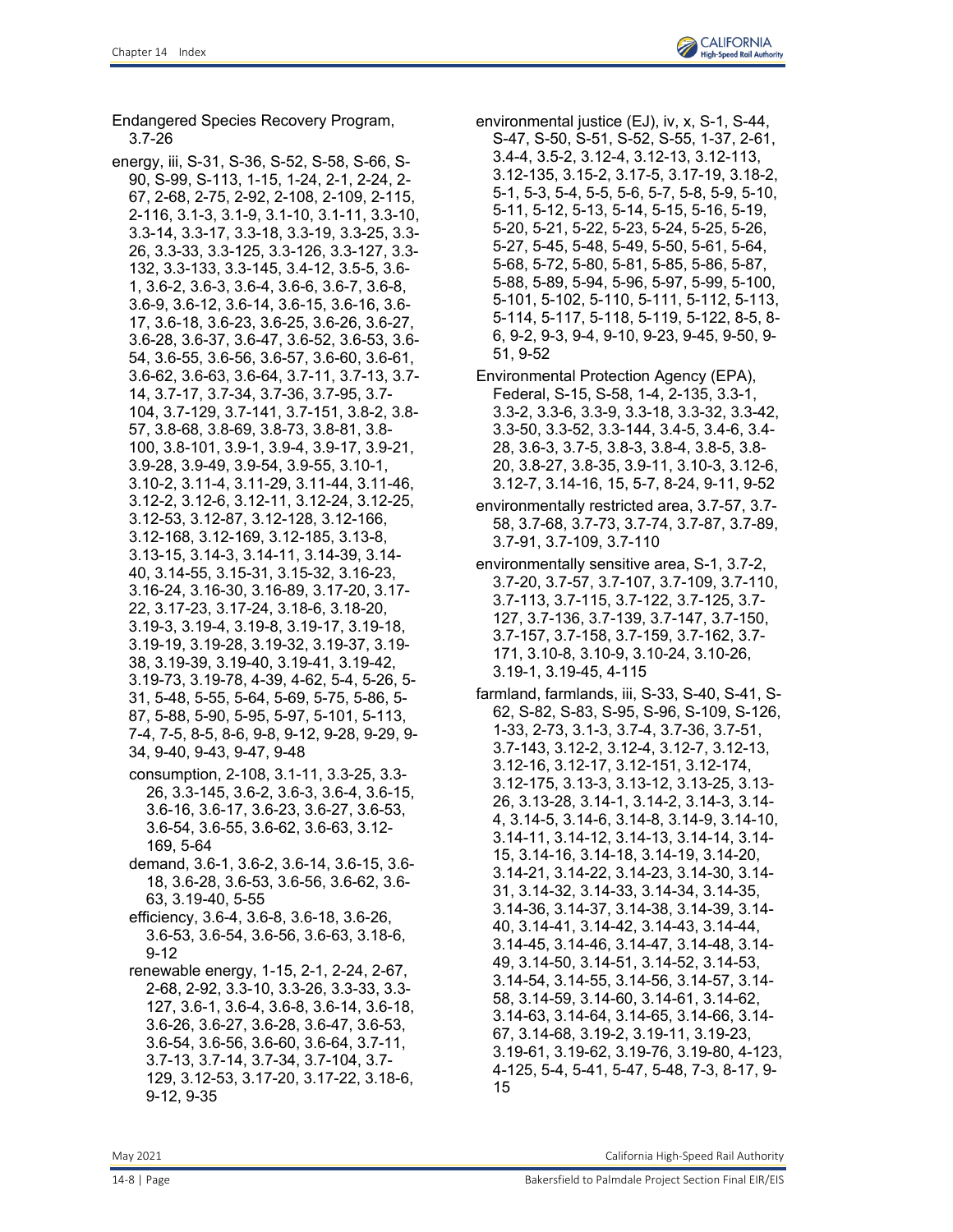Endangered Species Recovery Program, 3.7-26

energy, iii, S-31, S-36, S-52, S-58, S-66, S-90, S-99, S-113, 1-15, 1-24, 2-1, 2-24, 2-67, 2-68, 2-75, 2-92, 2-108, 2-109, 2-115, 2-116, 3.1-3, 3.1-9, 3.1-10, 3.1-11, 3.3-10, 3.3-14, 3.3-17, 3.3-18, 3.3-19, 3.3-25, 3.3-26, 3.3-33, 3.3-125, 3.3-126, 3.3-127, 3.3-132, 3.3-133, 3.3-145, 3.4-12, 3.5-5, 3.6-1, 3.6-2, 3.6-3, 3.6-4, 3.6-6, 3.6-7, 3.6-8, 3.6-9, 3.6-12, 3.6-14, 3.6-15, 3.6-16, 3.6-17, 3.6-18, 3.6-23, 3.6-25, 3.6-26, 3.6-27, 3.6-28, 3.6-37, 3.6-47, 3.6-52, 3.6-53, 3.6-54, 3.6-55, 3.6-56, 3.6-57, 3.6-60, 3.6-61, 3.6-62, 3.6-63, 3.6-64, 3.7-11, 3.7-13, 3.7-14, 3.7-17, 3.7-34, 3.7-36, 3.7-95, 3.7-104, 3.7-129, 3.7-141, 3.7-151, 3.8-2, 3.8-57, 3.8-68, 3.8-69, 3.8-73, 3.8-81, 3.8-100, 3.8-101, 3.9-1, 3.9-4, 3.9-17, 3.9-21, 3.9-28, 3.9-49, 3.9-54, 3.9-55, 3.10-1, 3.10-2, 3.11-4, 3.11-29, 3.11-44, 3.11-46, 3.12-2, 3.12-6, 3.12-11, 3.12-24, 3.12-25, 3.12-53, 3.12-87, 3.12-128, 3.12-166, 3.12-168, 3.12-169, 3.12-185, 3.13-8, 3.13-15, 3.14-3, 3.14-11, 3.14-39, 3.14-40, 3.14-55, 3.15-31, 3.15-32, 3.16-23, 3.16-24, 3.16-30, 3.16-89, 3.17-20, 3.17-22, 3.17-23, 3.17-24, 3.18-6, 3.18-20, 3.19-3, 3.19-4, 3.19-8, 3.19-17, 3.19-18, 3.19-19, 3.19-28, 3.19-32, 3.19-37, 3.19-38, 3.19-39, 3.19-40, 3.19-41, 3.19-42, 3.19-73, 3.19-78, 4-39, 4-62, 5-4, 5-26, 5-31, 5-48, 5-55, 5-64, 5-69, 5-75, 5-86, 5-87, 5-88, 5-90, 5-95, 5-97, 5-101, 5-113, 7-4, 7-5, 8-5, 8-6, 9-8, 9-12, 9-28, 9-29, 9-34, 9-40, 9-43, 9-47, 9-48

- consumption, 2-108, 3.1-11, 3.3-25, 3.3-26, 3.3-145, 3.6-2, 3.6-3, 3.6-4, 3.6-15, 3.6-16, 3.6-17, 3.6-23, 3.6-27, 3.6-53, 3.6-54, 3.6-55, 3.6-62, 3.6-63, 3.12-169, 5-64
- demand, 3.6-1, 3.6-2, 3.6-14, 3.6-15, 3.6-18, 3.6-28, 3.6-53, 3.6-56, 3.6-62, 3.6-63, 3.19-40, 5-55
- efficiency, 3.6-4, 3.6-8, 3.6-18, 3.6-26, 3.6-53, 3.6-54, 3.6-56, 3.6-63, 3.18-6, 9-12
- renewable energy, 1-15, 2-1, 2-24, 2-67, 2-68, 2-92, 3.3-10, 3.3-26, 3.3-33, 3.3-127, 3.6-1, 3.6-4, 3.6-8, 3.6-14, 3.6-18, 3.6-26, 3.6-27, 3.6-28, 3.6-47, 3.6-53, 3.6-54, 3.6-56, 3.6-60, 3.6-64, 3.7-11, 3.7-13, 3.7-14, 3.7-34, 3.7-104, 3.7-129, 3.12-53, 3.17-20, 3.17-22, 3.18-6, 9-12, 9-35

environmental justice (EJ), iv, x, S-1, S-44, S-47, S-50, S-51, S-52, S-55, 1-37, 2-61, 3.4-4, 3.5-2, 3.12-4, 3.12-13, 3.12-113, 3.12-135, 3.15-2, 3.17-5, 3.17-19, 3.18-2, 5-1, 5-3, 5-4, 5-5, 5-6, 5-7, 5-8, 5-9, 5-10, 5-11, 5-12, 5-13, 5-14, 5-15, 5-16, 5-19, 5-20, 5-21, 5-22, 5-23, 5-24, 5-25, 5-26, 5-27, 5-45, 5-48, 5-49, 5-50, 5-61, 5-64, 5-68, 5-72, 5-80, 5-81, 5-85, 5-86, 5-87, 5-88, 5-89, 5-94, 5-96, 5-97, 5-99, 5-100, 5-101, 5-102, 5-110, 5-111, 5-112, 5-113, 5-114, 5-117, 5-118, 5-119, 5-122, 8-5, 8-6, 9-2, 9-3, 9-4, 9-10, 9-23, 9-45, 9-50, 9-51, 9-52

Environmental Protection Agency (EPA), Federal, S-15, S-58, 1-4, 2-135, 3.3-1, 3.3-2, 3.3-6, 3.3-9, 3.3-18, 3.3-32, 3.3-42, 3.3-50, 3.3-52, 3.3-144, 3.4-5, 3.4-6, 3.4-28, 3.6-3, 3.7-5, 3.8-3, 3.8-4, 3.8-5, 3.8-20, 3.8-27, 3.8-35, 3.9-11, 3.10-3, 3.12-6, 3.12-7, 3.14-16, 15, 5-7, 8-24, 9-11, 9-52

environmentally restricted area, 3.7-57, 3.7-58, 3.7-68, 3.7-73, 3.7-74, 3.7-87, 3.7-89, 3.7-91, 3.7-109, 3.7-110

environmentally sensitive area, S-1, 3.7-2, 3.7-20, 3.7-57, 3.7-107, 3.7-109, 3.7-110, 3.7-113, 3.7-115, 3.7-122, 3.7-125, 3.7-127, 3.7-136, 3.7-139, 3.7-147, 3.7-150, 3.7-157, 3.7-158, 3.7-159, 3.7-162, 3.7-171, 3.10-8, 3.10-9, 3.10-24, 3.10-26, 3.19-1, 3.19-45, 4-115

farmland, farmlands, iii, S-33, S-40, S-41, S-62, S-82, S-83, S-95, S-96, S-109, S-126, 1-33, 2-73, 3.1-3, 3.7-4, 3.7-36, 3.7-51, 3.7-143, 3.12-2, 3.12-4, 3.12-7, 3.12-13, 3.12-16, 3.12-17, 3.12-151, 3.12-174, 3.12-175, 3.13-3, 3.13-12, 3.13-25, 3.13-26, 3.13-28, 3.14-1, 3.14-2, 3.14-3, 3.14-4, 3.14-5, 3.14-6, 3.14-8, 3.14-9, 3.14-10, 3.14-11, 3.14-12, 3.14-13, 3.14-14, 3.14-15, 3.14-16, 3.14-18, 3.14-19, 3.14-20, 3.14-21, 3.14-22, 3.14-23, 3.14-30, 3.14-31, 3.14-32, 3.14-33, 3.14-34, 3.14-35, 3.14-36, 3.14-37, 3.14-38, 3.14-39, 3.14-40, 3.14-41, 3.14-42, 3.14-43, 3.14-44, 3.14-45, 3.14-46, 3.14-47, 3.14-48, 3.14-49, 3.14-50, 3.14-51, 3.14-52, 3.14-53, 3.14-54, 3.14-55, 3.14-56, 3.14-57, 3.14-58, 3.14-59, 3.14-60, 3.14-61, 3.14-62, 3.14-63, 3.14-64, 3.14-65, 3.14-66, 3.14-67, 3.14-68, 3.19-2, 3.19-11, 3.19-23, 3.19-61, 3.19-62, 3.19-76, 3.19-80, 4-123, 4-125, 5-4, 5-41, 5-47, 5-48, 7-3, 8-17, 9-15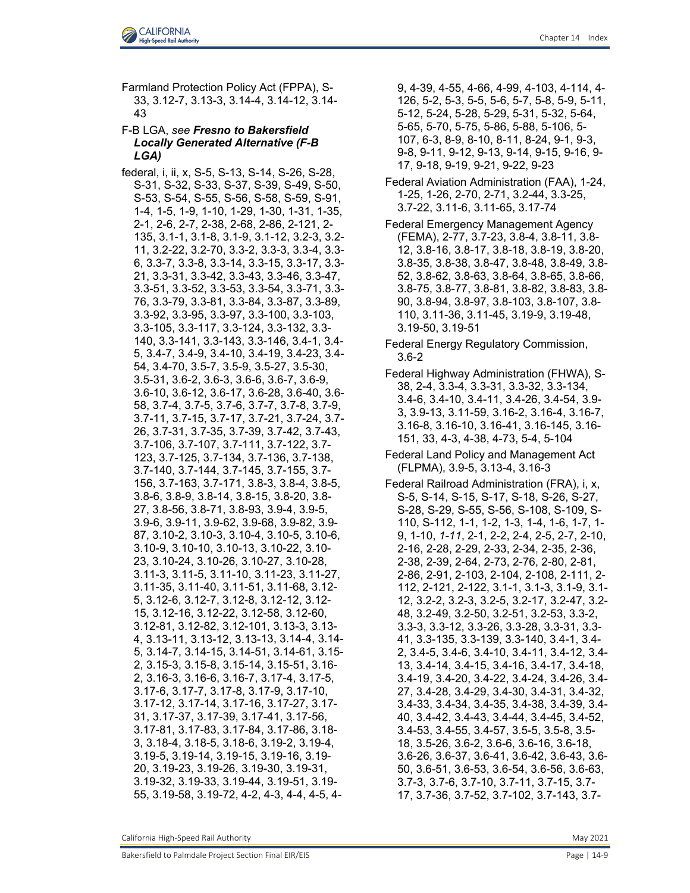Farmland Protection Policy Act (FPPA), S-33, 3.12-7, 3.13-3, 3.14-4, 3.14-12, 3.14-43

F-B LGA, *see* ***Fresno to Bakersfield Locally Generated Alternative (F-B LGA)***

federal, i, ii, x, S-5, S-13, S-14, S-26, S-28, S-31, S-32, S-33, S-37, S-39, S-49, S-50, S-53, S-54, S-55, S-56, S-58, S-59, S-91, 1-4, 1-5, 1-9, 1-10, 1-29, 1-30, 1-31, 1-35, 2-1, 2-6, 2-7, 2-38, 2-68, 2-86, 2-121, 2-135, 3.1-1, 3.1-8, 3.1-9, 3.1-12, 3.2-3, 3.2-11, 3.2-22, 3.2-70, 3.3-2, 3.3-3, 3.3-4, 3.3-6, 3.3-7, 3.3-8, 3.3-14, 3.3-15, 3.3-17, 3.3-21, 3.3-31, 3.3-42, 3.3-43, 3.3-46, 3.3-47, 3.3-51, 3.3-52, 3.3-53, 3.3-54, 3.3-71, 3.3-76, 3.3-79, 3.3-81, 3.3-84, 3.3-87, 3.3-89, 3.3-92, 3.3-95, 3.3-97, 3.3-100, 3.3-103, 3.3-105, 3.3-117, 3.3-124, 3.3-132, 3.3-140, 3.3-141, 3.3-143, 3.3-146, 3.4-1, 3.4-5, 3.4-7, 3.4-9, 3.4-10, 3.4-19, 3.4-23, 3.4-54, 3.4-70, 3.5-7, 3.5-9, 3.5-27, 3.5-30, 3.5-31, 3.6-2, 3.6-3, 3.6-6, 3.6-7, 3.6-9, 3.6-10, 3.6-12, 3.6-17, 3.6-28, 3.6-40, 3.6-58, 3.7-4, 3.7-5, 3.7-6, 3.7-7, 3.7-8, 3.7-9, 3.7-11, 3.7-15, 3.7-17, 3.7-21, 3.7-24, 3.7-26, 3.7-31, 3.7-35, 3.7-39, 3.7-42, 3.7-43, 3.7-106, 3.7-107, 3.7-111, 3.7-122, 3.7-123, 3.7-125, 3.7-134, 3.7-136, 3.7-138, 3.7-140, 3.7-144, 3.7-145, 3.7-155, 3.7-156, 3.7-163, 3.7-171, 3.8-3, 3.8-4, 3.8-5, 3.8-6, 3.8-9, 3.8-14, 3.8-15, 3.8-20, 3.8-27, 3.8-56, 3.8-71, 3.8-93, 3.9-4, 3.9-5, 3.9-6, 3.9-11, 3.9-62, 3.9-68, 3.9-82, 3.9-87, 3.10-2, 3.10-3, 3.10-4, 3.10-5, 3.10-6, 3.10-9, 3.10-10, 3.10-13, 3.10-22, 3.10-23, 3.10-24, 3.10-26, 3.10-27, 3.10-28, 3.11-3, 3.11-5, 3.11-10, 3.11-23, 3.11-27, 3.11-35, 3.11-40, 3.11-51, 3.11-68, 3.12-5, 3.12-6, 3.12-7, 3.12-8, 3.12-12, 3.12-15, 3.12-16, 3.12-22, 3.12-58, 3.12-60, 3.12-81, 3.12-82, 3.12-101, 3.13-3, 3.13-4, 3.13-11, 3.13-12, 3.13-13, 3.14-4, 3.14-5, 3.14-7, 3.14-15, 3.14-51, 3.14-61, 3.15-2, 3.15-3, 3.15-8, 3.15-14, 3.15-51, 3.16-2, 3.16-3, 3.16-6, 3.16-7, 3.17-4, 3.17-5, 3.17-6, 3.17-7, 3.17-8, 3.17-9, 3.17-10, 3.17-12, 3.17-14, 3.17-16, 3.17-27, 3.17-31, 3.17-37, 3.17-39, 3.17-41, 3.17-56, 3.17-81, 3.17-83, 3.17-84, 3.17-86, 3.18-3, 3.18-4, 3.18-5, 3.18-6, 3.19-2, 3.19-4, 3.19-5, 3.19-14, 3.19-15, 3.19-16, 3.19-20, 3.19-23, 3.19-26, 3.19-30, 3.19-31, 3.19-32, 3.19-33, 3.19-44, 3.19-51, 3.19-55, 3.19-58, 3.19-72, 4-2, 4-3, 4-4, 4-5, 4-9, 4-39, 4-55, 4-66, 4-99, 4-103, 4-114, 4-126, 5-2, 5-3, 5-5, 5-6, 5-7, 5-8, 5-9, 5-11, 5-12, 5-24, 5-28, 5-29, 5-31, 5-32, 5-64, 5-65, 5-70, 5-75, 5-86, 5-88, 5-106, 5-107, 6-3, 8-9, 8-10, 8-11, 8-24, 9-1, 9-3, 9-8, 9-11, 9-12, 9-13, 9-14, 9-15, 9-16, 9-17, 9-18, 9-19, 9-21, 9-22, 9-23

Federal Aviation Administration (FAA), 1-24, 1-25, 1-26, 2-70, 2-71, 3.2-44, 3.3-25, 3.7-22, 3.11-6, 3.11-65, 3.17-74

Federal Emergency Management Agency (FEMA), 2-77, 3.7-23, 3.8-4, 3.8-11, 3.8-12, 3.8-16, 3.8-17, 3.8-18, 3.8-19, 3.8-20, 3.8-35, 3.8-38, 3.8-47, 3.8-48, 3.8-49, 3.8-52, 3.8-62, 3.8-63, 3.8-64, 3.8-65, 3.8-66, 3.8-75, 3.8-77, 3.8-81, 3.8-82, 3.8-83, 3.8-90, 3.8-94, 3.8-97, 3.8-103, 3.8-107, 3.8-110, 3.11-36, 3.11-45, 3.19-9, 3.19-48, 3.19-50, 3.19-51

Federal Energy Regulatory Commission, 3.6-2

Federal Highway Administration (FHWA), S-38, 2-4, 3.3-4, 3.3-31, 3.3-32, 3.3-134, 3.4-6, 3.4-10, 3.4-11, 3.4-26, 3.4-54, 3.9-3, 3.9-13, 3.11-59, 3.16-2, 3.16-4, 3.16-7, 3.16-8, 3.16-10, 3.16-41, 3.16-145, 3.16-151, 33, 4-3, 4-38, 4-73, 5-4, 5-104

Federal Land Policy and Management Act (FLPMA), 3.9-5, 3.13-4, 3.16-3

Federal Railroad Administration (FRA), i, x, S-5, S-14, S-15, S-17, S-18, S-26, S-27, S-28, S-29, S-55, S-56, S-108, S-109, S-110, S-112, 1-1, 1-2, 1-3, 1-4, 1-6, 1-7, 1-9, 1-10, *1-11*, 2-1, 2-2, 2-4, 2-5, 2-7, 2-10, 2-16, 2-28, 2-29, 2-33, 2-34, 2-35, 2-36, 2-38, 2-39, 2-64, 2-73, 2-76, 2-80, 2-81, 2-86, 2-91, 2-103, 2-104, 2-108, 2-111, 2-112, 2-121, 2-122, 3.1-1, 3.1-3, 3.1-9, 3.1-12, 3.2-2, 3.2-3, 3.2-5, 3.2-17, 3.2-47, 3.2-48, 3.2-49, 3.2-50, 3.2-51, 3.2-53, 3.3-2, 3.3-3, 3.3-12, 3.3-26, 3.3-28, 3.3-31, 3.3-41, 3.3-135, 3.3-139, 3.3-140, 3.4-1, 3.4-2, 3.4-5, 3.4-6, 3.4-10, 3.4-11, 3.4-12, 3.4-13, 3.4-14, 3.4-15, 3.4-16, 3.4-17, 3.4-18, 3.4-19, 3.4-20, 3.4-22, 3.4-24, 3.4-26, 3.4-27, 3.4-28, 3.4-29, 3.4-30, 3.4-31, 3.4-32, 3.4-33, 3.4-34, 3.4-35, 3.4-38, 3.4-39, 3.4-40, 3.4-42, 3.4-43, 3.4-44, 3.4-45, 3.4-52, 3.4-53, 3.4-55, 3.4-57, 3.5-5, 3.5-8, 3.5-18, 3.5-26, 3.6-2, 3.6-6, 3.6-16, 3.6-18, 3.6-26, 3.6-37, 3.6-41, 3.6-42, 3.6-43, 3.6-50, 3.6-51, 3.6-53, 3.6-54, 3.6-56, 3.6-63, 3.7-3, 3.7-6, 3.7-10, 3.7-11, 3.7-15, 3.7-17, 3.7-36, 3.7-52, 3.7-102, 3.7-143, 3.7-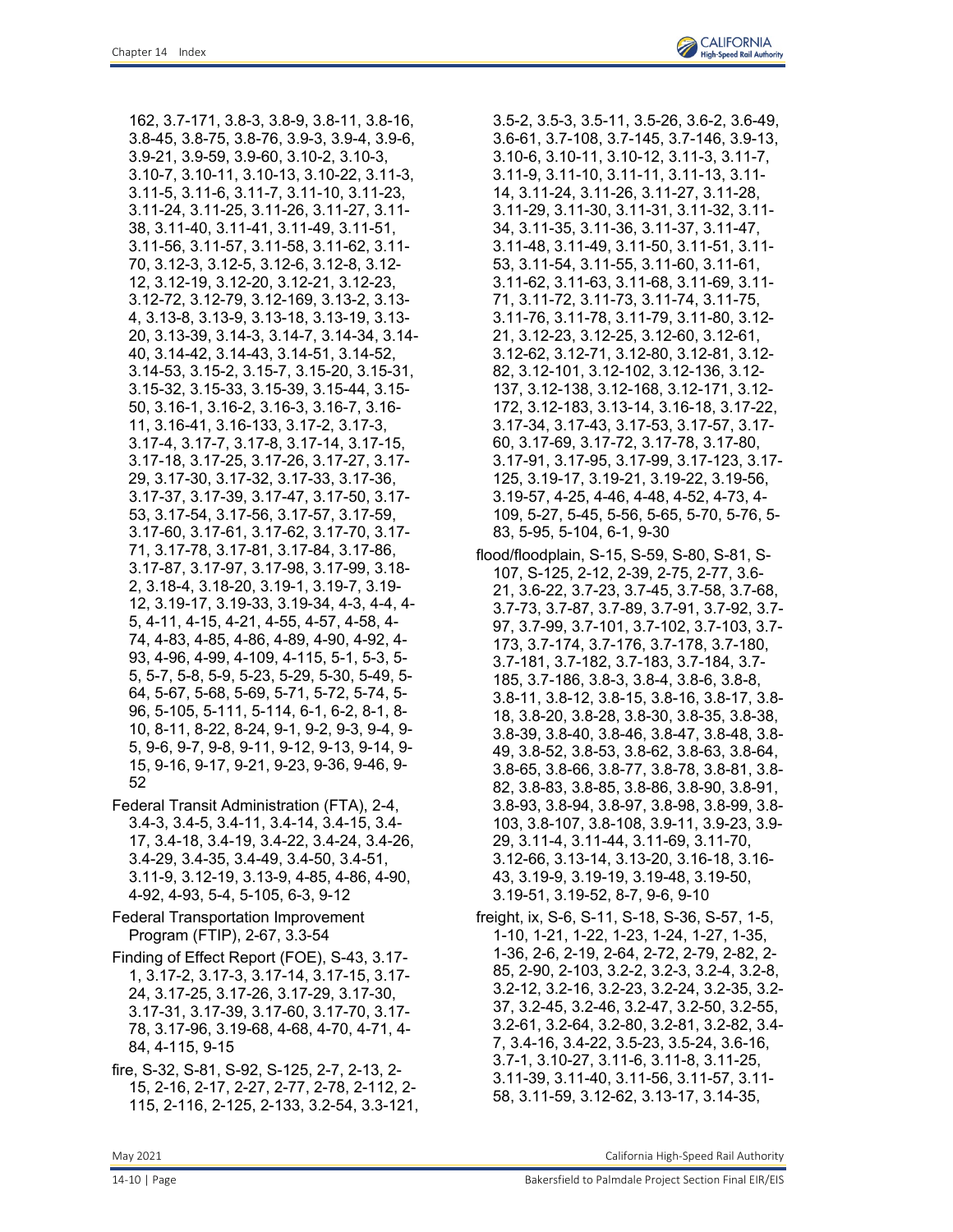162, 3.7-171, 3.8-3, 3.8-9, 3.8-11, 3.8-16, 3.8-45, 3.8-75, 3.8-76, 3.9-3, 3.9-4, 3.9-6, 3.9-21, 3.9-59, 3.9-60, 3.10-2, 3.10-3, 3.10-7, 3.10-11, 3.10-13, 3.10-22, 3.11-3, 3.11-5, 3.11-6, 3.11-7, 3.11-10, 3.11-23, 3.11-24, 3.11-25, 3.11-26, 3.11-27, 3.11-38, 3.11-40, 3.11-41, 3.11-49, 3.11-51, 3.11-56, 3.11-57, 3.11-58, 3.11-62, 3.11-70, 3.12-3, 3.12-5, 3.12-6, 3.12-8, 3.12-12, 3.12-19, 3.12-20, 3.12-21, 3.12-23, 3.12-72, 3.12-79, 3.12-169, 3.13-2, 3.13-4, 3.13-8, 3.13-9, 3.13-18, 3.13-19, 3.13-20, 3.13-39, 3.14-3, 3.14-7, 3.14-34, 3.14-40, 3.14-42, 3.14-43, 3.14-51, 3.14-52, 3.14-53, 3.15-2, 3.15-7, 3.15-20, 3.15-31, 3.15-32, 3.15-33, 3.15-39, 3.15-44, 3.15-50, 3.16-1, 3.16-2, 3.16-3, 3.16-7, 3.16-11, 3.16-41, 3.16-133, 3.17-2, 3.17-3, 3.17-4, 3.17-7, 3.17-8, 3.17-14, 3.17-15, 3.17-18, 3.17-25, 3.17-26, 3.17-27, 3.17-29, 3.17-30, 3.17-32, 3.17-33, 3.17-36, 3.17-37, 3.17-39, 3.17-47, 3.17-50, 3.17-53, 3.17-54, 3.17-56, 3.17-57, 3.17-59, 3.17-60, 3.17-61, 3.17-62, 3.17-70, 3.17-71, 3.17-78, 3.17-81, 3.17-84, 3.17-86, 3.17-87, 3.17-97, 3.17-98, 3.17-99, 3.18-2, 3.18-4, 3.18-20, 3.19-1, 3.19-7, 3.19-12, 3.19-17, 3.19-33, 3.19-34, 4-3, 4-4, 4-5, 4-11, 4-15, 4-21, 4-55, 4-57, 4-58, 4-74, 4-83, 4-85, 4-86, 4-89, 4-90, 4-92, 4-93, 4-96, 4-99, 4-109, 4-115, 5-1, 5-3, 5-5, 5-7, 5-8, 5-9, 5-23, 5-29, 5-30, 5-49, 5-64, 5-67, 5-68, 5-69, 5-71, 5-72, 5-74, 5-96, 5-105, 5-111, 5-114, 6-1, 6-2, 8-1, 8-10, 8-11, 8-22, 8-24, 9-1, 9-2, 9-3, 9-4, 9-5, 9-6, 9-7, 9-8, 9-11, 9-12, 9-13, 9-14, 9-15, 9-16, 9-17, 9-21, 9-23, 9-36, 9-46, 9-52

Federal Transit Administration (FTA), 2-4, 3.4-3, 3.4-5, 3.4-11, 3.4-14, 3.4-15, 3.4-17, 3.4-18, 3.4-19, 3.4-22, 3.4-24, 3.4-26, 3.4-29, 3.4-35, 3.4-49, 3.4-50, 3.4-51, 3.11-9, 3.12-19, 3.13-9, 4-85, 4-86, 4-90, 4-92, 4-93, 5-4, 5-105, 6-3, 9-12

Federal Transportation Improvement Program (FTIP), 2-67, 3.3-54

Finding of Effect Report (FOE), S-43, 3.17-1, 3.17-2, 3.17-3, 3.17-14, 3.17-15, 3.17-24, 3.17-25, 3.17-26, 3.17-29, 3.17-30, 3.17-31, 3.17-39, 3.17-60, 3.17-70, 3.17-78, 3.17-96, 3.19-68, 4-68, 4-70, 4-71, 4-84, 4-115, 9-15

fire, S-32, S-81, S-92, S-125, 2-7, 2-13, 2-15, 2-16, 2-17, 2-27, 2-77, 2-78, 2-112, 2-115, 2-116, 2-125, 2-133, 3.2-54, 3.3-121, 3.5-2, 3.5-3, 3.5-11, 3.5-26, 3.6-2, 3.6-49, 3.6-61, 3.7-108, 3.7-145, 3.7-146, 3.9-13, 3.10-6, 3.10-11, 3.10-12, 3.11-3, 3.11-7, 3.11-9, 3.11-10, 3.11-11, 3.11-13, 3.11-14, 3.11-24, 3.11-26, 3.11-27, 3.11-28, 3.11-29, 3.11-30, 3.11-31, 3.11-32, 3.11-34, 3.11-35, 3.11-36, 3.11-37, 3.11-47, 3.11-48, 3.11-49, 3.11-50, 3.11-51, 3.11-53, 3.11-54, 3.11-55, 3.11-60, 3.11-61, 3.11-62, 3.11-63, 3.11-68, 3.11-69, 3.11-71, 3.11-72, 3.11-73, 3.11-74, 3.11-75, 3.11-76, 3.11-78, 3.11-79, 3.11-80, 3.12-21, 3.12-23, 3.12-25, 3.12-60, 3.12-61, 3.12-62, 3.12-71, 3.12-80, 3.12-81, 3.12-82, 3.12-101, 3.12-102, 3.12-136, 3.12-137, 3.12-138, 3.12-168, 3.12-171, 3.12-172, 3.12-183, 3.13-14, 3.16-18, 3.17-22, 3.17-34, 3.17-43, 3.17-53, 3.17-57, 3.17-60, 3.17-69, 3.17-72, 3.17-78, 3.17-80, 3.17-91, 3.17-95, 3.17-99, 3.17-123, 3.17-125, 3.19-17, 3.19-21, 3.19-22, 3.19-56, 3.19-57, 4-25, 4-46, 4-48, 4-52, 4-73, 4-109, 5-27, 5-45, 5-56, 5-65, 5-70, 5-76, 5-83, 5-95, 5-104, 6-1, 9-30

flood/floodplain, S-15, S-59, S-80, S-81, S-107, S-125, 2-12, 2-39, 2-75, 2-77, 3.6-21, 3.6-22, 3.7-23, 3.7-45, 3.7-58, 3.7-68, 3.7-73, 3.7-87, 3.7-89, 3.7-91, 3.7-92, 3.7-97, 3.7-99, 3.7-101, 3.7-102, 3.7-103, 3.7-173, 3.7-174, 3.7-176, 3.7-178, 3.7-180, 3.7-181, 3.7-182, 3.7-183, 3.7-184, 3.7-185, 3.7-186, 3.8-3, 3.8-4, 3.8-6, 3.8-8, 3.8-11, 3.8-12, 3.8-15, 3.8-16, 3.8-17, 3.8-18, 3.8-20, 3.8-28, 3.8-30, 3.8-35, 3.8-38, 3.8-39, 3.8-40, 3.8-46, 3.8-47, 3.8-48, 3.8-49, 3.8-52, 3.8-53, 3.8-62, 3.8-63, 3.8-64, 3.8-65, 3.8-66, 3.8-77, 3.8-78, 3.8-81, 3.8-82, 3.8-83, 3.8-85, 3.8-86, 3.8-90, 3.8-91, 3.8-93, 3.8-94, 3.8-97, 3.8-98, 3.8-99, 3.8-103, 3.8-107, 3.8-108, 3.9-11, 3.9-23, 3.9-29, 3.11-4, 3.11-44, 3.11-69, 3.11-70, 3.12-66, 3.13-14, 3.13-20, 3.16-18, 3.16-43, 3.19-9, 3.19-19, 3.19-48, 3.19-50, 3.19-51, 3.19-52, 8-7, 9-6, 9-10

freight, ix, S-6, S-11, S-18, S-36, S-57, 1-5, 1-10, 1-21, 1-22, 1-23, 1-24, 1-27, 1-35, 1-36, 2-6, 2-19, 2-64, 2-72, 2-79, 2-82, 2-85, 2-90, 2-103, 3.2-2, 3.2-3, 3.2-4, 3.2-8, 3.2-12, 3.2-16, 3.2-23, 3.2-24, 3.2-35, 3.2-37, 3.2-45, 3.2-46, 3.2-47, 3.2-50, 3.2-55, 3.2-61, 3.2-64, 3.2-80, 3.2-81, 3.2-82, 3.4-7, 3.4-16, 3.4-22, 3.5-23, 3.5-24, 3.6-16, 3.7-1, 3.10-27, 3.11-6, 3.11-8, 3.11-25, 3.11-39, 3.11-40, 3.11-56, 3.11-57, 3.11-58, 3.11-59, 3.12-62, 3.13-17, 3.14-35,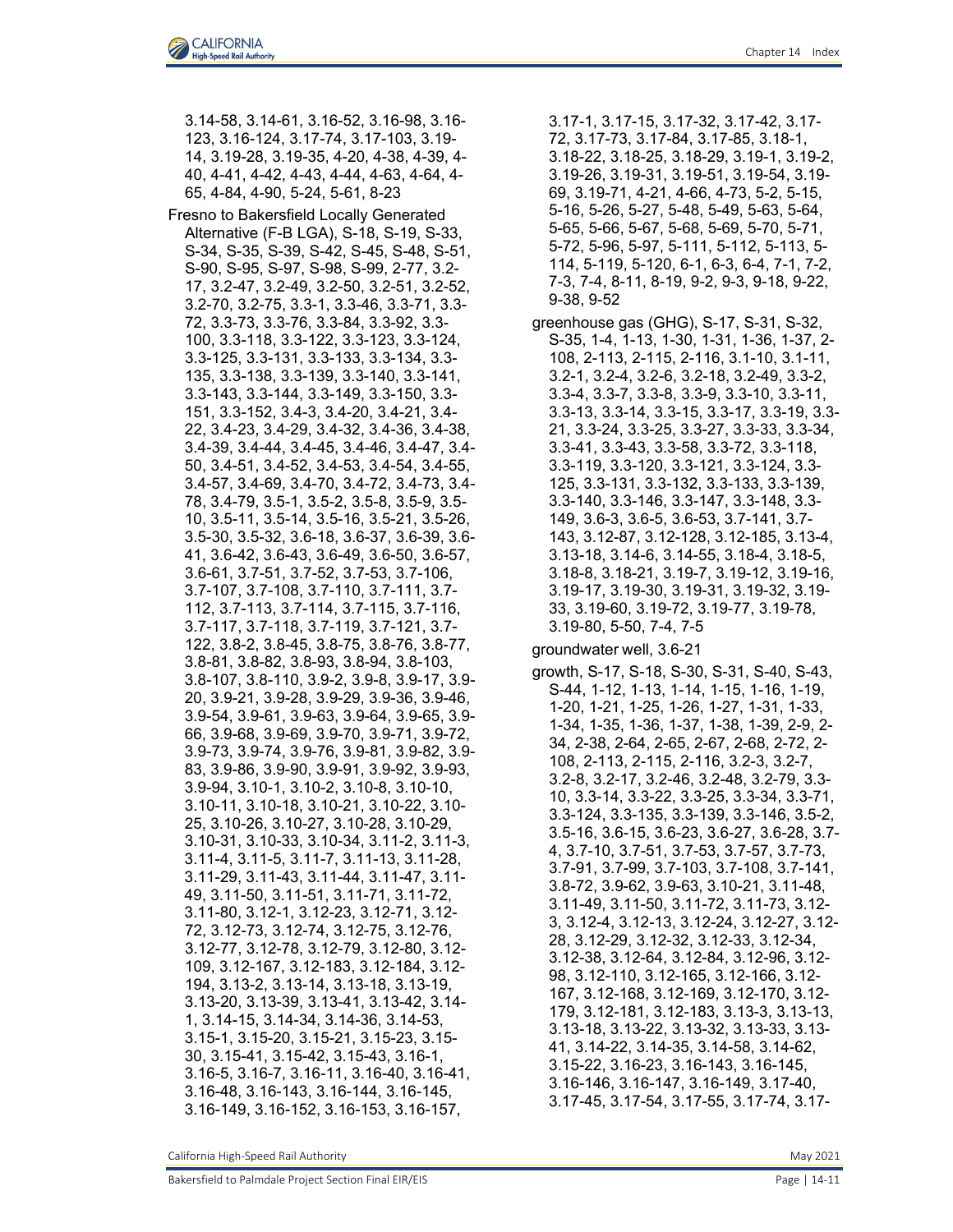3.14-58, 3.14-61, 3.16-52, 3.16-98, 3.16-123, 3.16-124, 3.17-74, 3.17-103, 3.19-14, 3.19-28, 3.19-35, 4-20, 4-38, 4-39, 4-40, 4-41, 4-42, 4-43, 4-44, 4-63, 4-64, 4-65, 4-84, 4-90, 5-24, 5-61, 8-23

Fresno to Bakersfield Locally Generated Alternative (F-B LGA), S-18, S-19, S-33, S-34, S-35, S-39, S-42, S-45, S-48, S-51, S-90, S-95, S-97, S-98, S-99, 2-77, 3.2-17, 3.2-47, 3.2-49, 3.2-50, 3.2-51, 3.2-52, 3.2-70, 3.2-75, 3.3-1, 3.3-46, 3.3-71, 3.3-72, 3.3-73, 3.3-76, 3.3-84, 3.3-92, 3.3-100, 3.3-118, 3.3-122, 3.3-123, 3.3-124, 3.3-125, 3.3-131, 3.3-133, 3.3-134, 3.3-135, 3.3-138, 3.3-139, 3.3-140, 3.3-141, 3.3-143, 3.3-144, 3.3-149, 3.3-150, 3.3-151, 3.3-152, 3.4-3, 3.4-20, 3.4-21, 3.4-22, 3.4-23, 3.4-29, 3.4-32, 3.4-36, 3.4-38, 3.4-39, 3.4-44, 3.4-45, 3.4-46, 3.4-47, 3.4-50, 3.4-51, 3.4-52, 3.4-53, 3.4-54, 3.4-55, 3.4-57, 3.4-69, 3.4-70, 3.4-72, 3.4-73, 3.4-78, 3.4-79, 3.5-1, 3.5-2, 3.5-8, 3.5-9, 3.5-10, 3.5-11, 3.5-14, 3.5-16, 3.5-21, 3.5-26, 3.5-30, 3.5-32, 3.6-18, 3.6-37, 3.6-39, 3.6-41, 3.6-42, 3.6-43, 3.6-49, 3.6-50, 3.6-57, 3.6-61, 3.7-51, 3.7-52, 3.7-53, 3.7-106, 3.7-107, 3.7-108, 3.7-110, 3.7-111, 3.7-112, 3.7-113, 3.7-114, 3.7-115, 3.7-116, 3.7-117, 3.7-118, 3.7-119, 3.7-121, 3.7-122, 3.8-2, 3.8-45, 3.8-75, 3.8-76, 3.8-77, 3.8-81, 3.8-82, 3.8-93, 3.8-94, 3.8-103, 3.8-107, 3.8-110, 3.9-2, 3.9-8, 3.9-17, 3.9-20, 3.9-21, 3.9-28, 3.9-29, 3.9-36, 3.9-46, 3.9-54, 3.9-61, 3.9-63, 3.9-64, 3.9-65, 3.9-66, 3.9-68, 3.9-69, 3.9-70, 3.9-71, 3.9-72, 3.9-73, 3.9-74, 3.9-76, 3.9-81, 3.9-82, 3.9-83, 3.9-86, 3.9-90, 3.9-91, 3.9-92, 3.9-93, 3.9-94, 3.10-1, 3.10-2, 3.10-8, 3.10-10, 3.10-11, 3.10-18, 3.10-21, 3.10-22, 3.10-25, 3.10-26, 3.10-27, 3.10-28, 3.10-29, 3.10-31, 3.10-33, 3.10-34, 3.11-2, 3.11-3, 3.11-4, 3.11-5, 3.11-7, 3.11-13, 3.11-28, 3.11-29, 3.11-43, 3.11-44, 3.11-47, 3.11-49, 3.11-50, 3.11-51, 3.11-71, 3.11-72, 3.11-80, 3.12-1, 3.12-23, 3.12-71, 3.12-72, 3.12-73, 3.12-74, 3.12-75, 3.12-76, 3.12-77, 3.12-78, 3.12-79, 3.12-80, 3.12-109, 3.12-167, 3.12-183, 3.12-184, 3.12-194, 3.13-2, 3.13-14, 3.13-18, 3.13-19, 3.13-20, 3.13-39, 3.13-41, 3.13-42, 3.14-1, 3.14-15, 3.14-34, 3.14-36, 3.14-53, 3.15-1, 3.15-20, 3.15-21, 3.15-23, 3.15-30, 3.15-41, 3.15-42, 3.15-43, 3.16-1, 3.16-5, 3.16-7, 3.16-11, 3.16-40, 3.16-41, 3.16-48, 3.16-143, 3.16-144, 3.16-145, 3.16-149, 3.16-152, 3.16-153, 3.16-157, 3.17-1, 3.17-15, 3.17-32, 3.17-42, 3.17-72, 3.17-73, 3.17-84, 3.17-85, 3.18-1, 3.18-22, 3.18-25, 3.18-29, 3.19-1, 3.19-2, 3.19-26, 3.19-31, 3.19-51, 3.19-54, 3.19-69, 3.19-71, 4-21, 4-66, 4-73, 5-2, 5-15, 5-16, 5-26, 5-27, 5-48, 5-49, 5-63, 5-64, 5-65, 5-66, 5-67, 5-68, 5-69, 5-70, 5-71, 5-72, 5-96, 5-97, 5-111, 5-112, 5-113, 5-114, 5-119, 5-120, 6-1, 6-3, 6-4, 7-1, 7-2, 7-3, 7-4, 8-11, 8-19, 9-2, 9-3, 9-18, 9-22, 9-38, 9-52

greenhouse gas (GHG), S-17, S-31, S-32, S-35, 1-4, 1-13, 1-30, 1-31, 1-36, 1-37, 2-108, 2-113, 2-115, 2-116, 3.1-10, 3.1-11, 3.2-1, 3.2-4, 3.2-6, 3.2-18, 3.2-49, 3.3-2, 3.3-4, 3.3-7, 3.3-8, 3.3-9, 3.3-10, 3.3-11, 3.3-13, 3.3-14, 3.3-15, 3.3-17, 3.3-19, 3.3-21, 3.3-24, 3.3-25, 3.3-27, 3.3-33, 3.3-34, 3.3-41, 3.3-43, 3.3-58, 3.3-72, 3.3-118, 3.3-119, 3.3-120, 3.3-121, 3.3-124, 3.3-125, 3.3-131, 3.3-132, 3.3-133, 3.3-139, 3.3-140, 3.3-146, 3.3-147, 3.3-148, 3.3-149, 3.6-3, 3.6-5, 3.6-53, 3.7-141, 3.7-143, 3.12-87, 3.12-128, 3.12-185, 3.13-4, 3.13-18, 3.14-6, 3.14-55, 3.18-4, 3.18-5, 3.18-8, 3.18-21, 3.19-7, 3.19-12, 3.19-16, 3.19-17, 3.19-30, 3.19-31, 3.19-32, 3.19-33, 3.19-60, 3.19-72, 3.19-77, 3.19-78, 3.19-80, 5-50, 7-4, 7-5

groundwater well, 3.6-21

growth, S-17, S-18, S-30, S-31, S-40, S-43, S-44, 1-12, 1-13, 1-14, 1-15, 1-16, 1-19, 1-20, 1-21, 1-25, 1-26, 1-27, 1-31, 1-33, 1-34, 1-35, 1-36, 1-37, 1-38, 1-39, 2-9, 2-34, 2-38, 2-64, 2-65, 2-67, 2-68, 2-72, 2-108, 2-113, 2-115, 2-116, 3.2-3, 3.2-7, 3.2-8, 3.2-17, 3.2-46, 3.2-48, 3.2-79, 3.3-10, 3.3-14, 3.3-22, 3.3-25, 3.3-34, 3.3-71, 3.3-124, 3.3-135, 3.3-139, 3.3-146, 3.5-2, 3.5-16, 3.6-15, 3.6-23, 3.6-27, 3.6-28, 3.7-4, 3.7-10, 3.7-51, 3.7-53, 3.7-57, 3.7-73, 3.7-91, 3.7-99, 3.7-103, 3.7-108, 3.7-141, 3.8-72, 3.9-62, 3.9-63, 3.10-21, 3.11-48, 3.11-49, 3.11-50, 3.11-72, 3.11-73, 3.12-3, 3.12-4, 3.12-13, 3.12-24, 3.12-27, 3.12-28, 3.12-29, 3.12-32, 3.12-33, 3.12-34, 3.12-38, 3.12-64, 3.12-84, 3.12-96, 3.12-98, 3.12-110, 3.12-165, 3.12-166, 3.12-167, 3.12-168, 3.12-169, 3.12-170, 3.12-179, 3.12-181, 3.12-183, 3.13-3, 3.13-13, 3.13-18, 3.13-22, 3.13-32, 3.13-33, 3.13-41, 3.14-22, 3.14-35, 3.14-58, 3.14-62, 3.15-22, 3.16-23, 3.16-143, 3.16-145, 3.16-146, 3.16-147, 3.16-149, 3.17-40, 3.17-45, 3.17-54, 3.17-55, 3.17-74, 3.17-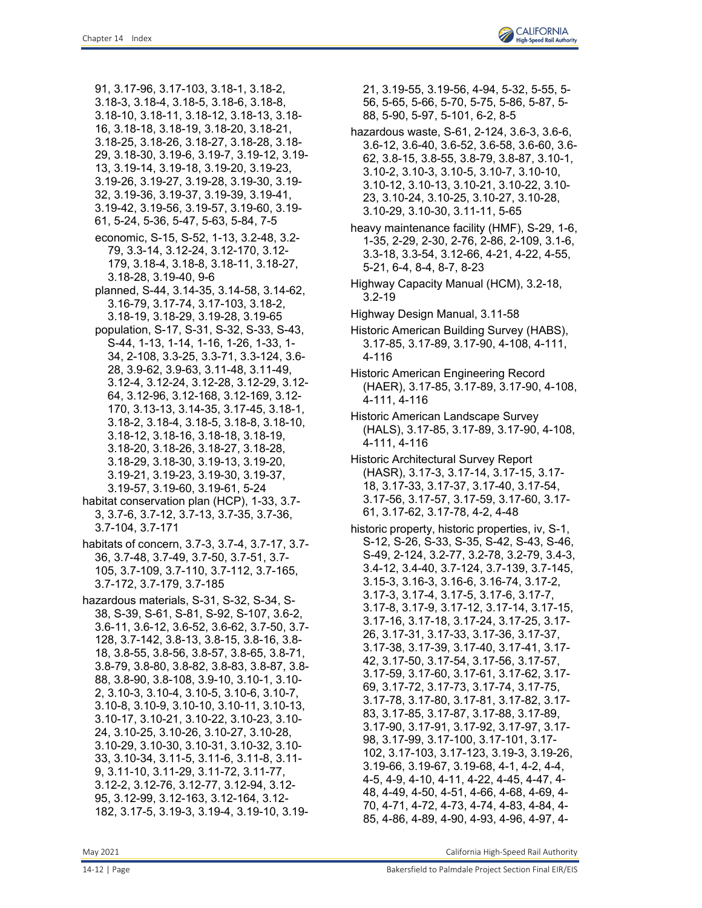91, 3.17-96, 3.17-103, 3.18-1, 3.18-2, 3.18-3, 3.18-4, 3.18-5, 3.18-6, 3.18-8, 3.18-10, 3.18-11, 3.18-12, 3.18-13, 3.18-16, 3.18-18, 3.18-19, 3.18-20, 3.18-21, 3.18-25, 3.18-26, 3.18-27, 3.18-28, 3.18-29, 3.18-30, 3.19-6, 3.19-7, 3.19-12, 3.19-13, 3.19-14, 3.19-18, 3.19-20, 3.19-23, 3.19-26, 3.19-27, 3.19-28, 3.19-30, 3.19-32, 3.19-36, 3.19-37, 3.19-39, 3.19-41, 3.19-42, 3.19-56, 3.19-57, 3.19-60, 3.19-61, 5-24, 5-36, 5-47, 5-63, 5-84, 7-5

- economic, S-15, S-52, 1-13, 3.2-48, 3.2-79, 3.3-14, 3.12-24, 3.12-170, 3.12-179, 3.18-4, 3.18-8, 3.18-11, 3.18-27, 3.18-28, 3.19-40, 9-6
- planned, S-44, 3.14-35, 3.14-58, 3.14-62, 3.16-79, 3.17-74, 3.17-103, 3.18-2, 3.18-19, 3.18-29, 3.19-28, 3.19-65
- population, S-17, S-31, S-32, S-33, S-43, S-44, 1-13, 1-14, 1-16, 1-26, 1-33, 1-34, 2-108, 3.3-25, 3.3-71, 3.3-124, 3.6-28, 3.9-62, 3.9-63, 3.11-48, 3.11-49, 3.12-4, 3.12-24, 3.12-28, 3.12-29, 3.12-64, 3.12-96, 3.12-168, 3.12-169, 3.12-170, 3.13-13, 3.14-35, 3.17-45, 3.18-1, 3.18-2, 3.18-4, 3.18-5, 3.18-8, 3.18-10, 3.18-12, 3.18-16, 3.18-18, 3.18-19, 3.18-20, 3.18-26, 3.18-27, 3.18-28, 3.18-29, 3.18-30, 3.19-13, 3.19-20, 3.19-21, 3.19-23, 3.19-30, 3.19-37, 3.19-57, 3.19-60, 3.19-61, 5-24

habitat conservation plan (HCP), 1-33, 3.7-3, 3.7-6, 3.7-12, 3.7-13, 3.7-35, 3.7-36, 3.7-104, 3.7-171

habitats of concern, 3.7-3, 3.7-4, 3.7-17, 3.7-36, 3.7-48, 3.7-49, 3.7-50, 3.7-51, 3.7-105, 3.7-109, 3.7-110, 3.7-112, 3.7-165, 3.7-172, 3.7-179, 3.7-185

hazardous materials, S-31, S-32, S-34, S-38, S-39, S-61, S-81, S-92, S-107, 3.6-2, 3.6-11, 3.6-12, 3.6-52, 3.6-62, 3.7-50, 3.7-128, 3.7-142, 3.8-13, 3.8-15, 3.8-16, 3.8-18, 3.8-55, 3.8-56, 3.8-57, 3.8-65, 3.8-71, 3.8-79, 3.8-80, 3.8-82, 3.8-83, 3.8-87, 3.8-88, 3.8-90, 3.8-108, 3.9-10, 3.10-1, 3.10-2, 3.10-3, 3.10-4, 3.10-5, 3.10-6, 3.10-7, 3.10-8, 3.10-9, 3.10-10, 3.10-11, 3.10-13, 3.10-17, 3.10-21, 3.10-22, 3.10-23, 3.10-24, 3.10-25, 3.10-26, 3.10-27, 3.10-28, 3.10-29, 3.10-30, 3.10-31, 3.10-32, 3.10-33, 3.10-34, 3.11-5, 3.11-6, 3.11-8, 3.11-9, 3.11-10, 3.11-29, 3.11-72, 3.11-77, 3.12-2, 3.12-76, 3.12-77, 3.12-94, 3.12-95, 3.12-99, 3.12-163, 3.12-164, 3.12-182, 3.17-5, 3.19-3, 3.19-4, 3.19-10, 3.19-21, 3.19-55, 3.19-56, 4-94, 5-32, 5-55, 5-56, 5-65, 5-66, 5-70, 5-75, 5-86, 5-87, 5-88, 5-90, 5-97, 5-101, 6-2, 8-5

hazardous waste, S-61, 2-124, 3.6-3, 3.6-6, 3.6-12, 3.6-40, 3.6-52, 3.6-58, 3.6-60, 3.6-62, 3.8-15, 3.8-55, 3.8-79, 3.8-87, 3.10-1, 3.10-2, 3.10-3, 3.10-5, 3.10-7, 3.10-10, 3.10-12, 3.10-13, 3.10-21, 3.10-22, 3.10-23, 3.10-24, 3.10-25, 3.10-27, 3.10-28, 3.10-29, 3.10-30, 3.11-11, 5-65

heavy maintenance facility (HMF), S-29, 1-6, 1-35, 2-29, 2-30, 2-76, 2-86, 2-109, 3.1-6, 3.3-18, 3.3-54, 3.12-66, 4-21, 4-22, 4-55, 5-21, 6-4, 8-4, 8-7, 8-23

Highway Capacity Manual (HCM), 3.2-18, 3.2-19

Highway Design Manual, 3.11-58

Historic American Building Survey (HABS), 3.17-85, 3.17-89, 3.17-90, 4-108, 4-111, 4-116

Historic American Engineering Record (HAER), 3.17-85, 3.17-89, 3.17-90, 4-108, 4-111, 4-116

Historic American Landscape Survey (HALS), 3.17-85, 3.17-89, 3.17-90, 4-108, 4-111, 4-116

Historic Architectural Survey Report (HASR), 3.17-3, 3.17-14, 3.17-15, 3.17-18, 3.17-33, 3.17-37, 3.17-40, 3.17-54, 3.17-56, 3.17-57, 3.17-59, 3.17-60, 3.17-61, 3.17-62, 3.17-78, 4-2, 4-48

historic property, historic properties, iv, S-1, S-12, S-26, S-33, S-35, S-42, S-43, S-46, S-49, 2-124, 3.2-77, 3.2-78, 3.2-79, 3.4-3, 3.4-12, 3.4-40, 3.7-124, 3.7-139, 3.7-145, 3.15-3, 3.16-3, 3.16-6, 3.16-74, 3.17-2, 3.17-3, 3.17-4, 3.17-5, 3.17-6, 3.17-7, 3.17-8, 3.17-9, 3.17-12, 3.17-14, 3.17-15, 3.17-16, 3.17-18, 3.17-24, 3.17-25, 3.17-26, 3.17-31, 3.17-33, 3.17-36, 3.17-37, 3.17-38, 3.17-39, 3.17-40, 3.17-41, 3.17-42, 3.17-50, 3.17-54, 3.17-56, 3.17-57, 3.17-59, 3.17-60, 3.17-61, 3.17-62, 3.17-69, 3.17-72, 3.17-73, 3.17-74, 3.17-75, 3.17-78, 3.17-80, 3.17-81, 3.17-82, 3.17-83, 3.17-85, 3.17-87, 3.17-88, 3.17-89, 3.17-90, 3.17-91, 3.17-92, 3.17-97, 3.17-98, 3.17-99, 3.17-100, 3.17-101, 3.17-102, 3.17-103, 3.17-123, 3.19-3, 3.19-26, 3.19-66, 3.19-67, 3.19-68, 4-1, 4-2, 4-4, 4-5, 4-9, 4-10, 4-11, 4-22, 4-45, 4-47, 4-48, 4-49, 4-50, 4-51, 4-66, 4-68, 4-69, 4-70, 4-71, 4-72, 4-73, 4-74, 4-83, 4-84, 4-85, 4-86, 4-89, 4-90, 4-93, 4-96, 4-97, 4-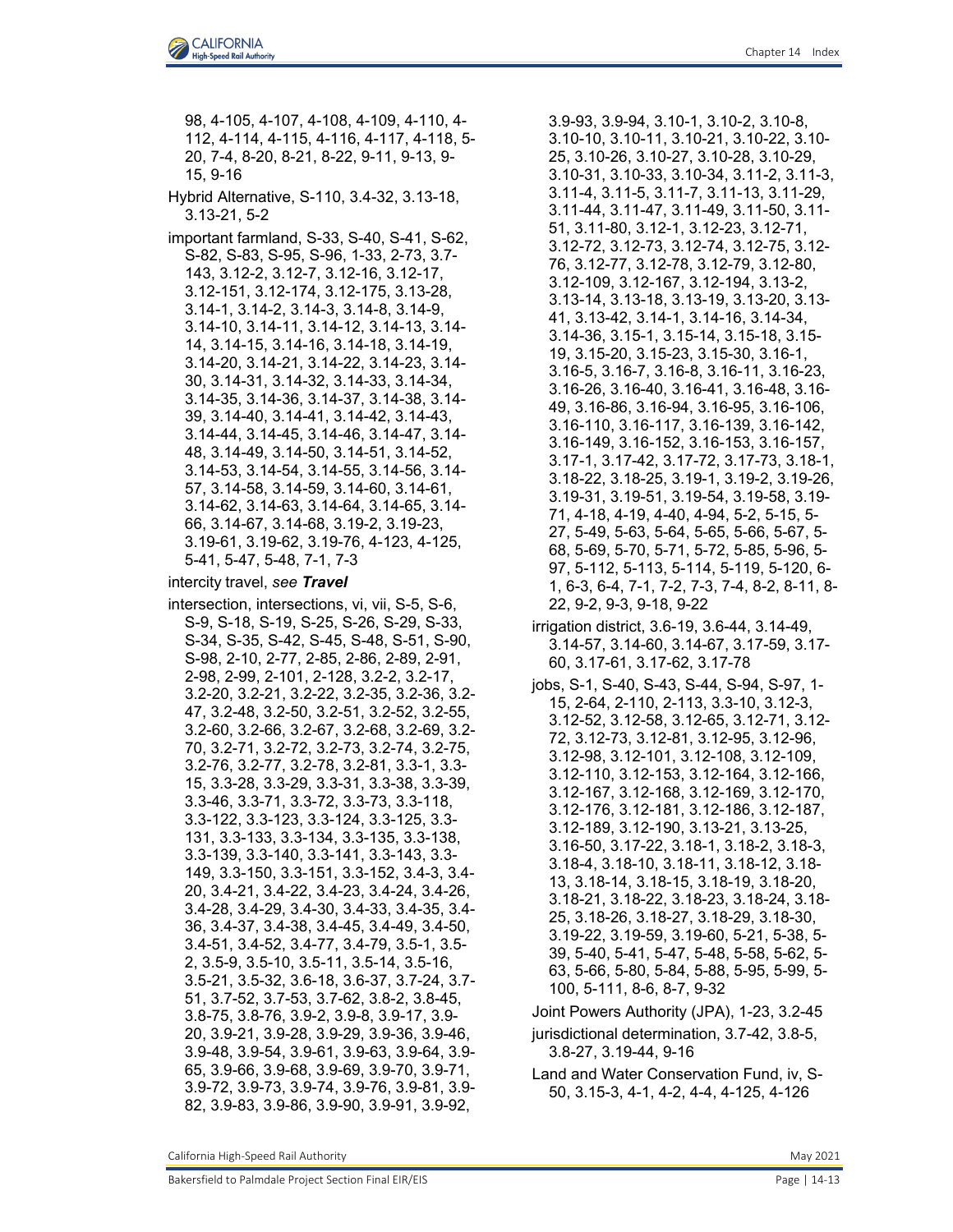98, 4-105, 4-107, 4-108, 4-109, 4-110, 4-112, 4-114, 4-115, 4-116, 4-117, 4-118, 5-20, 7-4, 8-20, 8-21, 8-22, 9-11, 9-13, 9-15, 9-16

Hybrid Alternative, S-110, 3.4-32, 3.13-18, 3.13-21, 5-2

important farmland, S-33, S-40, S-41, S-62, S-82, S-83, S-95, S-96, 1-33, 2-73, 3.7-143, 3.12-2, 3.12-7, 3.12-16, 3.12-17, 3.12-151, 3.12-174, 3.12-175, 3.13-28, 3.14-1, 3.14-2, 3.14-3, 3.14-8, 3.14-9, 3.14-10, 3.14-11, 3.14-12, 3.14-13, 3.14-14, 3.14-15, 3.14-16, 3.14-18, 3.14-19, 3.14-20, 3.14-21, 3.14-22, 3.14-23, 3.14-30, 3.14-31, 3.14-32, 3.14-33, 3.14-34, 3.14-35, 3.14-36, 3.14-37, 3.14-38, 3.14-39, 3.14-40, 3.14-41, 3.14-42, 3.14-43, 3.14-44, 3.14-45, 3.14-46, 3.14-47, 3.14-48, 3.14-49, 3.14-50, 3.14-51, 3.14-52, 3.14-53, 3.14-54, 3.14-55, 3.14-56, 3.14-57, 3.14-58, 3.14-59, 3.14-60, 3.14-61, 3.14-62, 3.14-63, 3.14-64, 3.14-65, 3.14-66, 3.14-67, 3.14-68, 3.19-2, 3.19-23, 3.19-61, 3.19-62, 3.19-76, 4-123, 4-125, 5-41, 5-47, 5-48, 7-1, 7-3

intercity travel, *see* ***Travel***

intersection, intersections, vi, vii, S-5, S-6, S-9, S-18, S-19, S-25, S-26, S-29, S-33, S-34, S-35, S-42, S-45, S-48, S-51, S-90, S-98, 2-10, 2-77, 2-85, 2-86, 2-89, 2-91, 2-98, 2-99, 2-101, 2-128, 3.2-2, 3.2-17, 3.2-20, 3.2-21, 3.2-22, 3.2-35, 3.2-36, 3.2-47, 3.2-48, 3.2-50, 3.2-51, 3.2-52, 3.2-55, 3.2-60, 3.2-66, 3.2-67, 3.2-68, 3.2-69, 3.2-70, 3.2-71, 3.2-72, 3.2-73, 3.2-74, 3.2-75, 3.2-76, 3.2-77, 3.2-78, 3.2-81, 3.3-1, 3.3-15, 3.3-28, 3.3-29, 3.3-31, 3.3-38, 3.3-39, 3.3-46, 3.3-71, 3.3-72, 3.3-73, 3.3-118, 3.3-122, 3.3-123, 3.3-124, 3.3-125, 3.3-131, 3.3-133, 3.3-134, 3.3-135, 3.3-138, 3.3-139, 3.3-140, 3.3-141, 3.3-143, 3.3-149, 3.3-150, 3.3-151, 3.3-152, 3.4-3, 3.4-20, 3.4-21, 3.4-22, 3.4-23, 3.4-24, 3.4-26, 3.4-28, 3.4-29, 3.4-30, 3.4-33, 3.4-35, 3.4-36, 3.4-37, 3.4-38, 3.4-45, 3.4-49, 3.4-50, 3.4-51, 3.4-52, 3.4-77, 3.4-79, 3.5-1, 3.5-2, 3.5-9, 3.5-10, 3.5-11, 3.5-14, 3.5-16, 3.5-21, 3.5-32, 3.6-18, 3.6-37, 3.7-24, 3.7-51, 3.7-52, 3.7-53, 3.7-62, 3.8-2, 3.8-45, 3.8-75, 3.8-76, 3.9-2, 3.9-8, 3.9-17, 3.9-20, 3.9-21, 3.9-28, 3.9-29, 3.9-36, 3.9-46, 3.9-48, 3.9-54, 3.9-61, 3.9-63, 3.9-64, 3.9-65, 3.9-66, 3.9-68, 3.9-69, 3.9-70, 3.9-71, 3.9-72, 3.9-73, 3.9-74, 3.9-76, 3.9-81, 3.9-82, 3.9-83, 3.9-86, 3.9-90, 3.9-91, 3.9-92, 3.9-93, 3.9-94, 3.10-1, 3.10-2, 3.10-8, 3.10-10, 3.10-11, 3.10-21, 3.10-22, 3.10-25, 3.10-26, 3.10-27, 3.10-28, 3.10-29, 3.10-31, 3.10-33, 3.10-34, 3.11-2, 3.11-3, 3.11-4, 3.11-5, 3.11-7, 3.11-13, 3.11-29, 3.11-44, 3.11-47, 3.11-49, 3.11-50, 3.11-51, 3.11-80, 3.12-1, 3.12-23, 3.12-71, 3.12-72, 3.12-73, 3.12-74, 3.12-75, 3.12-76, 3.12-77, 3.12-78, 3.12-79, 3.12-80, 3.12-109, 3.12-167, 3.12-194, 3.13-2, 3.13-14, 3.13-18, 3.13-19, 3.13-20, 3.13-41, 3.13-42, 3.14-1, 3.14-16, 3.14-34, 3.14-36, 3.15-1, 3.15-14, 3.15-18, 3.15-19, 3.15-20, 3.15-23, 3.15-30, 3.16-1, 3.16-5, 3.16-7, 3.16-8, 3.16-11, 3.16-23, 3.16-26, 3.16-40, 3.16-41, 3.16-48, 3.16-49, 3.16-86, 3.16-94, 3.16-95, 3.16-106, 3.16-110, 3.16-117, 3.16-139, 3.16-142, 3.16-149, 3.16-152, 3.16-153, 3.16-157, 3.17-1, 3.17-42, 3.17-72, 3.17-73, 3.18-1, 3.18-22, 3.18-25, 3.19-1, 3.19-2, 3.19-26, 3.19-31, 3.19-51, 3.19-54, 3.19-58, 3.19-71, 4-18, 4-19, 4-40, 4-94, 5-2, 5-15, 5-27, 5-49, 5-63, 5-64, 5-65, 5-66, 5-67, 5-68, 5-69, 5-70, 5-71, 5-72, 5-85, 5-96, 5-97, 5-112, 5-113, 5-114, 5-119, 5-120, 6-1, 6-3, 6-4, 7-1, 7-2, 7-3, 7-4, 8-2, 8-11, 8-22, 9-2, 9-3, 9-18, 9-22

irrigation district, 3.6-19, 3.6-44, 3.14-49, 3.14-57, 3.14-60, 3.14-67, 3.17-59, 3.17-60, 3.17-61, 3.17-62, 3.17-78

jobs, S-1, S-40, S-43, S-44, S-94, S-97, 1-15, 2-64, 2-110, 2-113, 3.3-10, 3.12-3, 3.12-52, 3.12-58, 3.12-65, 3.12-71, 3.12-72, 3.12-73, 3.12-81, 3.12-95, 3.12-96, 3.12-98, 3.12-101, 3.12-108, 3.12-109, 3.12-110, 3.12-153, 3.12-164, 3.12-166, 3.12-167, 3.12-168, 3.12-169, 3.12-170, 3.12-176, 3.12-181, 3.12-186, 3.12-187, 3.12-189, 3.12-190, 3.13-21, 3.13-25, 3.16-50, 3.17-22, 3.18-1, 3.18-2, 3.18-3, 3.18-4, 3.18-10, 3.18-11, 3.18-12, 3.18-13, 3.18-14, 3.18-15, 3.18-19, 3.18-20, 3.18-21, 3.18-22, 3.18-23, 3.18-24, 3.18-25, 3.18-26, 3.18-27, 3.18-29, 3.18-30, 3.19-22, 3.19-59, 3.19-60, 5-21, 5-38, 5-39, 5-40, 5-41, 5-47, 5-48, 5-58, 5-62, 5-63, 5-66, 5-80, 5-84, 5-88, 5-95, 5-99, 5-100, 5-111, 8-6, 8-7, 9-32

Joint Powers Authority (JPA), 1-23, 3.2-45

jurisdictional determination, 3.7-42, 3.8-5, 3.8-27, 3.19-44, 9-16

Land and Water Conservation Fund, iv, S-50, 3.15-3, 4-1, 4-2, 4-4, 4-125, 4-126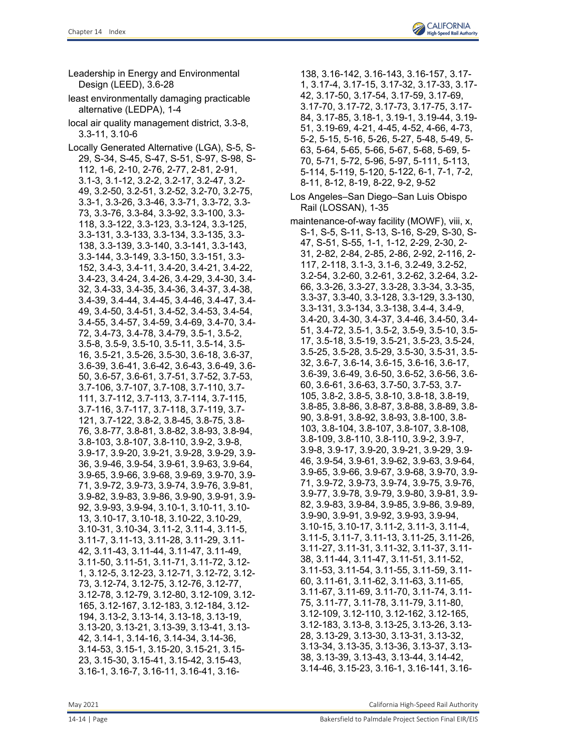Leadership in Energy and Environmental Design (LEED), 3.6-28

least environmentally damaging practicable alternative (LEDPA), 1-4

local air quality management district, 3.3-8, 3.3-11, 3.10-6

Locally Generated Alternative (LGA), S-5, S-29, S-34, S-45, S-47, S-51, S-97, S-98, S-112, 1-6, 2-10, 2-76, 2-77, 2-81, 2-91, 3.1-3, 3.1-12, 3.2-2, 3.2-17, 3.2-47, 3.2-49, 3.2-50, 3.2-51, 3.2-52, 3.2-70, 3.2-75, 3.3-1, 3.3-26, 3.3-46, 3.3-71, 3.3-72, 3.3-73, 3.3-76, 3.3-84, 3.3-92, 3.3-100, 3.3-118, 3.3-122, 3.3-123, 3.3-124, 3.3-125, 3.3-131, 3.3-133, 3.3-134, 3.3-135, 3.3-138, 3.3-139, 3.3-140, 3.3-141, 3.3-143, 3.3-144, 3.3-149, 3.3-150, 3.3-151, 3.3-152, 3.4-3, 3.4-11, 3.4-20, 3.4-21, 3.4-22, 3.4-23, 3.4-24, 3.4-26, 3.4-29, 3.4-30, 3.4-32, 3.4-33, 3.4-35, 3.4-36, 3.4-37, 3.4-38, 3.4-39, 3.4-44, 3.4-45, 3.4-46, 3.4-47, 3.4-49, 3.4-50, 3.4-51, 3.4-52, 3.4-53, 3.4-54, 3.4-55, 3.4-57, 3.4-59, 3.4-69, 3.4-70, 3.4-72, 3.4-73, 3.4-78, 3.4-79, 3.5-1, 3.5-2, 3.5-8, 3.5-9, 3.5-10, 3.5-11, 3.5-14, 3.5-16, 3.5-21, 3.5-26, 3.5-30, 3.6-18, 3.6-37, 3.6-39, 3.6-41, 3.6-42, 3.6-43, 3.6-49, 3.6-50, 3.6-57, 3.6-61, 3.7-51, 3.7-52, 3.7-53, 3.7-106, 3.7-107, 3.7-108, 3.7-110, 3.7-111, 3.7-112, 3.7-113, 3.7-114, 3.7-115, 3.7-116, 3.7-117, 3.7-118, 3.7-119, 3.7-121, 3.7-122, 3.8-2, 3.8-45, 3.8-75, 3.8-76, 3.8-77, 3.8-81, 3.8-82, 3.8-93, 3.8-94, 3.8-103, 3.8-107, 3.8-110, 3.9-2, 3.9-8, 3.9-17, 3.9-20, 3.9-21, 3.9-28, 3.9-29, 3.9-36, 3.9-46, 3.9-54, 3.9-61, 3.9-63, 3.9-64, 3.9-65, 3.9-66, 3.9-68, 3.9-69, 3.9-70, 3.9-71, 3.9-72, 3.9-73, 3.9-74, 3.9-76, 3.9-81, 3.9-82, 3.9-83, 3.9-86, 3.9-90, 3.9-91, 3.9-92, 3.9-93, 3.9-94, 3.10-1, 3.10-11, 3.10-13, 3.10-17, 3.10-18, 3.10-22, 3.10-29, 3.10-31, 3.10-34, 3.11-2, 3.11-4, 3.11-5, 3.11-7, 3.11-13, 3.11-28, 3.11-29, 3.11-42, 3.11-43, 3.11-44, 3.11-47, 3.11-49, 3.11-50, 3.11-51, 3.11-71, 3.11-72, 3.12-1, 3.12-5, 3.12-23, 3.12-71, 3.12-72, 3.12-73, 3.12-74, 3.12-75, 3.12-76, 3.12-77, 3.12-78, 3.12-79, 3.12-80, 3.12-109, 3.12-165, 3.12-167, 3.12-183, 3.12-184, 3.12-194, 3.13-2, 3.13-14, 3.13-18, 3.13-19, 3.13-20, 3.13-21, 3.13-39, 3.13-41, 3.13-42, 3.14-1, 3.14-16, 3.14-34, 3.14-36, 3.14-53, 3.15-1, 3.15-20, 3.15-21, 3.15-23, 3.15-30, 3.15-41, 3.15-42, 3.15-43, 3.16-1, 3.16-7, 3.16-11, 3.16-41, 3.16-138, 3.16-142, 3.16-143, 3.16-157, 3.17-1, 3.17-4, 3.17-15, 3.17-32, 3.17-33, 3.17-42, 3.17-50, 3.17-54, 3.17-59, 3.17-69, 3.17-70, 3.17-72, 3.17-73, 3.17-75, 3.17-84, 3.17-85, 3.18-1, 3.19-1, 3.19-44, 3.19-51, 3.19-69, 4-21, 4-45, 4-52, 4-66, 4-73, 5-2, 5-15, 5-16, 5-26, 5-27, 5-48, 5-49, 5-63, 5-64, 5-65, 5-66, 5-67, 5-68, 5-69, 5-70, 5-71, 5-72, 5-96, 5-97, 5-111, 5-113, 5-114, 5-119, 5-120, 5-122, 6-1, 7-1, 7-2, 8-11, 8-12, 8-19, 8-22, 9-2, 9-52

Los Angeles–San Diego–San Luis Obispo Rail (LOSSAN), 1-35

maintenance-of-way facility (MOWF), viii, x, S-1, S-5, S-11, S-13, S-16, S-29, S-30, S-47, S-51, S-55, 1-1, 1-12, 2-29, 2-30, 2-31, 2-82, 2-84, 2-85, 2-86, 2-92, 2-116, 2-117, 2-118, 3.1-3, 3.1-6, 3.2-49, 3.2-52, 3.2-54, 3.2-60, 3.2-61, 3.2-62, 3.2-64, 3.2-66, 3.3-26, 3.3-27, 3.3-28, 3.3-34, 3.3-35, 3.3-37, 3.3-40, 3.3-128, 3.3-129, 3.3-130, 3.3-131, 3.3-134, 3.3-138, 3.4-4, 3.4-9, 3.4-20, 3.4-30, 3.4-37, 3.4-46, 3.4-50, 3.4-51, 3.4-72, 3.5-1, 3.5-2, 3.5-9, 3.5-10, 3.5-17, 3.5-18, 3.5-19, 3.5-21, 3.5-23, 3.5-24, 3.5-25, 3.5-28, 3.5-29, 3.5-30, 3.5-31, 3.5-32, 3.6-7, 3.6-14, 3.6-15, 3.6-16, 3.6-17, 3.6-39, 3.6-49, 3.6-50, 3.6-52, 3.6-56, 3.6-60, 3.6-61, 3.6-63, 3.7-50, 3.7-53, 3.7-105, 3.8-2, 3.8-5, 3.8-10, 3.8-18, 3.8-19, 3.8-85, 3.8-86, 3.8-87, 3.8-88, 3.8-89, 3.8-90, 3.8-91, 3.8-92, 3.8-93, 3.8-100, 3.8-103, 3.8-104, 3.8-107, 3.8-107, 3.8-108, 3.8-109, 3.8-110, 3.8-110, 3.9-2, 3.9-7, 3.9-8, 3.9-17, 3.9-20, 3.9-21, 3.9-29, 3.9-46, 3.9-54, 3.9-61, 3.9-62, 3.9-63, 3.9-64, 3.9-65, 3.9-66, 3.9-67, 3.9-68, 3.9-70, 3.9-71, 3.9-72, 3.9-73, 3.9-74, 3.9-75, 3.9-76, 3.9-77, 3.9-78, 3.9-79, 3.9-80, 3.9-81, 3.9-82, 3.9-83, 3.9-84, 3.9-85, 3.9-86, 3.9-89, 3.9-90, 3.9-91, 3.9-92, 3.9-93, 3.9-94, 3.10-15, 3.10-17, 3.11-2, 3.11-3, 3.11-4, 3.11-5, 3.11-7, 3.11-13, 3.11-25, 3.11-26, 3.11-27, 3.11-31, 3.11-32, 3.11-37, 3.11-38, 3.11-44, 3.11-47, 3.11-51, 3.11-52, 3.11-53, 3.11-54, 3.11-55, 3.11-59, 3.11-60, 3.11-61, 3.11-62, 3.11-63, 3.11-65, 3.11-67, 3.11-69, 3.11-70, 3.11-74, 3.11-75, 3.11-77, 3.11-78, 3.11-79, 3.11-80, 3.12-109, 3.12-110, 3.12-162, 3.12-165, 3.12-183, 3.13-8, 3.13-25, 3.13-26, 3.13-28, 3.13-29, 3.13-30, 3.13-31, 3.13-32, 3.13-34, 3.13-35, 3.13-36, 3.13-37, 3.13-38, 3.13-39, 3.13-43, 3.13-44, 3.14-42, 3.14-46, 3.15-23, 3.16-1, 3.16-141, 3.16-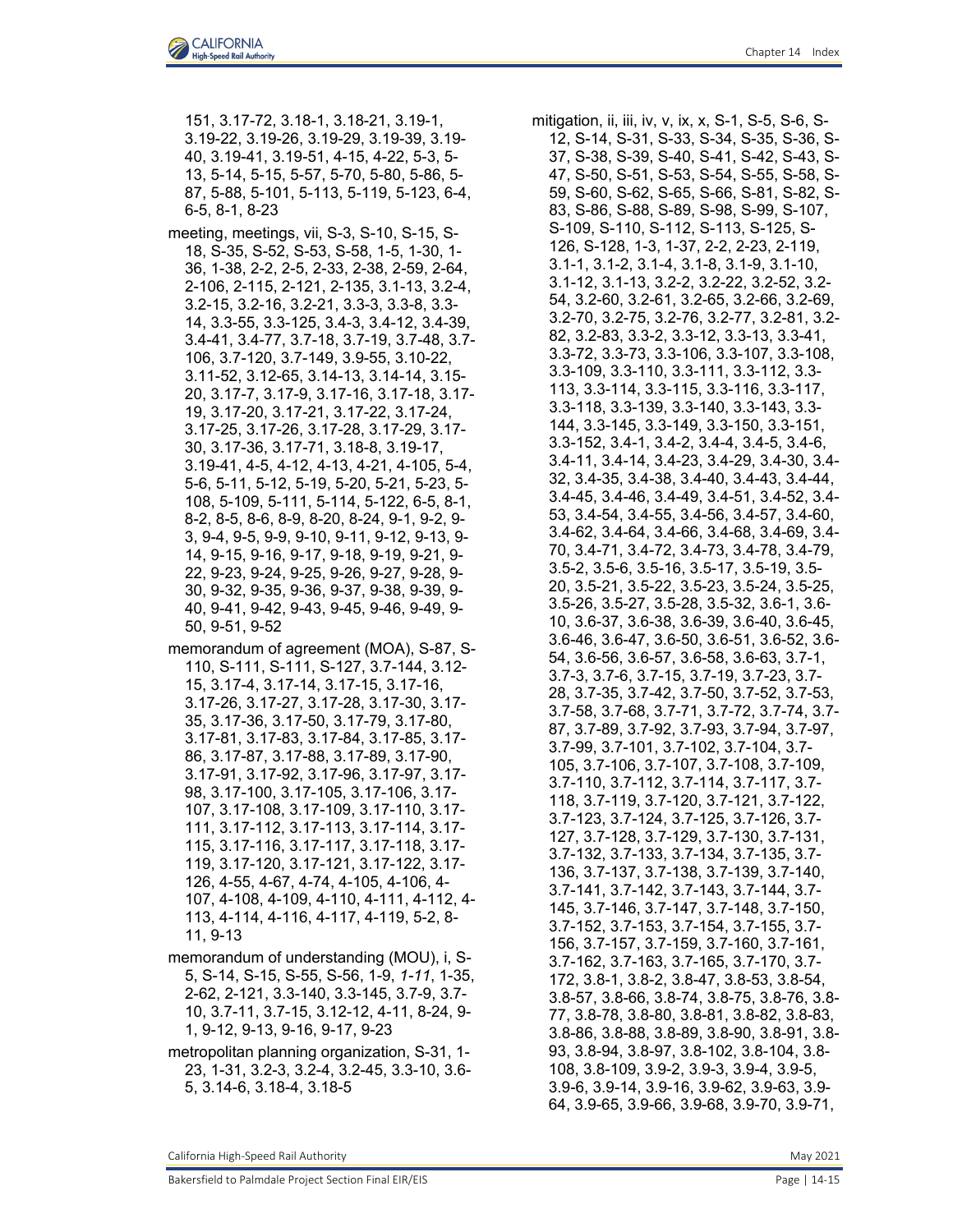151, 3.17-72, 3.18-1, 3.18-21, 3.19-1, 3.19-22, 3.19-26, 3.19-29, 3.19-39, 3.19-40, 3.19-41, 3.19-51, 4-15, 4-22, 5-3, 5-13, 5-14, 5-15, 5-57, 5-70, 5-80, 5-86, 5-87, 5-88, 5-101, 5-113, 5-119, 5-123, 6-4, 6-5, 8-1, 8-23

meeting, meetings, vii, S-3, S-10, S-15, S-18, S-35, S-52, S-53, S-58, 1-5, 1-30, 1-36, 1-38, 2-2, 2-5, 2-33, 2-38, 2-59, 2-64, 2-106, 2-115, 2-121, 2-135, 3.1-13, 3.2-4, 3.2-15, 3.2-16, 3.2-21, 3.3-3, 3.3-8, 3.3-14, 3.3-55, 3.3-125, 3.4-3, 3.4-12, 3.4-39, 3.4-41, 3.4-77, 3.7-18, 3.7-19, 3.7-48, 3.7-106, 3.7-120, 3.7-149, 3.9-55, 3.10-22, 3.11-52, 3.12-65, 3.14-13, 3.14-14, 3.15-20, 3.17-7, 3.17-9, 3.17-16, 3.17-18, 3.17-19, 3.17-20, 3.17-21, 3.17-22, 3.17-24, 3.17-25, 3.17-26, 3.17-28, 3.17-29, 3.17-30, 3.17-36, 3.17-71, 3.18-8, 3.19-17, 3.19-41, 4-5, 4-12, 4-13, 4-21, 4-105, 5-4, 5-6, 5-11, 5-12, 5-19, 5-20, 5-21, 5-23, 5-108, 5-109, 5-111, 5-114, 5-122, 6-5, 8-1, 8-2, 8-5, 8-6, 8-9, 8-20, 8-24, 9-1, 9-2, 9-3, 9-4, 9-5, 9-9, 9-10, 9-11, 9-12, 9-13, 9-14, 9-15, 9-16, 9-17, 9-18, 9-19, 9-21, 9-22, 9-23, 9-24, 9-25, 9-26, 9-27, 9-28, 9-30, 9-32, 9-35, 9-36, 9-37, 9-38, 9-39, 9-40, 9-41, 9-42, 9-43, 9-45, 9-46, 9-49, 9-50, 9-51, 9-52

memorandum of agreement (MOA), S-87, S-110, S-111, S-111, S-127, 3.7-144, 3.12-15, 3.17-4, 3.17-14, 3.17-15, 3.17-16, 3.17-26, 3.17-27, 3.17-28, 3.17-30, 3.17-35, 3.17-36, 3.17-50, 3.17-79, 3.17-80, 3.17-81, 3.17-83, 3.17-84, 3.17-85, 3.17-86, 3.17-87, 3.17-88, 3.17-89, 3.17-90, 3.17-91, 3.17-92, 3.17-96, 3.17-97, 3.17-98, 3.17-100, 3.17-105, 3.17-106, 3.17-107, 3.17-108, 3.17-109, 3.17-110, 3.17-111, 3.17-112, 3.17-113, 3.17-114, 3.17-115, 3.17-116, 3.17-117, 3.17-118, 3.17-119, 3.17-120, 3.17-121, 3.17-122, 3.17-126, 4-55, 4-67, 4-74, 4-105, 4-106, 4-107, 4-108, 4-109, 4-110, 4-111, 4-112, 4-113, 4-114, 4-116, 4-117, 4-119, 5-2, 8-11, 9-13

memorandum of understanding (MOU), i, S-5, S-14, S-15, S-55, S-56, 1-9, *1-11*, 1-35, 2-62, 2-121, 3.3-140, 3.3-145, 3.7-9, 3.7-10, 3.7-11, 3.7-15, 3.12-12, 4-11, 8-24, 9-1, 9-12, 9-13, 9-16, 9-17, 9-23

metropolitan planning organization, S-31, 1-23, 1-31, 3.2-3, 3.2-4, 3.2-45, 3.3-10, 3.6-5, 3.14-6, 3.18-4, 3.18-5

mitigation, ii, iii, iv, v, ix, x, S-1, S-5, S-6, S-12, S-14, S-31, S-33, S-34, S-35, S-36, S-37, S-38, S-39, S-40, S-41, S-42, S-43, S-47, S-50, S-51, S-53, S-54, S-55, S-58, S-59, S-60, S-62, S-65, S-66, S-81, S-82, S-83, S-86, S-88, S-89, S-98, S-99, S-107, S-109, S-110, S-112, S-113, S-125, S-126, S-128, 1-3, 1-37, 2-2, 2-23, 2-119, 3.1-1, 3.1-2, 3.1-4, 3.1-8, 3.1-9, 3.1-10, 3.1-12, 3.1-13, 3.2-2, 3.2-22, 3.2-52, 3.2-54, 3.2-60, 3.2-61, 3.2-65, 3.2-66, 3.2-69, 3.2-70, 3.2-75, 3.2-76, 3.2-77, 3.2-81, 3.2-82, 3.2-83, 3.3-2, 3.3-12, 3.3-13, 3.3-41, 3.3-72, 3.3-73, 3.3-106, 3.3-107, 3.3-108, 3.3-109, 3.3-110, 3.3-111, 3.3-112, 3.3-113, 3.3-114, 3.3-115, 3.3-116, 3.3-117, 3.3-118, 3.3-139, 3.3-140, 3.3-143, 3.3-144, 3.3-145, 3.3-149, 3.3-150, 3.3-151, 3.3-152, 3.4-1, 3.4-2, 3.4-4, 3.4-5, 3.4-6, 3.4-11, 3.4-14, 3.4-23, 3.4-29, 3.4-30, 3.4-32, 3.4-35, 3.4-38, 3.4-40, 3.4-43, 3.4-44, 3.4-45, 3.4-46, 3.4-49, 3.4-51, 3.4-52, 3.4-53, 3.4-54, 3.4-55, 3.4-56, 3.4-57, 3.4-60, 3.4-62, 3.4-64, 3.4-66, 3.4-68, 3.4-69, 3.4-70, 3.4-71, 3.4-72, 3.4-73, 3.4-78, 3.4-79, 3.5-2, 3.5-6, 3.5-16, 3.5-17, 3.5-19, 3.5-20, 3.5-21, 3.5-22, 3.5-23, 3.5-24, 3.5-25, 3.5-26, 3.5-27, 3.5-28, 3.5-32, 3.6-1, 3.6-10, 3.6-37, 3.6-38, 3.6-39, 3.6-40, 3.6-45, 3.6-46, 3.6-47, 3.6-50, 3.6-51, 3.6-52, 3.6-54, 3.6-56, 3.6-57, 3.6-58, 3.6-63, 3.7-1, 3.7-3, 3.7-6, 3.7-15, 3.7-19, 3.7-23, 3.7-28, 3.7-35, 3.7-42, 3.7-50, 3.7-52, 3.7-53, 3.7-58, 3.7-68, 3.7-71, 3.7-72, 3.7-74, 3.7-87, 3.7-89, 3.7-92, 3.7-93, 3.7-94, 3.7-97, 3.7-99, 3.7-101, 3.7-102, 3.7-104, 3.7-105, 3.7-106, 3.7-107, 3.7-108, 3.7-109, 3.7-110, 3.7-112, 3.7-114, 3.7-117, 3.7-118, 3.7-119, 3.7-120, 3.7-121, 3.7-122, 3.7-123, 3.7-124, 3.7-125, 3.7-126, 3.7-127, 3.7-128, 3.7-129, 3.7-130, 3.7-131, 3.7-132, 3.7-133, 3.7-134, 3.7-135, 3.7-136, 3.7-137, 3.7-138, 3.7-139, 3.7-140, 3.7-141, 3.7-142, 3.7-143, 3.7-144, 3.7-145, 3.7-146, 3.7-147, 3.7-148, 3.7-150, 3.7-152, 3.7-153, 3.7-154, 3.7-155, 3.7-156, 3.7-157, 3.7-159, 3.7-160, 3.7-161, 3.7-162, 3.7-163, 3.7-165, 3.7-170, 3.7-172, 3.8-1, 3.8-2, 3.8-47, 3.8-53, 3.8-54, 3.8-57, 3.8-66, 3.8-74, 3.8-75, 3.8-76, 3.8-77, 3.8-78, 3.8-80, 3.8-81, 3.8-82, 3.8-83, 3.8-86, 3.8-88, 3.8-89, 3.8-90, 3.8-91, 3.8-93, 3.8-94, 3.8-97, 3.8-102, 3.8-104, 3.8-108, 3.8-109, 3.9-2, 3.9-3, 3.9-4, 3.9-5, 3.9-6, 3.9-14, 3.9-16, 3.9-62, 3.9-63, 3.9-64, 3.9-65, 3.9-66, 3.9-68, 3.9-70, 3.9-71,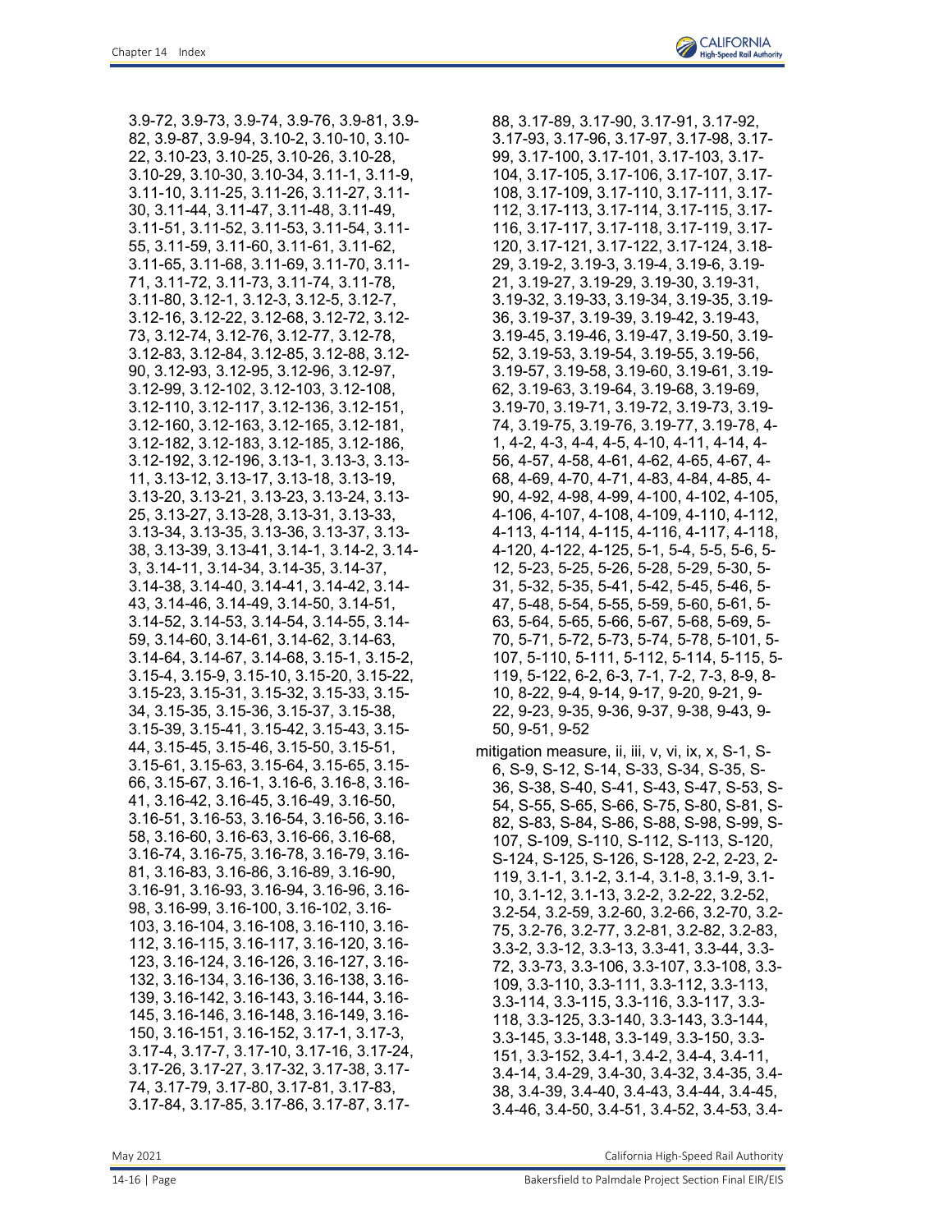3.9-72, 3.9-73, 3.9-74, 3.9-76, 3.9-81, 3.9-82, 3.9-87, 3.9-94, 3.10-2, 3.10-10, 3.10-22, 3.10-23, 3.10-25, 3.10-26, 3.10-28, 3.10-29, 3.10-30, 3.10-34, 3.11-1, 3.11-9, 3.11-10, 3.11-25, 3.11-26, 3.11-27, 3.11-30, 3.11-44, 3.11-47, 3.11-48, 3.11-49, 3.11-51, 3.11-52, 3.11-53, 3.11-54, 3.11-55, 3.11-59, 3.11-60, 3.11-61, 3.11-62, 3.11-65, 3.11-68, 3.11-69, 3.11-70, 3.11-71, 3.11-72, 3.11-73, 3.11-74, 3.11-78, 3.11-80, 3.12-1, 3.12-3, 3.12-5, 3.12-7, 3.12-16, 3.12-22, 3.12-68, 3.12-72, 3.12-73, 3.12-74, 3.12-76, 3.12-77, 3.12-78, 3.12-83, 3.12-84, 3.12-85, 3.12-88, 3.12-90, 3.12-93, 3.12-95, 3.12-96, 3.12-97, 3.12-99, 3.12-102, 3.12-103, 3.12-108, 3.12-110, 3.12-117, 3.12-136, 3.12-151, 3.12-160, 3.12-163, 3.12-165, 3.12-181, 3.12-182, 3.12-183, 3.12-185, 3.12-186, 3.12-192, 3.12-196, 3.13-1, 3.13-3, 3.13-11, 3.13-12, 3.13-17, 3.13-18, 3.13-19, 3.13-20, 3.13-21, 3.13-23, 3.13-24, 3.13-25, 3.13-27, 3.13-28, 3.13-31, 3.13-33, 3.13-34, 3.13-35, 3.13-36, 3.13-37, 3.13-38, 3.13-39, 3.13-41, 3.14-1, 3.14-2, 3.14-3, 3.14-11, 3.14-34, 3.14-35, 3.14-37, 3.14-38, 3.14-40, 3.14-41, 3.14-42, 3.14-43, 3.14-46, 3.14-49, 3.14-50, 3.14-51, 3.14-52, 3.14-53, 3.14-54, 3.14-55, 3.14-59, 3.14-60, 3.14-61, 3.14-62, 3.14-63, 3.14-64, 3.14-67, 3.14-68, 3.15-1, 3.15-2, 3.15-4, 3.15-9, 3.15-10, 3.15-20, 3.15-22, 3.15-23, 3.15-31, 3.15-32, 3.15-33, 3.15-34, 3.15-35, 3.15-36, 3.15-37, 3.15-38, 3.15-39, 3.15-41, 3.15-42, 3.15-43, 3.15-44, 3.15-45, 3.15-46, 3.15-50, 3.15-51, 3.15-61, 3.15-63, 3.15-64, 3.15-65, 3.15-66, 3.15-67, 3.16-1, 3.16-6, 3.16-8, 3.16-41, 3.16-42, 3.16-45, 3.16-49, 3.16-50, 3.16-51, 3.16-53, 3.16-54, 3.16-56, 3.16-58, 3.16-60, 3.16-63, 3.16-66, 3.16-68, 3.16-74, 3.16-75, 3.16-78, 3.16-79, 3.16-81, 3.16-83, 3.16-86, 3.16-89, 3.16-90, 3.16-91, 3.16-93, 3.16-94, 3.16-96, 3.16-98, 3.16-99, 3.16-100, 3.16-102, 3.16-103, 3.16-104, 3.16-108, 3.16-110, 3.16-112, 3.16-115, 3.16-117, 3.16-120, 3.16-123, 3.16-124, 3.16-126, 3.16-127, 3.16-132, 3.16-134, 3.16-136, 3.16-138, 3.16-139, 3.16-142, 3.16-143, 3.16-144, 3.16-145, 3.16-146, 3.16-148, 3.16-149, 3.16-150, 3.16-151, 3.16-152, 3.17-1, 3.17-3, 3.17-4, 3.17-7, 3.17-10, 3.17-16, 3.17-24, 3.17-26, 3.17-27, 3.17-32, 3.17-38, 3.17-74, 3.17-79, 3.17-80, 3.17-81, 3.17-83, 3.17-84, 3.17-85, 3.17-86, 3.17-87, 3.17-88, 3.17-89, 3.17-90, 3.17-91, 3.17-92, 3.17-93, 3.17-96, 3.17-97, 3.17-98, 3.17-99, 3.17-100, 3.17-101, 3.17-103, 3.17-104, 3.17-105, 3.17-106, 3.17-107, 3.17-108, 3.17-109, 3.17-110, 3.17-111, 3.17-112, 3.17-113, 3.17-114, 3.17-115, 3.17-116, 3.17-117, 3.17-118, 3.17-119, 3.17-120, 3.17-121, 3.17-122, 3.17-124, 3.18-29, 3.19-2, 3.19-3, 3.19-4, 3.19-6, 3.19-21, 3.19-27, 3.19-29, 3.19-30, 3.19-31, 3.19-32, 3.19-33, 3.19-34, 3.19-35, 3.19-36, 3.19-37, 3.19-39, 3.19-42, 3.19-43, 3.19-45, 3.19-46, 3.19-47, 3.19-50, 3.19-52, 3.19-53, 3.19-54, 3.19-55, 3.19-56, 3.19-57, 3.19-58, 3.19-60, 3.19-61, 3.19-62, 3.19-63, 3.19-64, 3.19-68, 3.19-69, 3.19-70, 3.19-71, 3.19-72, 3.19-73, 3.19-74, 3.19-75, 3.19-76, 3.19-77, 3.19-78, 4-1, 4-2, 4-3, 4-4, 4-5, 4-10, 4-11, 4-14, 4-56, 4-57, 4-58, 4-61, 4-62, 4-65, 4-67, 4-68, 4-69, 4-70, 4-71, 4-83, 4-84, 4-85, 4-90, 4-92, 4-98, 4-99, 4-100, 4-102, 4-105, 4-106, 4-107, 4-108, 4-109, 4-110, 4-112, 4-113, 4-114, 4-115, 4-116, 4-117, 4-118, 4-120, 4-122, 4-125, 5-1, 5-4, 5-5, 5-6, 5-12, 5-23, 5-25, 5-26, 5-28, 5-29, 5-30, 5-31, 5-32, 5-35, 5-41, 5-42, 5-45, 5-46, 5-47, 5-48, 5-54, 5-55, 5-59, 5-60, 5-61, 5-63, 5-64, 5-65, 5-66, 5-67, 5-68, 5-69, 5-70, 5-71, 5-72, 5-73, 5-74, 5-78, 5-101, 5-107, 5-110, 5-111, 5-112, 5-114, 5-115, 5-119, 5-122, 6-2, 6-3, 7-1, 7-2, 7-3, 8-9, 8-10, 8-22, 9-4, 9-14, 9-17, 9-20, 9-21, 9-22, 9-23, 9-35, 9-36, 9-37, 9-38, 9-43, 9-50, 9-51, 9-52

mitigation measure, ii, iii, v, vi, ix, x, S-1, S-6, S-9, S-12, S-14, S-33, S-34, S-35, S-36, S-38, S-40, S-41, S-43, S-47, S-53, S-54, S-55, S-65, S-66, S-75, S-80, S-81, S-82, S-83, S-84, S-86, S-88, S-98, S-99, S-107, S-109, S-110, S-112, S-113, S-120, S-124, S-125, S-126, S-128, 2-2, 2-23, 2-119, 3.1-1, 3.1-2, 3.1-4, 3.1-8, 3.1-9, 3.1-10, 3.1-12, 3.1-13, 3.2-2, 3.2-22, 3.2-52, 3.2-54, 3.2-59, 3.2-60, 3.2-66, 3.2-70, 3.2-75, 3.2-76, 3.2-77, 3.2-81, 3.2-82, 3.2-83, 3.3-2, 3.3-12, 3.3-13, 3.3-41, 3.3-44, 3.3-72, 3.3-73, 3.3-106, 3.3-107, 3.3-108, 3.3-109, 3.3-110, 3.3-111, 3.3-112, 3.3-113, 3.3-114, 3.3-115, 3.3-116, 3.3-117, 3.3-118, 3.3-125, 3.3-140, 3.3-143, 3.3-144, 3.3-145, 3.3-148, 3.3-149, 3.3-150, 3.3-151, 3.3-152, 3.4-1, 3.4-2, 3.4-4, 3.4-11, 3.4-14, 3.4-29, 3.4-30, 3.4-32, 3.4-35, 3.4-38, 3.4-39, 3.4-40, 3.4-43, 3.4-44, 3.4-45, 3.4-46, 3.4-50, 3.4-51, 3.4-52, 3.4-53, 3.4-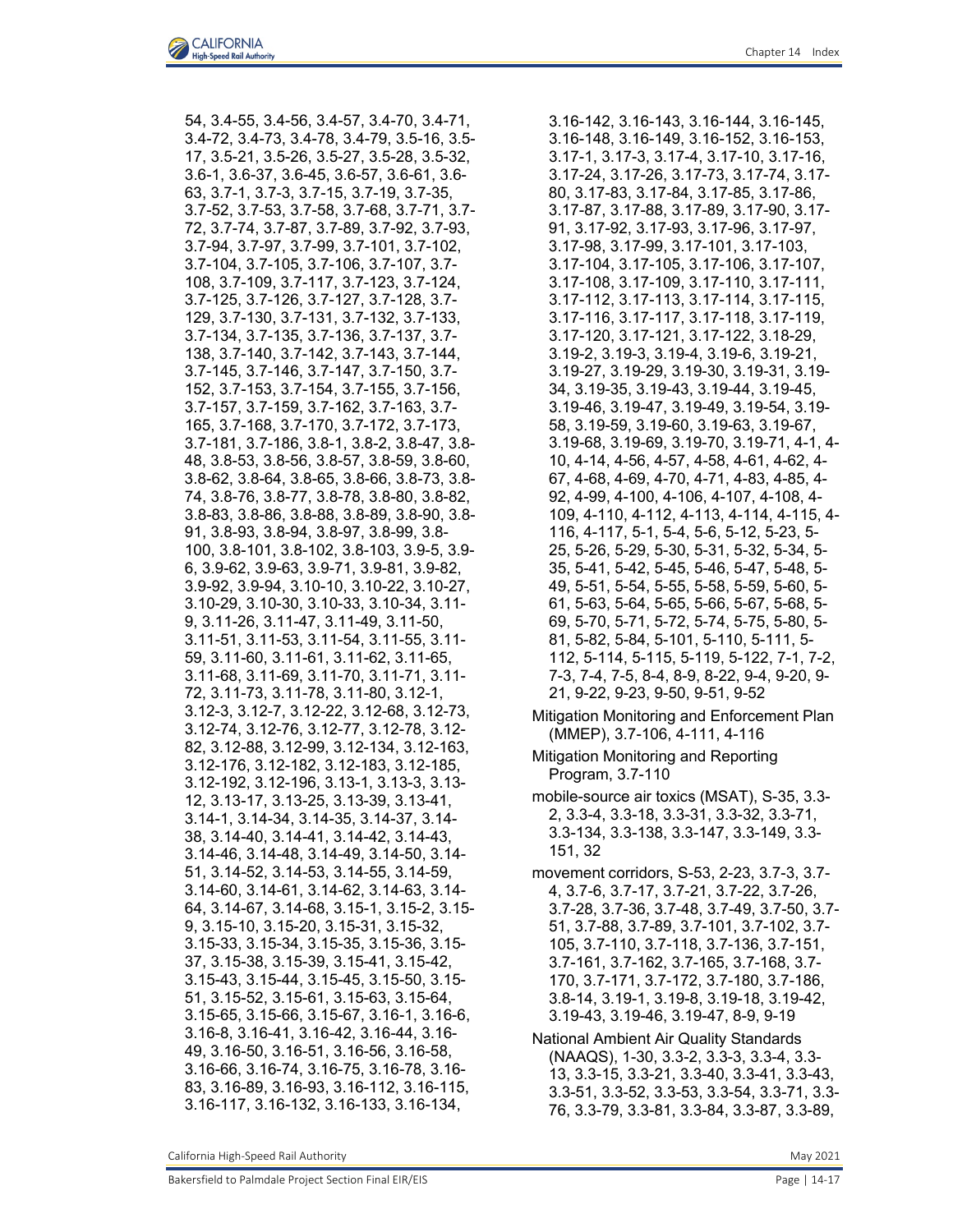54, 3.4-55, 3.4-56, 3.4-57, 3.4-70, 3.4-71, 3.4-72, 3.4-73, 3.4-78, 3.4-79, 3.5-16, 3.5-17, 3.5-21, 3.5-26, 3.5-27, 3.5-28, 3.5-32, 3.6-1, 3.6-37, 3.6-45, 3.6-57, 3.6-61, 3.6-63, 3.7-1, 3.7-3, 3.7-15, 3.7-19, 3.7-35, 3.7-52, 3.7-53, 3.7-58, 3.7-68, 3.7-71, 3.7-72, 3.7-74, 3.7-87, 3.7-89, 3.7-92, 3.7-93, 3.7-94, 3.7-97, 3.7-99, 3.7-101, 3.7-102, 3.7-104, 3.7-105, 3.7-106, 3.7-107, 3.7-108, 3.7-109, 3.7-117, 3.7-123, 3.7-124, 3.7-125, 3.7-126, 3.7-127, 3.7-128, 3.7-129, 3.7-130, 3.7-131, 3.7-132, 3.7-133, 3.7-134, 3.7-135, 3.7-136, 3.7-137, 3.7-138, 3.7-140, 3.7-142, 3.7-143, 3.7-144, 3.7-145, 3.7-146, 3.7-147, 3.7-150, 3.7-152, 3.7-153, 3.7-154, 3.7-155, 3.7-156, 3.7-157, 3.7-159, 3.7-162, 3.7-163, 3.7-165, 3.7-168, 3.7-170, 3.7-172, 3.7-173, 3.7-181, 3.7-186, 3.8-1, 3.8-2, 3.8-47, 3.8-48, 3.8-53, 3.8-56, 3.8-57, 3.8-59, 3.8-60, 3.8-62, 3.8-64, 3.8-65, 3.8-66, 3.8-73, 3.8-74, 3.8-76, 3.8-77, 3.8-78, 3.8-80, 3.8-82, 3.8-83, 3.8-86, 3.8-88, 3.8-89, 3.8-90, 3.8-91, 3.8-93, 3.8-94, 3.8-97, 3.8-99, 3.8-100, 3.8-101, 3.8-102, 3.8-103, 3.9-5, 3.9-6, 3.9-62, 3.9-63, 3.9-71, 3.9-81, 3.9-82, 3.9-92, 3.9-94, 3.10-10, 3.10-22, 3.10-27, 3.10-29, 3.10-30, 3.10-33, 3.10-34, 3.11-9, 3.11-26, 3.11-47, 3.11-49, 3.11-50, 3.11-51, 3.11-53, 3.11-54, 3.11-55, 3.11-59, 3.11-60, 3.11-61, 3.11-62, 3.11-65, 3.11-68, 3.11-69, 3.11-70, 3.11-71, 3.11-72, 3.11-73, 3.11-78, 3.11-80, 3.12-1, 3.12-3, 3.12-7, 3.12-22, 3.12-68, 3.12-73, 3.12-74, 3.12-76, 3.12-77, 3.12-78, 3.12-82, 3.12-88, 3.12-99, 3.12-134, 3.12-163, 3.12-176, 3.12-182, 3.12-183, 3.12-185, 3.12-192, 3.12-196, 3.13-1, 3.13-3, 3.13-12, 3.13-17, 3.13-25, 3.13-39, 3.13-41, 3.14-1, 3.14-34, 3.14-35, 3.14-37, 3.14-38, 3.14-40, 3.14-41, 3.14-42, 3.14-43, 3.14-46, 3.14-48, 3.14-49, 3.14-50, 3.14-51, 3.14-52, 3.14-53, 3.14-55, 3.14-59, 3.14-60, 3.14-61, 3.14-62, 3.14-63, 3.14-64, 3.14-67, 3.14-68, 3.15-1, 3.15-2, 3.15-9, 3.15-10, 3.15-20, 3.15-31, 3.15-32, 3.15-33, 3.15-34, 3.15-35, 3.15-36, 3.15-37, 3.15-38, 3.15-39, 3.15-41, 3.15-42, 3.15-43, 3.15-44, 3.15-45, 3.15-50, 3.15-51, 3.15-52, 3.15-61, 3.15-63, 3.15-64, 3.15-65, 3.15-66, 3.15-67, 3.16-1, 3.16-6, 3.16-8, 3.16-41, 3.16-42, 3.16-44, 3.16-49, 3.16-50, 3.16-51, 3.16-56, 3.16-58, 3.16-66, 3.16-74, 3.16-75, 3.16-78, 3.16-83, 3.16-89, 3.16-93, 3.16-112, 3.16-115, 3.16-117, 3.16-132, 3.16-133, 3.16-134, 3.16-142, 3.16-143, 3.16-144, 3.16-145, 3.16-148, 3.16-149, 3.16-152, 3.16-153, 3.17-1, 3.17-3, 3.17-4, 3.17-10, 3.17-16, 3.17-24, 3.17-26, 3.17-73, 3.17-74, 3.17-80, 3.17-83, 3.17-84, 3.17-85, 3.17-86, 3.17-87, 3.17-88, 3.17-89, 3.17-90, 3.17-91, 3.17-92, 3.17-93, 3.17-96, 3.17-97, 3.17-98, 3.17-99, 3.17-101, 3.17-103, 3.17-104, 3.17-105, 3.17-106, 3.17-107, 3.17-108, 3.17-109, 3.17-110, 3.17-111, 3.17-112, 3.17-113, 3.17-114, 3.17-115, 3.17-116, 3.17-117, 3.17-118, 3.17-119, 3.17-120, 3.17-121, 3.17-122, 3.18-29, 3.19-2, 3.19-3, 3.19-4, 3.19-6, 3.19-21, 3.19-27, 3.19-29, 3.19-30, 3.19-31, 3.19-34, 3.19-35, 3.19-43, 3.19-44, 3.19-45, 3.19-46, 3.19-47, 3.19-49, 3.19-54, 3.19-58, 3.19-59, 3.19-60, 3.19-63, 3.19-67, 3.19-68, 3.19-69, 3.19-70, 3.19-71, 4-1, 4-10, 4-14, 4-56, 4-57, 4-58, 4-61, 4-62, 4-67, 4-68, 4-69, 4-70, 4-71, 4-83, 4-85, 4-92, 4-99, 4-100, 4-106, 4-107, 4-108, 4-109, 4-110, 4-112, 4-113, 4-114, 4-115, 4-116, 4-117, 5-1, 5-4, 5-6, 5-12, 5-23, 5-25, 5-26, 5-29, 5-30, 5-31, 5-32, 5-34, 5-35, 5-41, 5-42, 5-45, 5-46, 5-47, 5-48, 5-49, 5-51, 5-54, 5-55, 5-58, 5-59, 5-60, 5-61, 5-63, 5-64, 5-65, 5-66, 5-67, 5-68, 5-69, 5-70, 5-71, 5-72, 5-74, 5-75, 5-80, 5-81, 5-82, 5-84, 5-101, 5-110, 5-111, 5-112, 5-114, 5-115, 5-119, 5-122, 7-1, 7-2, 7-3, 7-4, 7-5, 8-4, 8-9, 8-22, 9-4, 9-20, 9-21, 9-22, 9-23, 9-50, 9-51, 9-52

Mitigation Monitoring and Enforcement Plan (MMEP), 3.7-106, 4-111, 4-116

Mitigation Monitoring and Reporting Program, 3.7-110

mobile-source air toxics (MSAT), S-35, 3.3-2, 3.3-4, 3.3-18, 3.3-31, 3.3-32, 3.3-71, 3.3-134, 3.3-138, 3.3-147, 3.3-149, 3.3-151, 32

movement corridors, S-53, 2-23, 3.7-3, 3.7-4, 3.7-6, 3.7-17, 3.7-21, 3.7-22, 3.7-26, 3.7-28, 3.7-36, 3.7-48, 3.7-49, 3.7-50, 3.7-51, 3.7-88, 3.7-89, 3.7-101, 3.7-102, 3.7-105, 3.7-110, 3.7-118, 3.7-136, 3.7-151, 3.7-161, 3.7-162, 3.7-165, 3.7-168, 3.7-170, 3.7-171, 3.7-172, 3.7-180, 3.7-186, 3.8-14, 3.19-1, 3.19-8, 3.19-18, 3.19-42, 3.19-43, 3.19-46, 3.19-47, 8-9, 9-19

National Ambient Air Quality Standards (NAAQS), 1-30, 3.3-2, 3.3-3, 3.3-4, 3.3-13, 3.3-15, 3.3-21, 3.3-40, 3.3-41, 3.3-43, 3.3-51, 3.3-52, 3.3-53, 3.3-54, 3.3-71, 3.3-76, 3.3-79, 3.3-81, 3.3-84, 3.3-87, 3.3-89,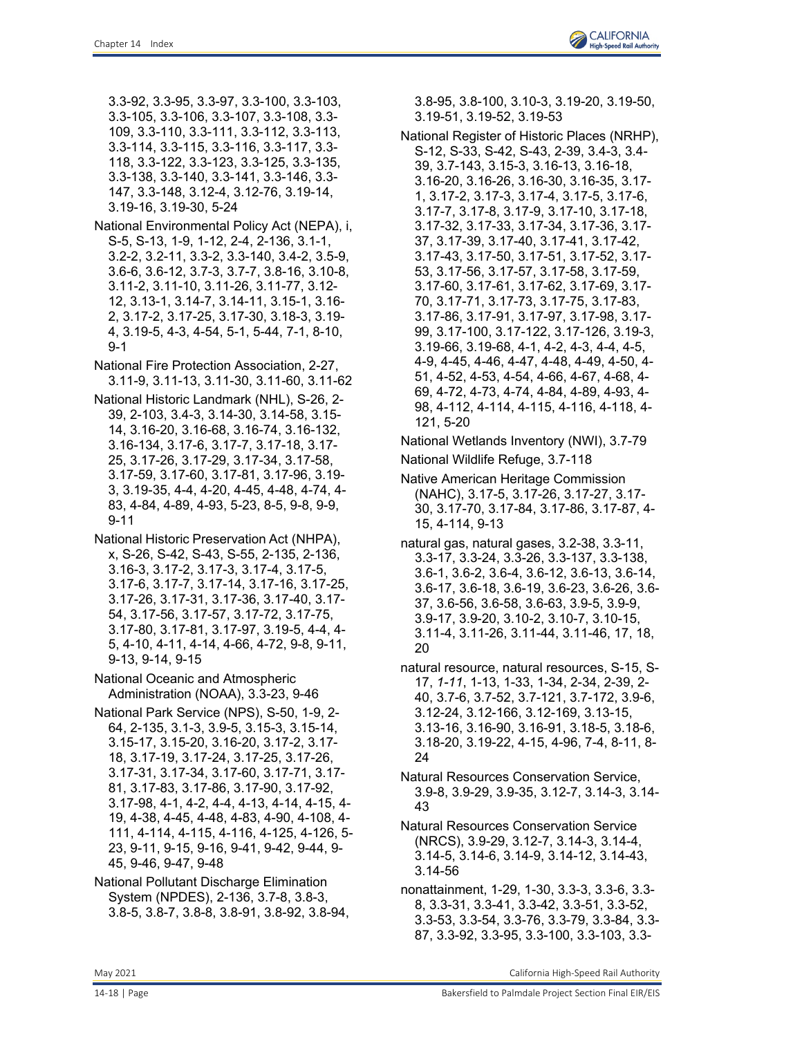3.3-92, 3.3-95, 3.3-97, 3.3-100, 3.3-103, 3.3-105, 3.3-106, 3.3-107, 3.3-108, 3.3-109, 3.3-110, 3.3-111, 3.3-112, 3.3-113, 3.3-114, 3.3-115, 3.3-116, 3.3-117, 3.3-118, 3.3-122, 3.3-123, 3.3-125, 3.3-135, 3.3-138, 3.3-140, 3.3-141, 3.3-146, 3.3-147, 3.3-148, 3.12-4, 3.12-76, 3.19-14, 3.19-16, 3.19-30, 5-24

National Environmental Policy Act (NEPA), i, S-5, S-13, 1-9, 1-12, 2-4, 2-136, 3.1-1, 3.2-2, 3.2-11, 3.3-2, 3.3-140, 3.4-2, 3.5-9, 3.6-6, 3.6-12, 3.7-3, 3.7-7, 3.8-16, 3.10-8, 3.11-2, 3.11-10, 3.11-26, 3.11-77, 3.12-12, 3.13-1, 3.14-7, 3.14-11, 3.15-1, 3.16-2, 3.17-2, 3.17-25, 3.17-30, 3.18-3, 3.19-4, 3.19-5, 4-3, 4-54, 5-1, 5-44, 7-1, 8-10, 9-1

National Fire Protection Association, 2-27, 3.11-9, 3.11-13, 3.11-30, 3.11-60, 3.11-62

National Historic Landmark (NHL), S-26, 2-39, 2-103, 3.4-3, 3.14-30, 3.14-58, 3.15-14, 3.16-20, 3.16-68, 3.16-74, 3.16-132, 3.16-134, 3.17-6, 3.17-7, 3.17-18, 3.17-25, 3.17-26, 3.17-29, 3.17-34, 3.17-58, 3.17-59, 3.17-60, 3.17-81, 3.17-96, 3.19-3, 3.19-35, 4-4, 4-20, 4-45, 4-48, 4-74, 4-83, 4-84, 4-89, 4-93, 5-23, 8-5, 9-8, 9-9, 9-11

National Historic Preservation Act (NHPA), x, S-26, S-42, S-43, S-55, 2-135, 2-136, 3.16-3, 3.17-2, 3.17-3, 3.17-4, 3.17-5, 3.17-6, 3.17-7, 3.17-14, 3.17-16, 3.17-25, 3.17-26, 3.17-31, 3.17-36, 3.17-40, 3.17-54, 3.17-56, 3.17-57, 3.17-72, 3.17-75, 3.17-80, 3.17-81, 3.17-97, 3.19-5, 4-4, 4-5, 4-10, 4-11, 4-14, 4-66, 4-72, 9-8, 9-11, 9-13, 9-14, 9-15

National Oceanic and Atmospheric Administration (NOAA), 3.3-23, 9-46

National Park Service (NPS), S-50, 1-9, 2-64, 2-135, 3.1-3, 3.9-5, 3.15-3, 3.15-14, 3.15-17, 3.15-20, 3.16-20, 3.17-2, 3.17-18, 3.17-19, 3.17-24, 3.17-25, 3.17-26, 3.17-31, 3.17-34, 3.17-60, 3.17-71, 3.17-81, 3.17-83, 3.17-86, 3.17-90, 3.17-92, 3.17-98, 4-1, 4-2, 4-4, 4-13, 4-14, 4-15, 4-19, 4-38, 4-45, 4-48, 4-83, 4-90, 4-108, 4-111, 4-114, 4-115, 4-116, 4-125, 4-126, 5-23, 9-11, 9-15, 9-16, 9-41, 9-42, 9-44, 9-45, 9-46, 9-47, 9-48

National Pollutant Discharge Elimination System (NPDES), 2-136, 3.7-8, 3.8-3, 3.8-5, 3.8-7, 3.8-8, 3.8-91, 3.8-92, 3.8-94, 3.8-95, 3.8-100, 3.10-3, 3.19-20, 3.19-50, 3.19-51, 3.19-52, 3.19-53

National Register of Historic Places (NRHP), S-12, S-33, S-42, S-43, 2-39, 3.4-3, 3.4-39, 3.7-143, 3.15-3, 3.16-13, 3.16-18, 3.16-20, 3.16-26, 3.16-30, 3.16-35, 3.17-1, 3.17-2, 3.17-3, 3.17-4, 3.17-5, 3.17-6, 3.17-7, 3.17-8, 3.17-9, 3.17-10, 3.17-18, 3.17-32, 3.17-33, 3.17-34, 3.17-36, 3.17-37, 3.17-39, 3.17-40, 3.17-41, 3.17-42, 3.17-43, 3.17-50, 3.17-51, 3.17-52, 3.17-53, 3.17-56, 3.17-57, 3.17-58, 3.17-59, 3.17-60, 3.17-61, 3.17-62, 3.17-69, 3.17-70, 3.17-71, 3.17-73, 3.17-75, 3.17-83, 3.17-86, 3.17-91, 3.17-97, 3.17-98, 3.17-99, 3.17-100, 3.17-122, 3.17-126, 3.19-3, 3.19-66, 3.19-68, 4-1, 4-2, 4-3, 4-4, 4-5, 4-9, 4-45, 4-46, 4-47, 4-48, 4-49, 4-50, 4-51, 4-52, 4-53, 4-54, 4-66, 4-67, 4-68, 4-69, 4-72, 4-73, 4-74, 4-84, 4-89, 4-93, 4-98, 4-112, 4-114, 4-115, 4-116, 4-118, 4-121, 5-20

National Wetlands Inventory (NWI), 3.7-79

National Wildlife Refuge, 3.7-118

Native American Heritage Commission (NAHC), 3.17-5, 3.17-26, 3.17-27, 3.17-30, 3.17-70, 3.17-84, 3.17-86, 3.17-87, 4-15, 4-114, 9-13

natural gas, natural gases, 3.2-38, 3.3-11, 3.3-17, 3.3-24, 3.3-26, 3.3-137, 3.3-138, 3.6-1, 3.6-2, 3.6-4, 3.6-12, 3.6-13, 3.6-14, 3.6-17, 3.6-18, 3.6-19, 3.6-23, 3.6-26, 3.6-37, 3.6-56, 3.6-58, 3.6-63, 3.9-5, 3.9-9, 3.9-17, 3.9-20, 3.10-2, 3.10-7, 3.10-15, 3.11-4, 3.11-26, 3.11-44, 3.11-46, 17, 18, 20

natural resource, natural resources, S-15, S-17, *1-11*, 1-13, 1-33, 1-34, 2-34, 2-39, 2-40, 3.7-6, 3.7-52, 3.7-121, 3.7-172, 3.9-6, 3.12-24, 3.12-166, 3.12-169, 3.13-15, 3.13-16, 3.16-90, 3.16-91, 3.18-5, 3.18-6, 3.18-20, 3.19-22, 4-15, 4-96, 7-4, 8-11, 8-24

Natural Resources Conservation Service, 3.9-8, 3.9-29, 3.9-35, 3.12-7, 3.14-3, 3.14-43

Natural Resources Conservation Service (NRCS), 3.9-29, 3.12-7, 3.14-3, 3.14-4, 3.14-5, 3.14-6, 3.14-9, 3.14-12, 3.14-43, 3.14-56

nonattainment, 1-29, 1-30, 3.3-3, 3.3-6, 3.3-8, 3.3-31, 3.3-41, 3.3-42, 3.3-51, 3.3-52, 3.3-53, 3.3-54, 3.3-76, 3.3-79, 3.3-84, 3.3-87, 3.3-92, 3.3-95, 3.3-100, 3.3-103, 3.3-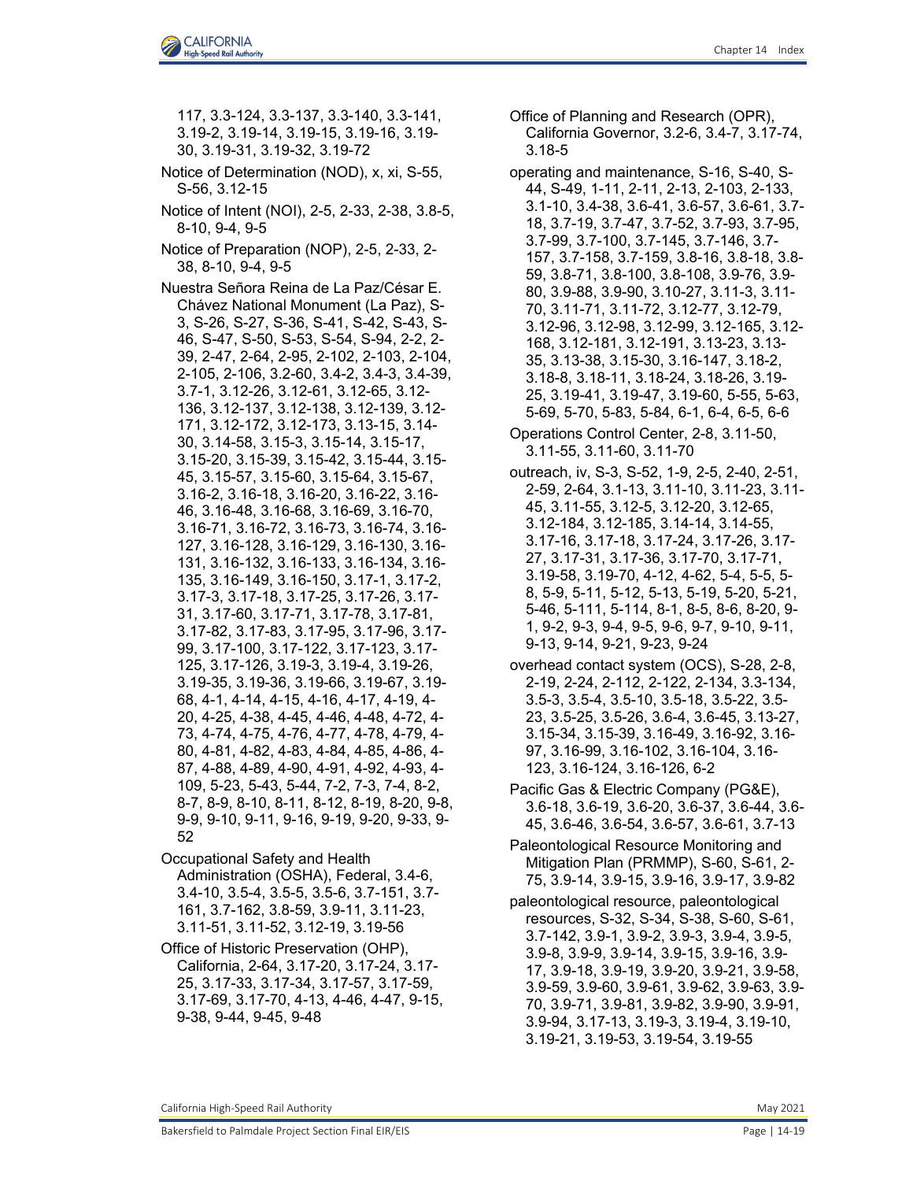117, 3.3-124, 3.3-137, 3.3-140, 3.3-141, 3.19-2, 3.19-14, 3.19-15, 3.19-16, 3.19-30, 3.19-31, 3.19-32, 3.19-72

Notice of Determination (NOD), x, xi, S-55, S-56, 3.12-15

Notice of Intent (NOI), 2-5, 2-33, 2-38, 3.8-5, 8-10, 9-4, 9-5

Notice of Preparation (NOP), 2-5, 2-33, 2-38, 8-10, 9-4, 9-5

Nuestra Señora Reina de La Paz/César E. Chávez National Monument (La Paz), S-3, S-26, S-27, S-36, S-41, S-42, S-43, S-46, S-47, S-50, S-53, S-54, S-94, 2-2, 2-39, 2-47, 2-64, 2-95, 2-102, 2-103, 2-104, 2-105, 2-106, 3.2-60, 3.4-2, 3.4-3, 3.4-39, 3.7-1, 3.12-26, 3.12-61, 3.12-65, 3.12-136, 3.12-137, 3.12-138, 3.12-139, 3.12-171, 3.12-172, 3.12-173, 3.13-15, 3.14-30, 3.14-58, 3.15-3, 3.15-14, 3.15-17, 3.15-20, 3.15-39, 3.15-42, 3.15-44, 3.15-45, 3.15-57, 3.15-60, 3.15-64, 3.15-67, 3.16-2, 3.16-18, 3.16-20, 3.16-22, 3.16-46, 3.16-48, 3.16-68, 3.16-69, 3.16-70, 3.16-71, 3.16-72, 3.16-73, 3.16-74, 3.16-127, 3.16-128, 3.16-129, 3.16-130, 3.16-131, 3.16-132, 3.16-133, 3.16-134, 3.16-135, 3.16-149, 3.16-150, 3.17-1, 3.17-2, 3.17-3, 3.17-18, 3.17-25, 3.17-26, 3.17-31, 3.17-60, 3.17-71, 3.17-78, 3.17-81, 3.17-82, 3.17-83, 3.17-95, 3.17-96, 3.17-99, 3.17-100, 3.17-122, 3.17-123, 3.17-125, 3.17-126, 3.19-3, 3.19-4, 3.19-26, 3.19-35, 3.19-36, 3.19-66, 3.19-67, 3.19-68, 4-1, 4-14, 4-15, 4-16, 4-17, 4-19, 4-20, 4-25, 4-38, 4-45, 4-46, 4-48, 4-72, 4-73, 4-74, 4-75, 4-76, 4-77, 4-78, 4-79, 4-80, 4-81, 4-82, 4-83, 4-84, 4-85, 4-86, 4-87, 4-88, 4-89, 4-90, 4-91, 4-92, 4-93, 4-109, 5-23, 5-43, 5-44, 7-2, 7-3, 7-4, 8-2, 8-7, 8-9, 8-10, 8-11, 8-12, 8-19, 8-20, 9-8, 9-9, 9-10, 9-11, 9-16, 9-19, 9-20, 9-33, 9-52

Occupational Safety and Health Administration (OSHA), Federal, 3.4-6, 3.4-10, 3.5-4, 3.5-5, 3.5-6, 3.7-151, 3.7-161, 3.7-162, 3.8-59, 3.9-11, 3.11-23, 3.11-51, 3.11-52, 3.12-19, 3.19-56

Office of Historic Preservation (OHP), California, 2-64, 3.17-20, 3.17-24, 3.17-25, 3.17-33, 3.17-34, 3.17-57, 3.17-59, 3.17-69, 3.17-70, 4-13, 4-46, 4-47, 9-15, 9-38, 9-44, 9-45, 9-48

Office of Planning and Research (OPR), California Governor, 3.2-6, 3.4-7, 3.17-74, 3.18-5

operating and maintenance, S-16, S-40, S-44, S-49, 1-11, 2-11, 2-13, 2-103, 2-133, 3.1-10, 3.4-38, 3.6-41, 3.6-57, 3.6-61, 3.7-18, 3.7-19, 3.7-47, 3.7-52, 3.7-93, 3.7-95, 3.7-99, 3.7-100, 3.7-145, 3.7-146, 3.7-157, 3.7-158, 3.7-159, 3.8-16, 3.8-18, 3.8-59, 3.8-71, 3.8-100, 3.8-108, 3.9-76, 3.9-80, 3.9-88, 3.9-90, 3.10-27, 3.11-3, 3.11-70, 3.11-71, 3.11-72, 3.12-77, 3.12-79, 3.12-96, 3.12-98, 3.12-99, 3.12-165, 3.12-168, 3.12-181, 3.12-191, 3.13-23, 3.13-35, 3.13-38, 3.15-30, 3.16-147, 3.18-2, 3.18-8, 3.18-11, 3.18-24, 3.18-26, 3.19-25, 3.19-41, 3.19-47, 3.19-60, 5-55, 5-63, 5-69, 5-70, 5-83, 5-84, 6-1, 6-4, 6-5, 6-6

Operations Control Center, 2-8, 3.11-50, 3.11-55, 3.11-60, 3.11-70

outreach, iv, S-3, S-52, 1-9, 2-5, 2-40, 2-51, 2-59, 2-64, 3.1-13, 3.11-10, 3.11-23, 3.11-45, 3.11-55, 3.12-5, 3.12-20, 3.12-65, 3.12-184, 3.12-185, 3.14-14, 3.14-55, 3.17-16, 3.17-18, 3.17-24, 3.17-26, 3.17-27, 3.17-31, 3.17-36, 3.17-70, 3.17-71, 3.19-58, 3.19-70, 4-12, 4-62, 5-4, 5-5, 5-8, 5-9, 5-11, 5-12, 5-13, 5-19, 5-20, 5-21, 5-46, 5-111, 5-114, 8-1, 8-5, 8-6, 8-20, 9-1, 9-2, 9-3, 9-4, 9-5, 9-6, 9-7, 9-10, 9-11, 9-13, 9-14, 9-21, 9-23, 9-24

overhead contact system (OCS), S-28, 2-8, 2-19, 2-24, 2-112, 2-122, 2-134, 3.3-134, 3.5-3, 3.5-4, 3.5-10, 3.5-18, 3.5-22, 3.5-23, 3.5-25, 3.5-26, 3.6-4, 3.6-45, 3.13-27, 3.15-34, 3.15-39, 3.16-49, 3.16-92, 3.16-97, 3.16-99, 3.16-102, 3.16-104, 3.16-123, 3.16-124, 3.16-126, 6-2

Pacific Gas & Electric Company (PG&E), 3.6-18, 3.6-19, 3.6-20, 3.6-37, 3.6-44, 3.6-45, 3.6-46, 3.6-54, 3.6-57, 3.6-61, 3.7-13

Paleontological Resource Monitoring and Mitigation Plan (PRMMP), S-60, S-61, 2-75, 3.9-14, 3.9-15, 3.9-16, 3.9-17, 3.9-82

paleontological resource, paleontological resources, S-32, S-34, S-38, S-60, S-61, 3.7-142, 3.9-1, 3.9-2, 3.9-3, 3.9-4, 3.9-5, 3.9-8, 3.9-9, 3.9-14, 3.9-15, 3.9-16, 3.9-17, 3.9-18, 3.9-19, 3.9-20, 3.9-21, 3.9-58, 3.9-59, 3.9-60, 3.9-61, 3.9-62, 3.9-63, 3.9-70, 3.9-71, 3.9-81, 3.9-82, 3.9-90, 3.9-91, 3.9-94, 3.17-13, 3.19-3, 3.19-4, 3.19-10, 3.19-21, 3.19-53, 3.19-54, 3.19-55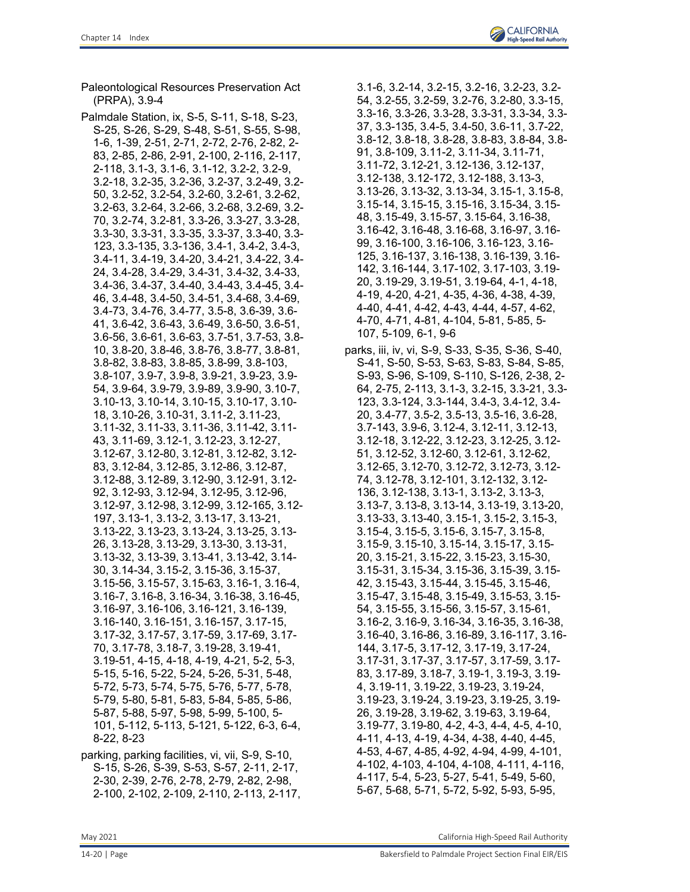Paleontological Resources Preservation Act (PRPA), 3.9-4

Palmdale Station, ix, S-5, S-11, S-18, S-23, S-25, S-26, S-29, S-48, S-51, S-55, S-98, 1-6, 1-39, 2-51, 2-71, 2-72, 2-76, 2-82, 2-83, 2-85, 2-86, 2-91, 2-100, 2-116, 2-117, 2-118, 3.1-3, 3.1-6, 3.1-12, 3.2-2, 3.2-9, 3.2-18, 3.2-35, 3.2-36, 3.2-37, 3.2-49, 3.2-50, 3.2-52, 3.2-54, 3.2-60, 3.2-61, 3.2-62, 3.2-63, 3.2-64, 3.2-66, 3.2-68, 3.2-69, 3.2-70, 3.2-74, 3.2-81, 3.3-26, 3.3-27, 3.3-28, 3.3-30, 3.3-31, 3.3-35, 3.3-37, 3.3-40, 3.3-123, 3.3-135, 3.3-136, 3.4-1, 3.4-2, 3.4-3, 3.4-11, 3.4-19, 3.4-20, 3.4-21, 3.4-22, 3.4-24, 3.4-28, 3.4-29, 3.4-31, 3.4-32, 3.4-33, 3.4-36, 3.4-37, 3.4-40, 3.4-43, 3.4-45, 3.4-46, 3.4-48, 3.4-50, 3.4-51, 3.4-68, 3.4-69, 3.4-73, 3.4-76, 3.4-77, 3.5-8, 3.6-39, 3.6-41, 3.6-42, 3.6-43, 3.6-49, 3.6-50, 3.6-51, 3.6-56, 3.6-61, 3.6-63, 3.7-51, 3.7-53, 3.8-10, 3.8-20, 3.8-46, 3.8-76, 3.8-77, 3.8-81, 3.8-82, 3.8-83, 3.8-85, 3.8-99, 3.8-103, 3.8-107, 3.9-7, 3.9-8, 3.9-21, 3.9-23, 3.9-54, 3.9-64, 3.9-79, 3.9-89, 3.9-90, 3.10-7, 3.10-13, 3.10-14, 3.10-15, 3.10-17, 3.10-18, 3.10-26, 3.10-31, 3.11-2, 3.11-23, 3.11-32, 3.11-33, 3.11-36, 3.11-42, 3.11-43, 3.11-69, 3.12-1, 3.12-23, 3.12-27, 3.12-67, 3.12-80, 3.12-81, 3.12-82, 3.12-83, 3.12-84, 3.12-85, 3.12-86, 3.12-87, 3.12-88, 3.12-89, 3.12-90, 3.12-91, 3.12-92, 3.12-93, 3.12-94, 3.12-95, 3.12-96, 3.12-97, 3.12-98, 3.12-99, 3.12-165, 3.12-197, 3.13-1, 3.13-2, 3.13-17, 3.13-21, 3.13-22, 3.13-23, 3.13-24, 3.13-25, 3.13-26, 3.13-28, 3.13-29, 3.13-30, 3.13-31, 3.13-32, 3.13-39, 3.13-41, 3.13-42, 3.14-30, 3.14-34, 3.15-2, 3.15-36, 3.15-37, 3.15-56, 3.15-57, 3.15-63, 3.16-1, 3.16-4, 3.16-7, 3.16-8, 3.16-34, 3.16-38, 3.16-45, 3.16-97, 3.16-106, 3.16-121, 3.16-139, 3.16-140, 3.16-151, 3.16-157, 3.17-15, 3.17-32, 3.17-57, 3.17-59, 3.17-69, 3.17-70, 3.17-78, 3.18-7, 3.19-28, 3.19-41, 3.19-51, 4-15, 4-18, 4-19, 4-21, 5-2, 5-3, 5-15, 5-16, 5-22, 5-24, 5-26, 5-31, 5-48, 5-72, 5-73, 5-74, 5-75, 5-76, 5-77, 5-78, 5-79, 5-80, 5-81, 5-83, 5-84, 5-85, 5-86, 5-87, 5-88, 5-97, 5-98, 5-99, 5-100, 5-101, 5-112, 5-113, 5-121, 5-122, 6-3, 6-4, 8-22, 8-23

parking, parking facilities, vi, vii, S-9, S-10, S-15, S-26, S-39, S-53, S-57, 2-11, 2-17, 2-30, 2-39, 2-76, 2-78, 2-79, 2-82, 2-98, 2-100, 2-102, 2-109, 2-110, 2-113, 2-117, 3.1-6, 3.2-14, 3.2-15, 3.2-16, 3.2-23, 3.2-54, 3.2-55, 3.2-59, 3.2-76, 3.2-80, 3.3-15, 3.3-16, 3.3-26, 3.3-28, 3.3-31, 3.3-34, 3.3-37, 3.3-135, 3.4-5, 3.4-50, 3.6-11, 3.7-22, 3.8-12, 3.8-18, 3.8-28, 3.8-83, 3.8-84, 3.8-91, 3.8-109, 3.11-2, 3.11-34, 3.11-71, 3.11-72, 3.12-21, 3.12-136, 3.12-137, 3.12-138, 3.12-172, 3.12-188, 3.13-3, 3.13-26, 3.13-32, 3.13-34, 3.15-1, 3.15-8, 3.15-14, 3.15-15, 3.15-16, 3.15-34, 3.15-48, 3.15-49, 3.15-57, 3.15-64, 3.16-38, 3.16-42, 3.16-48, 3.16-68, 3.16-97, 3.16-99, 3.16-100, 3.16-106, 3.16-123, 3.16-125, 3.16-137, 3.16-138, 3.16-139, 3.16-142, 3.16-144, 3.17-102, 3.17-103, 3.19-20, 3.19-29, 3.19-51, 3.19-64, 4-1, 4-18, 4-19, 4-20, 4-21, 4-35, 4-36, 4-38, 4-39, 4-40, 4-41, 4-42, 4-43, 4-44, 4-57, 4-62, 4-70, 4-71, 4-81, 4-104, 5-81, 5-85, 5-107, 5-109, 6-1, 9-6

parks, iii, iv, vi, S-9, S-33, S-35, S-36, S-40, S-41, S-50, S-53, S-63, S-83, S-84, S-85, S-93, S-96, S-109, S-110, S-126, 2-38, 2-64, 2-75, 2-113, 3.1-3, 3.2-15, 3.3-21, 3.3-123, 3.3-124, 3.3-144, 3.4-3, 3.4-12, 3.4-20, 3.4-77, 3.5-2, 3.5-13, 3.5-16, 3.6-28, 3.7-143, 3.9-6, 3.12-4, 3.12-11, 3.12-13, 3.12-18, 3.12-22, 3.12-23, 3.12-25, 3.12-51, 3.12-52, 3.12-60, 3.12-61, 3.12-62, 3.12-65, 3.12-70, 3.12-72, 3.12-73, 3.12-74, 3.12-78, 3.12-101, 3.12-132, 3.12-136, 3.12-138, 3.13-1, 3.13-2, 3.13-3, 3.13-7, 3.13-8, 3.13-14, 3.13-19, 3.13-20, 3.13-33, 3.13-40, 3.15-1, 3.15-2, 3.15-3, 3.15-4, 3.15-5, 3.15-6, 3.15-7, 3.15-8, 3.15-9, 3.15-10, 3.15-14, 3.15-17, 3.15-20, 3.15-21, 3.15-22, 3.15-23, 3.15-30, 3.15-31, 3.15-34, 3.15-36, 3.15-39, 3.15-42, 3.15-43, 3.15-44, 3.15-45, 3.15-46, 3.15-47, 3.15-48, 3.15-49, 3.15-53, 3.15-54, 3.15-55, 3.15-56, 3.15-57, 3.15-61, 3.16-2, 3.16-9, 3.16-34, 3.16-35, 3.16-38, 3.16-40, 3.16-86, 3.16-89, 3.16-117, 3.16-144, 3.17-5, 3.17-12, 3.17-19, 3.17-24, 3.17-31, 3.17-37, 3.17-57, 3.17-59, 3.17-83, 3.17-89, 3.18-7, 3.19-1, 3.19-3, 3.19-4, 3.19-11, 3.19-22, 3.19-23, 3.19-24, 3.19-23, 3.19-24, 3.19-23, 3.19-25, 3.19-26, 3.19-28, 3.19-62, 3.19-63, 3.19-64, 3.19-77, 3.19-80, 4-2, 4-3, 4-4, 4-5, 4-10, 4-11, 4-13, 4-19, 4-34, 4-38, 4-40, 4-45, 4-53, 4-67, 4-85, 4-92, 4-94, 4-99, 4-101, 4-102, 4-103, 4-104, 4-108, 4-111, 4-116, 4-117, 5-4, 5-23, 5-27, 5-41, 5-49, 5-60, 5-67, 5-68, 5-71, 5-72, 5-92, 5-93, 5-95,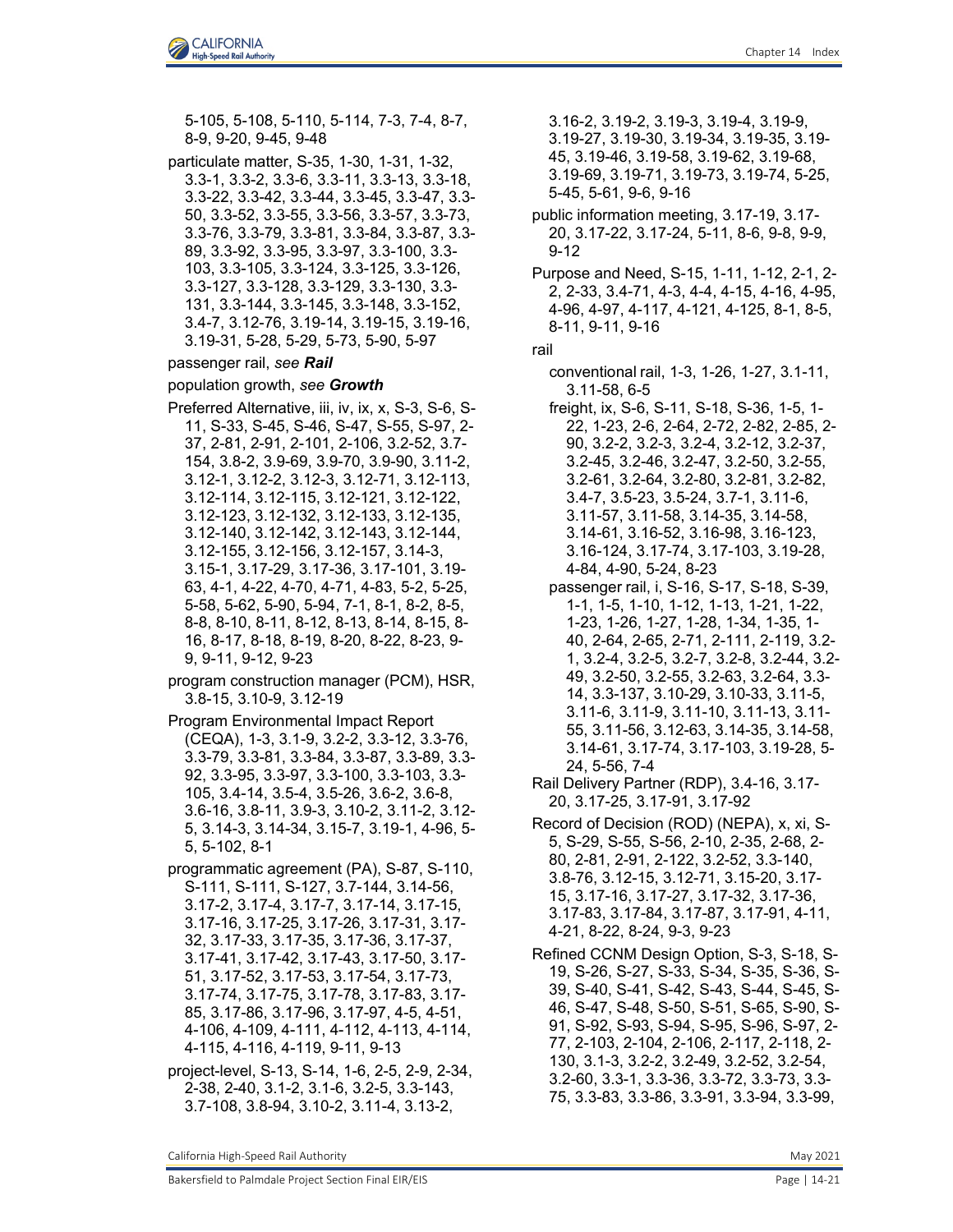5-105, 5-108, 5-110, 5-114, 7-3, 7-4, 8-7, 8-9, 9-20, 9-45, 9-48

particulate matter, S-35, 1-30, 1-31, 1-32, 3.3-1, 3.3-2, 3.3-6, 3.3-11, 3.3-13, 3.3-18, 3.3-22, 3.3-42, 3.3-44, 3.3-45, 3.3-47, 3.3-50, 3.3-52, 3.3-55, 3.3-56, 3.3-57, 3.3-73, 3.3-76, 3.3-79, 3.3-81, 3.3-84, 3.3-87, 3.3-89, 3.3-92, 3.3-95, 3.3-97, 3.3-100, 3.3-103, 3.3-105, 3.3-124, 3.3-125, 3.3-126, 3.3-127, 3.3-128, 3.3-129, 3.3-130, 3.3-131, 3.3-144, 3.3-145, 3.3-148, 3.3-152, 3.4-7, 3.12-76, 3.19-14, 3.19-15, 3.19-16, 3.19-31, 5-28, 5-29, 5-73, 5-90, 5-97

passenger rail, *see* ***Rail***

population growth, *see* ***Growth***

Preferred Alternative, iii, iv, ix, x, S-3, S-6, S-11, S-33, S-45, S-46, S-47, S-55, S-97, 2-37, 2-81, 2-91, 2-101, 2-106, 3.2-52, 3.7-154, 3.8-2, 3.9-69, 3.9-70, 3.9-90, 3.11-2, 3.12-1, 3.12-2, 3.12-3, 3.12-71, 3.12-113, 3.12-114, 3.12-115, 3.12-121, 3.12-122, 3.12-123, 3.12-132, 3.12-133, 3.12-135, 3.12-140, 3.12-142, 3.12-143, 3.12-144, 3.12-155, 3.12-156, 3.12-157, 3.14-3, 3.15-1, 3.17-29, 3.17-36, 3.17-101, 3.19-63, 4-1, 4-22, 4-70, 4-71, 4-83, 5-2, 5-25, 5-58, 5-62, 5-90, 5-94, 7-1, 8-1, 8-2, 8-5, 8-8, 8-10, 8-11, 8-12, 8-13, 8-14, 8-15, 8-16, 8-17, 8-18, 8-19, 8-20, 8-22, 8-23, 9-9, 9-11, 9-12, 9-23

program construction manager (PCM), HSR, 3.8-15, 3.10-9, 3.12-19

Program Environmental Impact Report (CEQA), 1-3, 3.1-9, 3.2-2, 3.3-12, 3.3-76, 3.3-79, 3.3-81, 3.3-84, 3.3-87, 3.3-89, 3.3-92, 3.3-95, 3.3-97, 3.3-100, 3.3-103, 3.3-105, 3.4-14, 3.5-4, 3.5-26, 3.6-2, 3.6-8, 3.6-16, 3.8-11, 3.9-3, 3.10-2, 3.11-2, 3.12-5, 3.14-3, 3.14-34, 3.15-7, 3.19-1, 4-96, 5-5, 5-102, 8-1

programmatic agreement (PA), S-87, S-110, S-111, S-111, S-127, 3.7-144, 3.14-56, 3.17-2, 3.17-4, 3.17-7, 3.17-14, 3.17-15, 3.17-16, 3.17-25, 3.17-26, 3.17-31, 3.17-32, 3.17-33, 3.17-35, 3.17-36, 3.17-37, 3.17-41, 3.17-42, 3.17-43, 3.17-50, 3.17-51, 3.17-52, 3.17-53, 3.17-54, 3.17-73, 3.17-74, 3.17-75, 3.17-78, 3.17-83, 3.17-85, 3.17-86, 3.17-96, 3.17-97, 4-5, 4-51, 4-106, 4-109, 4-111, 4-112, 4-113, 4-114, 4-115, 4-116, 4-119, 9-11, 9-13

project-level, S-13, S-14, 1-6, 2-5, 2-9, 2-34, 2-38, 2-40, 3.1-2, 3.1-6, 3.2-5, 3.3-143, 3.7-108, 3.8-94, 3.10-2, 3.11-4, 3.13-2, 3.16-2, 3.19-2, 3.19-3, 3.19-4, 3.19-9, 3.19-27, 3.19-30, 3.19-34, 3.19-35, 3.19-45, 3.19-46, 3.19-58, 3.19-62, 3.19-68, 3.19-69, 3.19-71, 3.19-73, 3.19-74, 5-25, 5-45, 5-61, 9-6, 9-16

public information meeting, 3.17-19, 3.17-20, 3.17-22, 3.17-24, 5-11, 8-6, 9-8, 9-9, 9-12

Purpose and Need, S-15, 1-11, 1-12, 2-1, 2-2, 2-33, 3.4-71, 4-3, 4-4, 4-15, 4-16, 4-95, 4-96, 4-97, 4-117, 4-121, 4-125, 8-1, 8-5, 8-11, 9-11, 9-16

rail

- conventional rail, 1-3, 1-26, 1-27, 3.1-11, 3.11-58, 6-5
- freight, ix, S-6, S-11, S-18, S-36, 1-5, 1-22, 1-23, 2-6, 2-64, 2-72, 2-82, 2-85, 2-90, 3.2-2, 3.2-3, 3.2-4, 3.2-12, 3.2-37, 3.2-45, 3.2-46, 3.2-47, 3.2-50, 3.2-55, 3.2-61, 3.2-64, 3.2-80, 3.2-81, 3.2-82, 3.4-7, 3.5-23, 3.5-24, 3.7-1, 3.11-6, 3.11-57, 3.11-58, 3.14-35, 3.14-58, 3.14-61, 3.16-52, 3.16-98, 3.16-123, 3.16-124, 3.17-74, 3.17-103, 3.19-28, 4-84, 4-90, 5-24, 8-23
- passenger rail, i, S-16, S-17, S-18, S-39, 1-1, 1-5, 1-10, 1-12, 1-13, 1-21, 1-22, 1-23, 1-26, 1-27, 1-28, 1-34, 1-35, 1-40, 2-64, 2-65, 2-71, 2-111, 2-119, 3.2-1, 3.2-4, 3.2-5, 3.2-7, 3.2-8, 3.2-44, 3.2-49, 3.2-50, 3.2-55, 3.2-63, 3.2-64, 3.3-14, 3.3-137, 3.10-29, 3.10-33, 3.11-5, 3.11-6, 3.11-9, 3.11-10, 3.11-13, 3.11-55, 3.11-56, 3.12-63, 3.14-35, 3.14-58, 3.14-61, 3.17-74, 3.17-103, 3.19-28, 5-24, 5-56, 7-4

Rail Delivery Partner (RDP), 3.4-16, 3.17-20, 3.17-25, 3.17-91, 3.17-92

Record of Decision (ROD) (NEPA), x, xi, S-5, S-29, S-55, S-56, 2-10, 2-35, 2-68, 2-80, 2-81, 2-91, 2-122, 3.2-52, 3.3-140, 3.8-76, 3.12-15, 3.12-71, 3.15-20, 3.17-15, 3.17-16, 3.17-27, 3.17-32, 3.17-36, 3.17-83, 3.17-84, 3.17-87, 3.17-91, 4-11, 4-21, 8-22, 8-24, 9-3, 9-23

Refined CCNM Design Option, S-3, S-18, S-19, S-26, S-27, S-33, S-34, S-35, S-36, S-39, S-40, S-41, S-42, S-43, S-44, S-45, S-46, S-47, S-48, S-50, S-51, S-65, S-90, S-91, S-92, S-93, S-94, S-95, S-96, S-97, 2-77, 2-103, 2-104, 2-106, 2-117, 2-118, 2-130, 3.1-3, 3.2-2, 3.2-49, 3.2-52, 3.2-54, 3.2-60, 3.3-1, 3.3-36, 3.3-72, 3.3-73, 3.3-75, 3.3-83, 3.3-86, 3.3-91, 3.3-94, 3.3-99,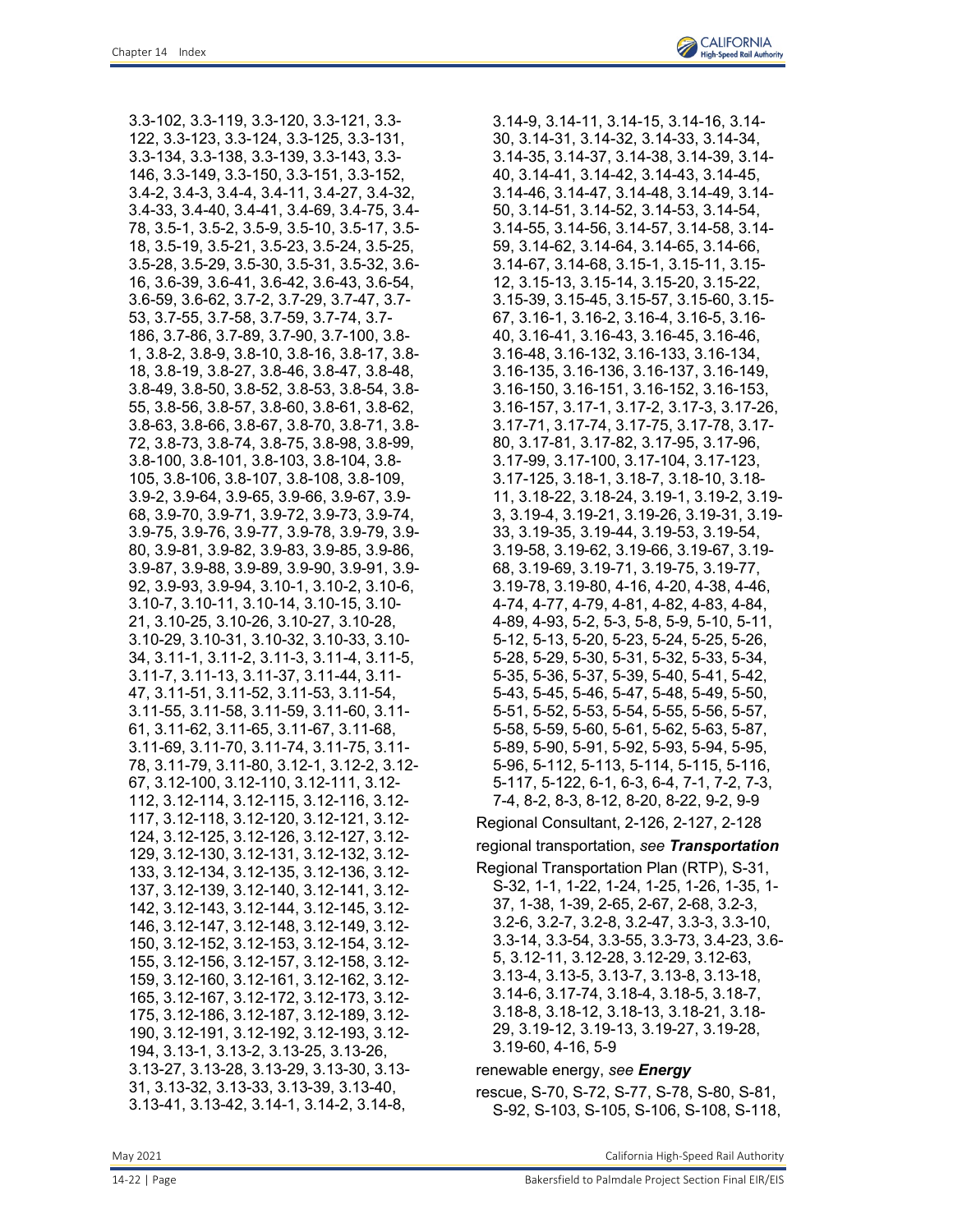3.3-102, 3.3-119, 3.3-120, 3.3-121, 3.3-122, 3.3-123, 3.3-124, 3.3-125, 3.3-131, 3.3-134, 3.3-138, 3.3-139, 3.3-143, 3.3-146, 3.3-149, 3.3-150, 3.3-151, 3.3-152, 3.4-2, 3.4-3, 3.4-4, 3.4-11, 3.4-27, 3.4-32, 3.4-33, 3.4-40, 3.4-41, 3.4-69, 3.4-75, 3.4-78, 3.5-1, 3.5-2, 3.5-9, 3.5-10, 3.5-17, 3.5-18, 3.5-19, 3.5-21, 3.5-23, 3.5-24, 3.5-25, 3.5-28, 3.5-29, 3.5-30, 3.5-31, 3.5-32, 3.6-16, 3.6-39, 3.6-41, 3.6-42, 3.6-43, 3.6-54, 3.6-59, 3.6-62, 3.7-2, 3.7-29, 3.7-47, 3.7-53, 3.7-55, 3.7-58, 3.7-59, 3.7-74, 3.7-186, 3.7-86, 3.7-89, 3.7-90, 3.7-100, 3.8-1, 3.8-2, 3.8-9, 3.8-10, 3.8-16, 3.8-17, 3.8-18, 3.8-19, 3.8-27, 3.8-46, 3.8-47, 3.8-48, 3.8-49, 3.8-50, 3.8-52, 3.8-53, 3.8-54, 3.8-55, 3.8-56, 3.8-57, 3.8-60, 3.8-61, 3.8-62, 3.8-63, 3.8-66, 3.8-67, 3.8-70, 3.8-71, 3.8-72, 3.8-73, 3.8-74, 3.8-75, 3.8-98, 3.8-99, 3.8-100, 3.8-101, 3.8-103, 3.8-104, 3.8-105, 3.8-106, 3.8-107, 3.8-108, 3.8-109, 3.9-2, 3.9-64, 3.9-65, 3.9-66, 3.9-67, 3.9-68, 3.9-70, 3.9-71, 3.9-72, 3.9-73, 3.9-74, 3.9-75, 3.9-76, 3.9-77, 3.9-78, 3.9-79, 3.9-80, 3.9-81, 3.9-82, 3.9-83, 3.9-85, 3.9-86, 3.9-87, 3.9-88, 3.9-89, 3.9-90, 3.9-91, 3.9-92, 3.9-93, 3.9-94, 3.10-1, 3.10-2, 3.10-6, 3.10-7, 3.10-11, 3.10-14, 3.10-15, 3.10-21, 3.10-25, 3.10-26, 3.10-27, 3.10-28, 3.10-29, 3.10-31, 3.10-32, 3.10-33, 3.10-34, 3.11-1, 3.11-2, 3.11-3, 3.11-4, 3.11-5, 3.11-7, 3.11-13, 3.11-37, 3.11-44, 3.11-47, 3.11-51, 3.11-52, 3.11-53, 3.11-54, 3.11-55, 3.11-58, 3.11-59, 3.11-60, 3.11-61, 3.11-62, 3.11-65, 3.11-67, 3.11-68, 3.11-69, 3.11-70, 3.11-74, 3.11-75, 3.11-78, 3.11-79, 3.11-80, 3.12-1, 3.12-2, 3.12-67, 3.12-100, 3.12-110, 3.12-111, 3.12-112, 3.12-114, 3.12-115, 3.12-116, 3.12-117, 3.12-118, 3.12-120, 3.12-121, 3.12-124, 3.12-125, 3.12-126, 3.12-127, 3.12-129, 3.12-130, 3.12-131, 3.12-132, 3.12-133, 3.12-134, 3.12-135, 3.12-136, 3.12-137, 3.12-139, 3.12-140, 3.12-141, 3.12-142, 3.12-143, 3.12-144, 3.12-145, 3.12-146, 3.12-147, 3.12-148, 3.12-149, 3.12-150, 3.12-152, 3.12-153, 3.12-154, 3.12-155, 3.12-156, 3.12-157, 3.12-158, 3.12-159, 3.12-160, 3.12-161, 3.12-162, 3.12-165, 3.12-167, 3.12-172, 3.12-173, 3.12-175, 3.12-186, 3.12-187, 3.12-189, 3.12-190, 3.12-191, 3.12-192, 3.12-193, 3.12-194, 3.13-1, 3.13-2, 3.13-25, 3.13-26, 3.13-27, 3.13-28, 3.13-29, 3.13-30, 3.13-31, 3.13-32, 3.13-33, 3.13-39, 3.13-40, 3.13-41, 3.13-42, 3.14-1, 3.14-2, 3.14-8, 3.14-9, 3.14-11, 3.14-15, 3.14-16, 3.14-30, 3.14-31, 3.14-32, 3.14-33, 3.14-34, 3.14-35, 3.14-37, 3.14-38, 3.14-39, 3.14-40, 3.14-41, 3.14-42, 3.14-43, 3.14-45, 3.14-46, 3.14-47, 3.14-48, 3.14-49, 3.14-50, 3.14-51, 3.14-52, 3.14-53, 3.14-54, 3.14-55, 3.14-56, 3.14-57, 3.14-58, 3.14-59, 3.14-62, 3.14-64, 3.14-65, 3.14-66, 3.14-67, 3.14-68, 3.15-1, 3.15-11, 3.15-12, 3.15-13, 3.15-14, 3.15-20, 3.15-22, 3.15-39, 3.15-45, 3.15-57, 3.15-60, 3.15-67, 3.16-1, 3.16-2, 3.16-4, 3.16-5, 3.16-40, 3.16-41, 3.16-43, 3.16-45, 3.16-46, 3.16-48, 3.16-132, 3.16-133, 3.16-134, 3.16-135, 3.16-136, 3.16-137, 3.16-149, 3.16-150, 3.16-151, 3.16-152, 3.16-153, 3.16-157, 3.17-1, 3.17-2, 3.17-3, 3.17-26, 3.17-71, 3.17-74, 3.17-75, 3.17-78, 3.17-80, 3.17-81, 3.17-82, 3.17-95, 3.17-96, 3.17-99, 3.17-100, 3.17-104, 3.17-123, 3.17-125, 3.18-1, 3.18-7, 3.18-10, 3.18-11, 3.18-22, 3.18-24, 3.19-1, 3.19-2, 3.19-3, 3.19-4, 3.19-21, 3.19-26, 3.19-31, 3.19-33, 3.19-35, 3.19-44, 3.19-53, 3.19-54, 3.19-58, 3.19-62, 3.19-66, 3.19-67, 3.19-68, 3.19-69, 3.19-71, 3.19-75, 3.19-77, 3.19-78, 3.19-80, 4-16, 4-20, 4-38, 4-46, 4-74, 4-77, 4-79, 4-81, 4-82, 4-83, 4-84, 4-89, 4-93, 5-2, 5-3, 5-8, 5-9, 5-10, 5-11, 5-12, 5-13, 5-20, 5-23, 5-24, 5-25, 5-26, 5-28, 5-29, 5-30, 5-31, 5-32, 5-33, 5-34, 5-35, 5-36, 5-37, 5-39, 5-40, 5-41, 5-42, 5-43, 5-45, 5-46, 5-47, 5-48, 5-49, 5-50, 5-51, 5-52, 5-53, 5-54, 5-55, 5-56, 5-57, 5-58, 5-59, 5-60, 5-61, 5-62, 5-63, 5-87, 5-89, 5-90, 5-91, 5-92, 5-93, 5-94, 5-95, 5-96, 5-112, 5-113, 5-114, 5-115, 5-116, 5-117, 5-122, 6-1, 6-3, 6-4, 7-1, 7-2, 7-3, 7-4, 8-2, 8-3, 8-12, 8-20, 8-22, 9-2, 9-9

Regional Consultant, 2-126, 2-127, 2-128

regional transportation, *see* ***Transportation***

Regional Transportation Plan (RTP), S-31, S-32, 1-1, 1-22, 1-24, 1-25, 1-26, 1-35, 1-37, 1-38, 1-39, 2-65, 2-67, 2-68, 3.2-3, 3.2-6, 3.2-7, 3.2-8, 3.2-47, 3.3-3, 3.3-10, 3.3-14, 3.3-54, 3.3-55, 3.3-73, 3.4-23, 3.6-5, 3.12-11, 3.12-28, 3.12-29, 3.12-63, 3.13-4, 3.13-5, 3.13-7, 3.13-8, 3.13-18, 3.14-6, 3.17-74, 3.18-4, 3.18-5, 3.18-7, 3.18-8, 3.18-12, 3.18-13, 3.18-21, 3.18-29, 3.19-12, 3.19-13, 3.19-27, 3.19-28, 3.19-60, 4-16, 5-9

renewable energy, *see* ***Energy***

rescue, S-70, S-72, S-77, S-78, S-80, S-81, S-92, S-103, S-105, S-106, S-108, S-118,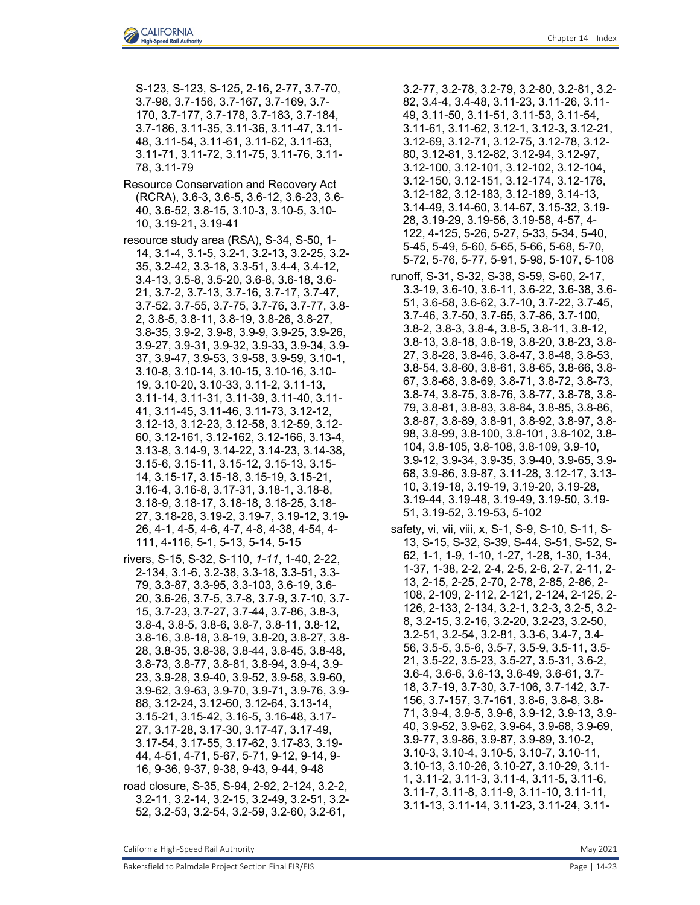S-123, S-123, S-125, 2-16, 2-77, 3.7-70, 3.7-98, 3.7-156, 3.7-167, 3.7-169, 3.7-170, 3.7-177, 3.7-178, 3.7-183, 3.7-184, 3.7-186, 3.11-35, 3.11-36, 3.11-47, 3.11-48, 3.11-54, 3.11-61, 3.11-62, 3.11-63, 3.11-71, 3.11-72, 3.11-75, 3.11-76, 3.11-78, 3.11-79

Resource Conservation and Recovery Act (RCRA), 3.6-3, 3.6-5, 3.6-12, 3.6-23, 3.6-40, 3.6-52, 3.8-15, 3.10-3, 3.10-5, 3.10-10, 3.19-21, 3.19-41

resource study area (RSA), S-34, S-50, 1-14, 3.1-4, 3.1-5, 3.2-1, 3.2-13, 3.2-25, 3.2-35, 3.2-42, 3.3-18, 3.3-51, 3.4-4, 3.4-12, 3.4-13, 3.5-8, 3.5-20, 3.6-8, 3.6-18, 3.6-21, 3.7-2, 3.7-13, 3.7-16, 3.7-17, 3.7-47, 3.7-52, 3.7-55, 3.7-75, 3.7-76, 3.7-77, 3.8-2, 3.8-5, 3.8-11, 3.8-19, 3.8-26, 3.8-27, 3.8-35, 3.9-2, 3.9-8, 3.9-9, 3.9-25, 3.9-26, 3.9-27, 3.9-31, 3.9-32, 3.9-33, 3.9-34, 3.9-37, 3.9-47, 3.9-53, 3.9-58, 3.9-59, 3.10-1, 3.10-8, 3.10-14, 3.10-15, 3.10-16, 3.10-19, 3.10-20, 3.10-33, 3.11-2, 3.11-13, 3.11-14, 3.11-31, 3.11-39, 3.11-40, 3.11-41, 3.11-45, 3.11-46, 3.11-73, 3.12-12, 3.12-13, 3.12-23, 3.12-58, 3.12-59, 3.12-60, 3.12-161, 3.12-162, 3.12-166, 3.13-4, 3.13-8, 3.14-9, 3.14-22, 3.14-23, 3.14-38, 3.15-6, 3.15-11, 3.15-12, 3.15-13, 3.15-14, 3.15-17, 3.15-18, 3.15-19, 3.15-21, 3.16-4, 3.16-8, 3.17-31, 3.18-1, 3.18-8, 3.18-9, 3.18-17, 3.18-18, 3.18-25, 3.18-27, 3.18-28, 3.19-2, 3.19-7, 3.19-12, 3.19-26, 4-1, 4-5, 4-6, 4-7, 4-8, 4-38, 4-54, 4-111, 4-116, 5-1, 5-13, 5-14, 5-15

rivers, S-15, S-32, S-110, *1-11*, 1-40, 2-22, 2-134, 3.1-6, 3.2-38, 3.3-18, 3.3-51, 3.3-79, 3.3-87, 3.3-95, 3.3-103, 3.6-19, 3.6-20, 3.6-26, 3.7-5, 3.7-8, 3.7-9, 3.7-10, 3.7-15, 3.7-23, 3.7-27, 3.7-44, 3.7-86, 3.8-3, 3.8-4, 3.8-5, 3.8-6, 3.8-7, 3.8-11, 3.8-12, 3.8-16, 3.8-18, 3.8-19, 3.8-20, 3.8-27, 3.8-28, 3.8-35, 3.8-38, 3.8-44, 3.8-45, 3.8-48, 3.8-73, 3.8-77, 3.8-81, 3.8-94, 3.9-4, 3.9-23, 3.9-28, 3.9-40, 3.9-52, 3.9-58, 3.9-60, 3.9-62, 3.9-63, 3.9-70, 3.9-71, 3.9-76, 3.9-88, 3.12-24, 3.12-60, 3.12-64, 3.13-14, 3.15-21, 3.15-42, 3.16-5, 3.16-48, 3.17-27, 3.17-28, 3.17-30, 3.17-47, 3.17-49, 3.17-54, 3.17-55, 3.17-62, 3.17-83, 3.19-44, 4-51, 4-71, 5-67, 5-71, 9-12, 9-14, 9-16, 9-36, 9-37, 9-38, 9-43, 9-44, 9-48

road closure, S-35, S-94, 2-92, 2-124, 3.2-2, 3.2-11, 3.2-14, 3.2-15, 3.2-49, 3.2-51, 3.2-52, 3.2-53, 3.2-54, 3.2-59, 3.2-60, 3.2-61, 3.2-77, 3.2-78, 3.2-79, 3.2-80, 3.2-81, 3.2-82, 3.4-4, 3.4-48, 3.11-23, 3.11-26, 3.11-49, 3.11-50, 3.11-51, 3.11-53, 3.11-54, 3.11-61, 3.11-62, 3.12-1, 3.12-3, 3.12-21, 3.12-69, 3.12-71, 3.12-75, 3.12-78, 3.12-80, 3.12-81, 3.12-82, 3.12-94, 3.12-97, 3.12-100, 3.12-101, 3.12-102, 3.12-104, 3.12-150, 3.12-151, 3.12-174, 3.12-176, 3.12-182, 3.12-183, 3.12-189, 3.14-13, 3.14-49, 3.14-60, 3.14-67, 3.15-32, 3.19-28, 3.19-29, 3.19-56, 3.19-58, 4-57, 4-122, 4-125, 5-26, 5-27, 5-33, 5-34, 5-40, 5-45, 5-49, 5-60, 5-65, 5-66, 5-68, 5-70, 5-72, 5-76, 5-77, 5-91, 5-98, 5-107, 5-108

runoff, S-31, S-32, S-38, S-59, S-60, 2-17, 3.3-19, 3.6-10, 3.6-11, 3.6-22, 3.6-38, 3.6-51, 3.6-58, 3.6-62, 3.7-10, 3.7-22, 3.7-45, 3.7-46, 3.7-50, 3.7-65, 3.7-86, 3.7-100, 3.8-2, 3.8-3, 3.8-4, 3.8-5, 3.8-11, 3.8-12, 3.8-13, 3.8-18, 3.8-19, 3.8-20, 3.8-23, 3.8-27, 3.8-28, 3.8-46, 3.8-47, 3.8-48, 3.8-53, 3.8-54, 3.8-60, 3.8-61, 3.8-65, 3.8-66, 3.8-67, 3.8-68, 3.8-69, 3.8-71, 3.8-72, 3.8-73, 3.8-74, 3.8-75, 3.8-76, 3.8-77, 3.8-78, 3.8-79, 3.8-81, 3.8-83, 3.8-84, 3.8-85, 3.8-86, 3.8-87, 3.8-89, 3.8-91, 3.8-92, 3.8-97, 3.8-98, 3.8-99, 3.8-100, 3.8-101, 3.8-102, 3.8-104, 3.8-105, 3.8-108, 3.8-109, 3.9-10, 3.9-12, 3.9-34, 3.9-35, 3.9-40, 3.9-65, 3.9-68, 3.9-86, 3.9-87, 3.11-28, 3.12-17, 3.13-10, 3.19-18, 3.19-19, 3.19-20, 3.19-28, 3.19-44, 3.19-48, 3.19-49, 3.19-50, 3.19-51, 3.19-52, 3.19-53, 5-102

safety, vi, vii, viii, x, S-1, S-9, S-10, S-11, S-13, S-15, S-32, S-39, S-44, S-51, S-52, S-62, 1-1, 1-9, 1-10, 1-27, 1-28, 1-30, 1-34, 1-37, 1-38, 2-2, 2-4, 2-5, 2-6, 2-7, 2-11, 2-13, 2-15, 2-25, 2-70, 2-78, 2-85, 2-86, 2-108, 2-109, 2-112, 2-121, 2-124, 2-125, 2-126, 2-133, 2-134, 3.2-1, 3.2-3, 3.2-5, 3.2-8, 3.2-15, 3.2-16, 3.2-20, 3.2-23, 3.2-50, 3.2-51, 3.2-54, 3.2-81, 3.3-6, 3.4-7, 3.4-56, 3.5-5, 3.5-6, 3.5-7, 3.5-9, 3.5-11, 3.5-21, 3.5-22, 3.5-23, 3.5-27, 3.5-31, 3.6-2, 3.6-4, 3.6-6, 3.6-13, 3.6-49, 3.6-61, 3.7-18, 3.7-19, 3.7-30, 3.7-106, 3.7-142, 3.7-156, 3.7-157, 3.7-161, 3.8-6, 3.8-8, 3.8-71, 3.9-4, 3.9-5, 3.9-6, 3.9-12, 3.9-13, 3.9-40, 3.9-52, 3.9-62, 3.9-64, 3.9-68, 3.9-69, 3.9-77, 3.9-86, 3.9-87, 3.9-89, 3.10-2, 3.10-3, 3.10-4, 3.10-5, 3.10-7, 3.10-11, 3.10-13, 3.10-26, 3.10-27, 3.10-29, 3.11-1, 3.11-2, 3.11-3, 3.11-4, 3.11-5, 3.11-6, 3.11-7, 3.11-8, 3.11-9, 3.11-10, 3.11-11, 3.11-13, 3.11-14, 3.11-23, 3.11-24, 3.11-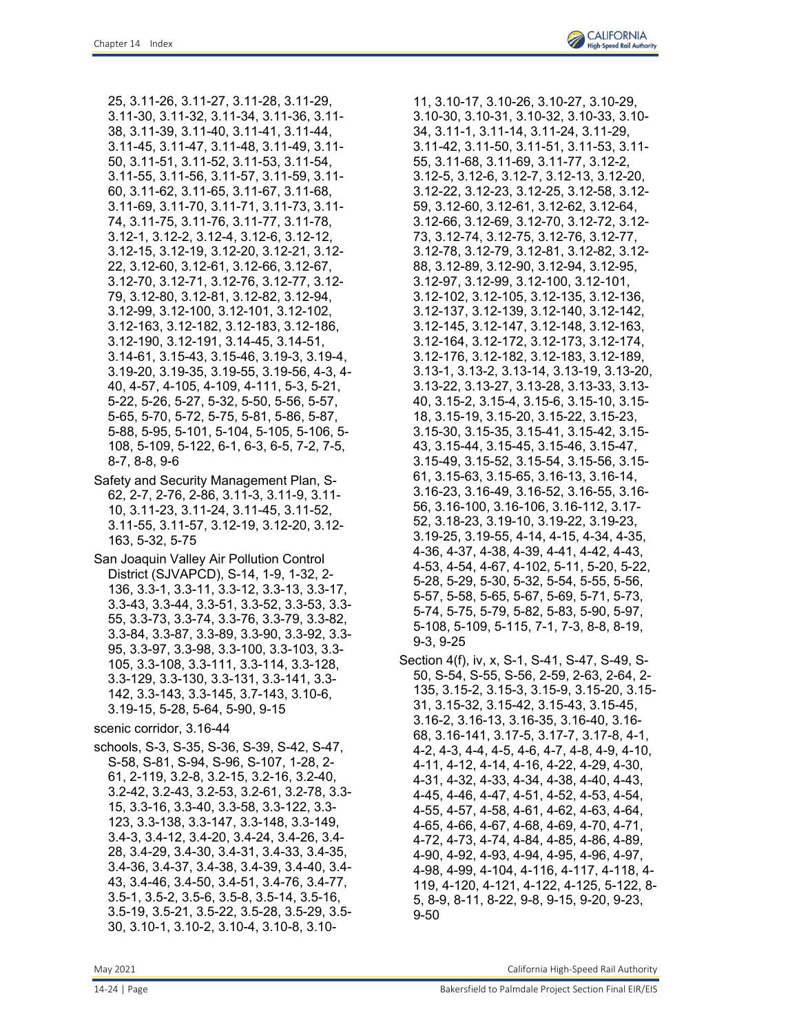25, 3.11-26, 3.11-27, 3.11-28, 3.11-29, 3.11-30, 3.11-32, 3.11-34, 3.11-36, 3.11-38, 3.11-39, 3.11-40, 3.11-41, 3.11-44, 3.11-45, 3.11-47, 3.11-48, 3.11-49, 3.11-50, 3.11-51, 3.11-52, 3.11-53, 3.11-54, 3.11-55, 3.11-56, 3.11-57, 3.11-59, 3.11-60, 3.11-62, 3.11-65, 3.11-67, 3.11-68, 3.11-69, 3.11-70, 3.11-71, 3.11-73, 3.11-74, 3.11-75, 3.11-76, 3.11-77, 3.11-78, 3.12-1, 3.12-2, 3.12-4, 3.12-6, 3.12-12, 3.12-15, 3.12-19, 3.12-20, 3.12-21, 3.12-22, 3.12-60, 3.12-61, 3.12-66, 3.12-67, 3.12-70, 3.12-71, 3.12-76, 3.12-77, 3.12-79, 3.12-80, 3.12-81, 3.12-82, 3.12-94, 3.12-99, 3.12-100, 3.12-101, 3.12-102, 3.12-163, 3.12-182, 3.12-183, 3.12-186, 3.12-190, 3.12-191, 3.14-45, 3.14-51, 3.14-61, 3.15-43, 3.15-46, 3.19-3, 3.19-4, 3.19-20, 3.19-35, 3.19-55, 3.19-56, 4-3, 4-40, 4-57, 4-105, 4-109, 4-111, 5-3, 5-21, 5-22, 5-26, 5-27, 5-32, 5-50, 5-56, 5-57, 5-65, 5-70, 5-72, 5-75, 5-81, 5-86, 5-87, 5-88, 5-95, 5-101, 5-104, 5-105, 5-106, 5-108, 5-109, 5-122, 6-1, 6-3, 6-5, 7-2, 7-5, 8-7, 8-8, 9-6

Safety and Security Management Plan, S-62, 2-7, 2-76, 2-86, 3.11-3, 3.11-9, 3.11-10, 3.11-23, 3.11-24, 3.11-45, 3.11-52, 3.11-55, 3.11-57, 3.12-19, 3.12-20, 3.12-163, 5-32, 5-75

San Joaquin Valley Air Pollution Control District (SJVAPCD), S-14, 1-9, 1-32, 2-136, 3.3-1, 3.3-11, 3.3-12, 3.3-13, 3.3-17, 3.3-43, 3.3-44, 3.3-51, 3.3-52, 3.3-53, 3.3-55, 3.3-73, 3.3-74, 3.3-76, 3.3-79, 3.3-82, 3.3-84, 3.3-87, 3.3-89, 3.3-90, 3.3-92, 3.3-95, 3.3-97, 3.3-98, 3.3-100, 3.3-103, 3.3-105, 3.3-108, 3.3-111, 3.3-114, 3.3-128, 3.3-129, 3.3-130, 3.3-131, 3.3-141, 3.3-142, 3.3-143, 3.3-145, 3.7-143, 3.10-6, 3.19-15, 5-28, 5-64, 5-90, 9-15

scenic corridor, 3.16-44

schools, S-3, S-35, S-36, S-39, S-42, S-47, S-58, S-81, S-94, S-96, S-107, 1-28, 2-61, 2-119, 3.2-8, 3.2-15, 3.2-16, 3.2-40, 3.2-42, 3.2-43, 3.2-53, 3.2-61, 3.2-78, 3.3-15, 3.3-16, 3.3-40, 3.3-58, 3.3-122, 3.3-123, 3.3-138, 3.3-147, 3.3-148, 3.3-149, 3.4-3, 3.4-12, 3.4-20, 3.4-24, 3.4-26, 3.4-28, 3.4-29, 3.4-30, 3.4-31, 3.4-33, 3.4-35, 3.4-36, 3.4-37, 3.4-38, 3.4-39, 3.4-40, 3.4-43, 3.4-46, 3.4-50, 3.4-51, 3.4-76, 3.4-77, 3.5-1, 3.5-2, 3.5-6, 3.5-8, 3.5-14, 3.5-16, 3.5-19, 3.5-21, 3.5-22, 3.5-28, 3.5-29, 3.5-30, 3.10-1, 3.10-2, 3.10-4, 3.10-8, 3.10-11, 3.10-17, 3.10-26, 3.10-27, 3.10-29, 3.10-30, 3.10-31, 3.10-32, 3.10-33, 3.10-34, 3.11-1, 3.11-14, 3.11-24, 3.11-29, 3.11-42, 3.11-50, 3.11-51, 3.11-53, 3.11-55, 3.11-68, 3.11-69, 3.11-77, 3.12-2, 3.12-5, 3.12-6, 3.12-7, 3.12-13, 3.12-20, 3.12-22, 3.12-23, 3.12-25, 3.12-58, 3.12-59, 3.12-60, 3.12-61, 3.12-62, 3.12-64, 3.12-66, 3.12-69, 3.12-70, 3.12-72, 3.12-73, 3.12-74, 3.12-75, 3.12-76, 3.12-77, 3.12-78, 3.12-79, 3.12-81, 3.12-82, 3.12-88, 3.12-89, 3.12-90, 3.12-94, 3.12-95, 3.12-97, 3.12-99, 3.12-100, 3.12-101, 3.12-102, 3.12-105, 3.12-135, 3.12-136, 3.12-137, 3.12-139, 3.12-140, 3.12-142, 3.12-145, 3.12-147, 3.12-148, 3.12-163, 3.12-164, 3.12-172, 3.12-173, 3.12-174, 3.12-176, 3.12-182, 3.12-183, 3.12-189, 3.13-1, 3.13-2, 3.13-14, 3.13-19, 3.13-20, 3.13-22, 3.13-27, 3.13-28, 3.13-33, 3.13-40, 3.15-2, 3.15-4, 3.15-6, 3.15-10, 3.15-18, 3.15-19, 3.15-20, 3.15-22, 3.15-23, 3.15-30, 3.15-35, 3.15-41, 3.15-42, 3.15-43, 3.15-44, 3.15-45, 3.15-46, 3.15-47, 3.15-49, 3.15-52, 3.15-54, 3.15-56, 3.15-61, 3.15-63, 3.15-65, 3.16-13, 3.16-14, 3.16-23, 3.16-49, 3.16-52, 3.16-55, 3.16-56, 3.16-100, 3.16-106, 3.16-112, 3.17-52, 3.18-23, 3.19-10, 3.19-22, 3.19-23, 3.19-25, 3.19-55, 4-14, 4-15, 4-34, 4-35, 4-36, 4-37, 4-38, 4-39, 4-41, 4-42, 4-43, 4-53, 4-54, 4-67, 4-102, 5-11, 5-20, 5-22, 5-28, 5-29, 5-30, 5-32, 5-54, 5-55, 5-56, 5-57, 5-58, 5-65, 5-67, 5-69, 5-71, 5-73, 5-74, 5-75, 5-79, 5-82, 5-83, 5-90, 5-97, 5-108, 5-109, 5-115, 7-1, 7-3, 8-8, 8-19, 9-3, 9-25

Section 4(f), iv, x, S-1, S-41, S-47, S-49, S-50, S-54, S-55, S-56, 2-59, 2-63, 2-64, 2-135, 3.15-2, 3.15-3, 3.15-9, 3.15-20, 3.15-31, 3.15-32, 3.15-42, 3.15-43, 3.15-45, 3.16-2, 3.16-13, 3.16-35, 3.16-40, 3.16-68, 3.16-141, 3.17-5, 3.17-7, 3.17-8, 4-1, 4-2, 4-3, 4-4, 4-5, 4-6, 4-7, 4-8, 4-9, 4-10, 4-11, 4-12, 4-14, 4-16, 4-22, 4-29, 4-30, 4-31, 4-32, 4-33, 4-34, 4-38, 4-40, 4-43, 4-45, 4-46, 4-47, 4-51, 4-52, 4-53, 4-54, 4-55, 4-57, 4-58, 4-61, 4-62, 4-63, 4-64, 4-65, 4-66, 4-67, 4-68, 4-69, 4-70, 4-71, 4-72, 4-73, 4-74, 4-84, 4-85, 4-86, 4-89, 4-90, 4-92, 4-93, 4-94, 4-95, 4-96, 4-97, 4-98, 4-99, 4-104, 4-116, 4-117, 4-118, 4-119, 4-120, 4-121, 4-122, 4-125, 5-122, 8-5, 8-9, 8-11, 8-22, 9-8, 9-15, 9-20, 9-23, 9-50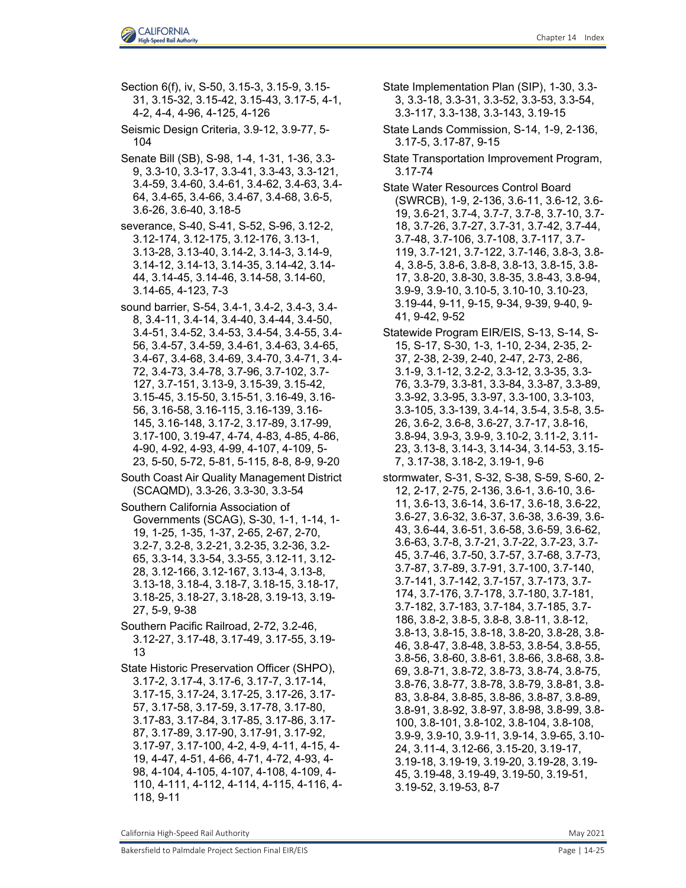Section 6(f), iv, S-50, 3.15-3, 3.15-9, 3.15-31, 3.15-32, 3.15-42, 3.15-43, 3.17-5, 4-1, 4-2, 4-4, 4-96, 4-125, 4-126

Seismic Design Criteria, 3.9-12, 3.9-77, 5-104

Senate Bill (SB), S-98, 1-4, 1-31, 1-36, 3.3-9, 3.3-10, 3.3-17, 3.3-41, 3.3-43, 3.3-121, 3.4-59, 3.4-60, 3.4-61, 3.4-62, 3.4-63, 3.4-64, 3.4-65, 3.4-66, 3.4-67, 3.4-68, 3.6-5, 3.6-26, 3.6-40, 3.18-5

severance, S-40, S-41, S-52, S-96, 3.12-2, 3.12-174, 3.12-175, 3.12-176, 3.13-1, 3.13-28, 3.13-40, 3.14-2, 3.14-3, 3.14-9, 3.14-12, 3.14-13, 3.14-35, 3.14-42, 3.14-44, 3.14-45, 3.14-46, 3.14-58, 3.14-60, 3.14-65, 4-123, 7-3

sound barrier, S-54, 3.4-1, 3.4-2, 3.4-3, 3.4-8, 3.4-11, 3.4-14, 3.4-40, 3.4-44, 3.4-50, 3.4-51, 3.4-52, 3.4-53, 3.4-54, 3.4-55, 3.4-56, 3.4-57, 3.4-59, 3.4-61, 3.4-63, 3.4-65, 3.4-67, 3.4-68, 3.4-69, 3.4-70, 3.4-71, 3.4-72, 3.4-73, 3.4-78, 3.7-96, 3.7-102, 3.7-127, 3.7-151, 3.13-9, 3.15-39, 3.15-42, 3.15-45, 3.15-50, 3.15-51, 3.16-49, 3.16-56, 3.16-58, 3.16-115, 3.16-139, 3.16-145, 3.16-148, 3.17-2, 3.17-89, 3.17-99, 3.17-100, 3.19-47, 4-74, 4-83, 4-85, 4-86, 4-90, 4-92, 4-93, 4-99, 4-107, 4-109, 5-23, 5-50, 5-72, 5-81, 5-115, 8-8, 8-9, 9-20

South Coast Air Quality Management District (SCAQMD), 3.3-26, 3.3-30, 3.3-54

Southern California Association of Governments (SCAG), S-30, 1-1, 1-14, 1-19, 1-25, 1-35, 1-37, 2-65, 2-67, 2-70, 3.2-7, 3.2-8, 3.2-21, 3.2-35, 3.2-36, 3.2-65, 3.3-14, 3.3-54, 3.3-55, 3.12-11, 3.12-28, 3.12-166, 3.12-167, 3.13-4, 3.13-8, 3.13-18, 3.18-4, 3.18-7, 3.18-15, 3.18-17, 3.18-25, 3.18-27, 3.18-28, 3.19-13, 3.19-27, 5-9, 9-38

Southern Pacific Railroad, 2-72, 3.2-46, 3.12-27, 3.17-48, 3.17-49, 3.17-55, 3.19-13

State Historic Preservation Officer (SHPO), 3.17-2, 3.17-4, 3.17-6, 3.17-7, 3.17-14, 3.17-15, 3.17-24, 3.17-25, 3.17-26, 3.17-57, 3.17-58, 3.17-59, 3.17-78, 3.17-80, 3.17-83, 3.17-84, 3.17-85, 3.17-86, 3.17-87, 3.17-89, 3.17-90, 3.17-91, 3.17-92, 3.17-97, 3.17-100, 4-2, 4-9, 4-11, 4-15, 4-19, 4-47, 4-51, 4-66, 4-71, 4-72, 4-93, 4-98, 4-104, 4-105, 4-107, 4-108, 4-109, 4-110, 4-111, 4-112, 4-114, 4-115, 4-116, 4-118, 9-11

State Implementation Plan (SIP), 1-30, 3.3-3, 3.3-18, 3.3-31, 3.3-52, 3.3-53, 3.3-54, 3.3-117, 3.3-138, 3.3-143, 3.19-15

State Lands Commission, S-14, 1-9, 2-136, 3.17-5, 3.17-87, 9-15

State Transportation Improvement Program, 3.17-74

State Water Resources Control Board (SWRCB), 1-9, 2-136, 3.6-11, 3.6-12, 3.6-19, 3.6-21, 3.7-4, 3.7-7, 3.7-8, 3.7-10, 3.7-18, 3.7-26, 3.7-27, 3.7-31, 3.7-42, 3.7-44, 3.7-48, 3.7-106, 3.7-108, 3.7-117, 3.7-119, 3.7-121, 3.7-122, 3.7-146, 3.8-3, 3.8-4, 3.8-5, 3.8-6, 3.8-8, 3.8-13, 3.8-15, 3.8-17, 3.8-20, 3.8-30, 3.8-35, 3.8-43, 3.8-94, 3.9-9, 3.9-10, 3.10-5, 3.10-10, 3.10-23, 3.19-44, 9-11, 9-15, 9-34, 9-39, 9-40, 9-41, 9-42, 9-52

Statewide Program EIR/EIS, S-13, S-14, S-15, S-17, S-30, 1-3, 1-10, 2-34, 2-35, 2-37, 2-38, 2-39, 2-40, 2-47, 2-73, 2-86, 3.1-9, 3.1-12, 3.2-2, 3.3-12, 3.3-35, 3.3-76, 3.3-79, 3.3-81, 3.3-84, 3.3-87, 3.3-89, 3.3-92, 3.3-95, 3.3-97, 3.3-100, 3.3-103, 3.3-105, 3.3-139, 3.4-14, 3.5-4, 3.5-8, 3.5-26, 3.6-2, 3.6-8, 3.6-27, 3.7-17, 3.8-16, 3.8-94, 3.9-3, 3.9-9, 3.10-2, 3.11-2, 3.11-23, 3.13-8, 3.14-3, 3.14-34, 3.14-53, 3.15-7, 3.17-38, 3.18-2, 3.19-1, 9-6

stormwater, S-31, S-32, S-38, S-59, S-60, 2-12, 2-17, 2-75, 2-136, 3.6-1, 3.6-10, 3.6-11, 3.6-13, 3.6-14, 3.6-17, 3.6-18, 3.6-22, 3.6-27, 3.6-32, 3.6-37, 3.6-38, 3.6-39, 3.6-43, 3.6-44, 3.6-51, 3.6-58, 3.6-59, 3.6-62, 3.6-63, 3.7-8, 3.7-21, 3.7-22, 3.7-23, 3.7-45, 3.7-46, 3.7-50, 3.7-57, 3.7-68, 3.7-73, 3.7-87, 3.7-89, 3.7-91, 3.7-100, 3.7-140, 3.7-141, 3.7-142, 3.7-157, 3.7-173, 3.7-174, 3.7-176, 3.7-178, 3.7-180, 3.7-181, 3.7-182, 3.7-183, 3.7-184, 3.7-185, 3.7-186, 3.8-2, 3.8-5, 3.8-8, 3.8-11, 3.8-12, 3.8-13, 3.8-15, 3.8-18, 3.8-20, 3.8-28, 3.8-46, 3.8-47, 3.8-48, 3.8-53, 3.8-54, 3.8-55, 3.8-56, 3.8-60, 3.8-61, 3.8-66, 3.8-68, 3.8-69, 3.8-71, 3.8-72, 3.8-73, 3.8-74, 3.8-75, 3.8-76, 3.8-77, 3.8-78, 3.8-79, 3.8-81, 3.8-83, 3.8-84, 3.8-85, 3.8-86, 3.8-87, 3.8-89, 3.8-91, 3.8-92, 3.8-97, 3.8-98, 3.8-99, 3.8-100, 3.8-101, 3.8-102, 3.8-104, 3.8-108, 3.9-9, 3.9-10, 3.9-11, 3.9-14, 3.9-65, 3.10-24, 3.11-4, 3.12-66, 3.15-20, 3.19-17, 3.19-18, 3.19-19, 3.19-20, 3.19-28, 3.19-45, 3.19-48, 3.19-49, 3.19-50, 3.19-51, 3.19-52, 3.19-53, 8-7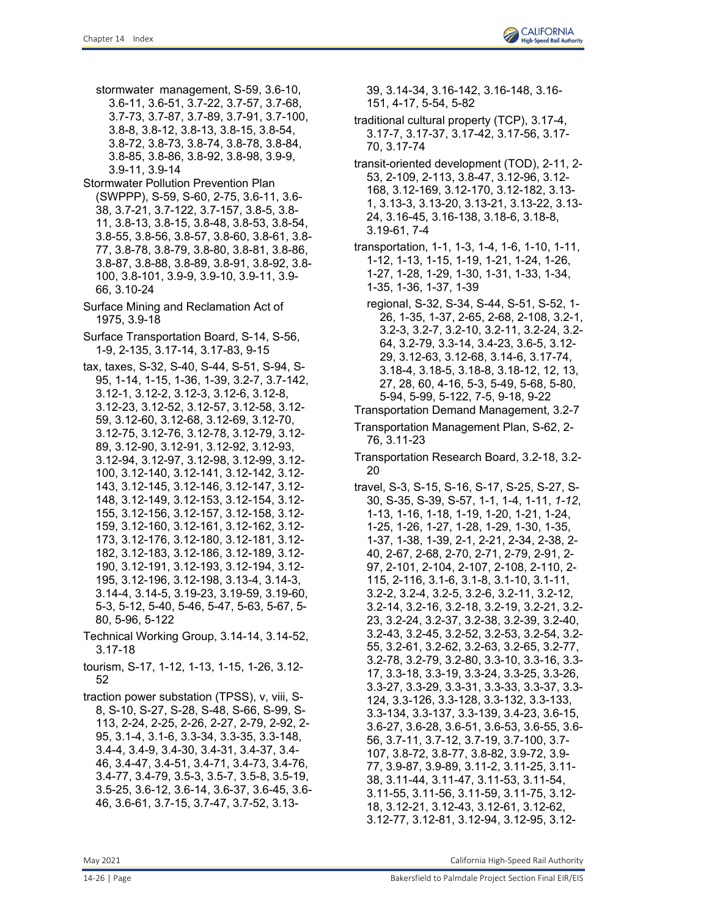stormwater management, S-59, 3.6-10, 3.6-11, 3.6-51, 3.7-22, 3.7-57, 3.7-68, 3.7-73, 3.7-87, 3.7-89, 3.7-91, 3.7-100, 3.8-8, 3.8-12, 3.8-13, 3.8-15, 3.8-54, 3.8-72, 3.8-73, 3.8-74, 3.8-78, 3.8-84, 3.8-85, 3.8-86, 3.8-92, 3.8-98, 3.9-9, 3.9-11, 3.9-14

Stormwater Pollution Prevention Plan (SWPPP), S-59, S-60, 2-75, 3.6-11, 3.6-38, 3.7-21, 3.7-122, 3.7-157, 3.8-5, 3.8-11, 3.8-13, 3.8-15, 3.8-48, 3.8-53, 3.8-54, 3.8-55, 3.8-56, 3.8-57, 3.8-60, 3.8-61, 3.8-77, 3.8-78, 3.8-79, 3.8-80, 3.8-81, 3.8-86, 3.8-87, 3.8-88, 3.8-89, 3.8-91, 3.8-92, 3.8-100, 3.8-101, 3.9-9, 3.9-10, 3.9-11, 3.9-66, 3.10-24

Surface Mining and Reclamation Act of 1975, 3.9-18

Surface Transportation Board, S-14, S-56, 1-9, 2-135, 3.17-14, 3.17-83, 9-15

tax, taxes, S-32, S-40, S-44, S-51, S-94, S-95, 1-14, 1-15, 1-36, 1-39, 3.2-7, 3.7-142, 3.12-1, 3.12-2, 3.12-3, 3.12-6, 3.12-8, 3.12-23, 3.12-52, 3.12-57, 3.12-58, 3.12-59, 3.12-60, 3.12-68, 3.12-69, 3.12-70, 3.12-75, 3.12-76, 3.12-78, 3.12-79, 3.12-89, 3.12-90, 3.12-91, 3.12-92, 3.12-93, 3.12-94, 3.12-97, 3.12-98, 3.12-99, 3.12-100, 3.12-140, 3.12-141, 3.12-142, 3.12-143, 3.12-145, 3.12-146, 3.12-147, 3.12-148, 3.12-149, 3.12-153, 3.12-154, 3.12-155, 3.12-156, 3.12-157, 3.12-158, 3.12-159, 3.12-160, 3.12-161, 3.12-162, 3.12-173, 3.12-176, 3.12-180, 3.12-181, 3.12-182, 3.12-183, 3.12-186, 3.12-189, 3.12-190, 3.12-191, 3.12-193, 3.12-194, 3.12-195, 3.12-196, 3.12-198, 3.13-4, 3.14-3, 3.14-4, 3.14-5, 3.19-23, 3.19-59, 3.19-60, 5-3, 5-12, 5-40, 5-46, 5-47, 5-63, 5-67, 5-80, 5-96, 5-122

Technical Working Group, 3.14-14, 3.14-52, 3.17-18

tourism, S-17, 1-12, 1-13, 1-15, 1-26, 3.12-52

traction power substation (TPSS), v, viii, S-8, S-10, S-27, S-28, S-48, S-66, S-99, S-113, 2-24, 2-25, 2-26, 2-27, 2-79, 2-92, 2-95, 3.1-4, 3.1-6, 3.3-34, 3.3-35, 3.3-148, 3.4-4, 3.4-9, 3.4-30, 3.4-31, 3.4-37, 3.4-46, 3.4-47, 3.4-51, 3.4-71, 3.4-73, 3.4-76, 3.4-77, 3.4-79, 3.5-3, 3.5-7, 3.5-8, 3.5-19, 3.5-25, 3.6-12, 3.6-14, 3.6-37, 3.6-45, 3.6-46, 3.6-61, 3.7-15, 3.7-47, 3.7-52, 3.13-39, 3.14-34, 3.16-142, 3.16-148, 3.16-151, 4-17, 5-54, 5-82

traditional cultural property (TCP), 3.17-4, 3.17-7, 3.17-37, 3.17-42, 3.17-56, 3.17-70, 3.17-74

transit-oriented development (TOD), 2-11, 2-53, 2-109, 2-113, 3.8-47, 3.12-96, 3.12-168, 3.12-169, 3.12-170, 3.12-182, 3.13-1, 3.13-3, 3.13-20, 3.13-21, 3.13-22, 3.13-24, 3.16-45, 3.16-138, 3.18-6, 3.18-8, 3.19-61, 7-4

transportation, 1-1, 1-3, 1-4, 1-6, 1-10, 1-11, 1-12, 1-13, 1-15, 1-19, 1-21, 1-24, 1-26, 1-27, 1-28, 1-29, 1-30, 1-31, 1-33, 1-34, 1-35, 1-36, 1-37, 1-39

regional, S-32, S-34, S-44, S-51, S-52, 1-26, 1-35, 1-37, 2-65, 2-68, 2-108, 3.2-1, 3.2-3, 3.2-7, 3.2-10, 3.2-11, 3.2-24, 3.2-64, 3.2-79, 3.3-14, 3.4-23, 3.6-5, 3.12-29, 3.12-63, 3.12-68, 3.14-6, 3.17-74, 3.18-4, 3.18-5, 3.18-8, 3.18-12, 12, 13, 27, 28, 60, 4-16, 5-3, 5-49, 5-68, 5-80, 5-94, 5-99, 5-122, 7-5, 9-18, 9-22

Transportation Demand Management, 3.2-7

Transportation Management Plan, S-62, 2-76, 3.11-23

Transportation Research Board, 3.2-18, 3.2-20

travel, S-3, S-15, S-16, S-17, S-25, S-27, S-30, S-35, S-39, S-57, 1-1, 1-4, 1-11, *1-12*, 1-13, 1-16, 1-18, 1-19, 1-20, 1-21, 1-24, 1-25, 1-26, 1-27, 1-28, 1-29, 1-30, 1-35, 1-37, 1-38, 1-39, 2-1, 2-21, 2-34, 2-38, 2-40, 2-67, 2-68, 2-70, 2-71, 2-79, 2-91, 2-97, 2-101, 2-104, 2-107, 2-108, 2-110, 2-115, 2-116, 3.1-6, 3.1-8, 3.1-10, 3.1-11, 3.2-2, 3.2-4, 3.2-5, 3.2-6, 3.2-11, 3.2-12, 3.2-14, 3.2-16, 3.2-18, 3.2-19, 3.2-21, 3.2-23, 3.2-24, 3.2-37, 3.2-38, 3.2-39, 3.2-40, 3.2-43, 3.2-45, 3.2-52, 3.2-53, 3.2-54, 3.2-55, 3.2-61, 3.2-62, 3.2-63, 3.2-65, 3.2-77, 3.2-78, 3.2-79, 3.2-80, 3.3-10, 3.3-16, 3.3-17, 3.3-18, 3.3-19, 3.3-24, 3.3-25, 3.3-26, 3.3-27, 3.3-29, 3.3-31, 3.3-33, 3.3-37, 3.3-124, 3.3-126, 3.3-128, 3.3-132, 3.3-133, 3.3-134, 3.3-137, 3.3-139, 3.4-23, 3.6-15, 3.6-27, 3.6-28, 3.6-51, 3.6-53, 3.6-55, 3.6-56, 3.7-11, 3.7-12, 3.7-19, 3.7-100, 3.7-107, 3.8-72, 3.8-77, 3.8-82, 3.9-72, 3.9-77, 3.9-87, 3.9-89, 3.11-2, 3.11-25, 3.11-38, 3.11-44, 3.11-47, 3.11-53, 3.11-54, 3.11-55, 3.11-56, 3.11-59, 3.11-75, 3.12-18, 3.12-21, 3.12-43, 3.12-61, 3.12-62, 3.12-77, 3.12-81, 3.12-94, 3.12-95, 3.12-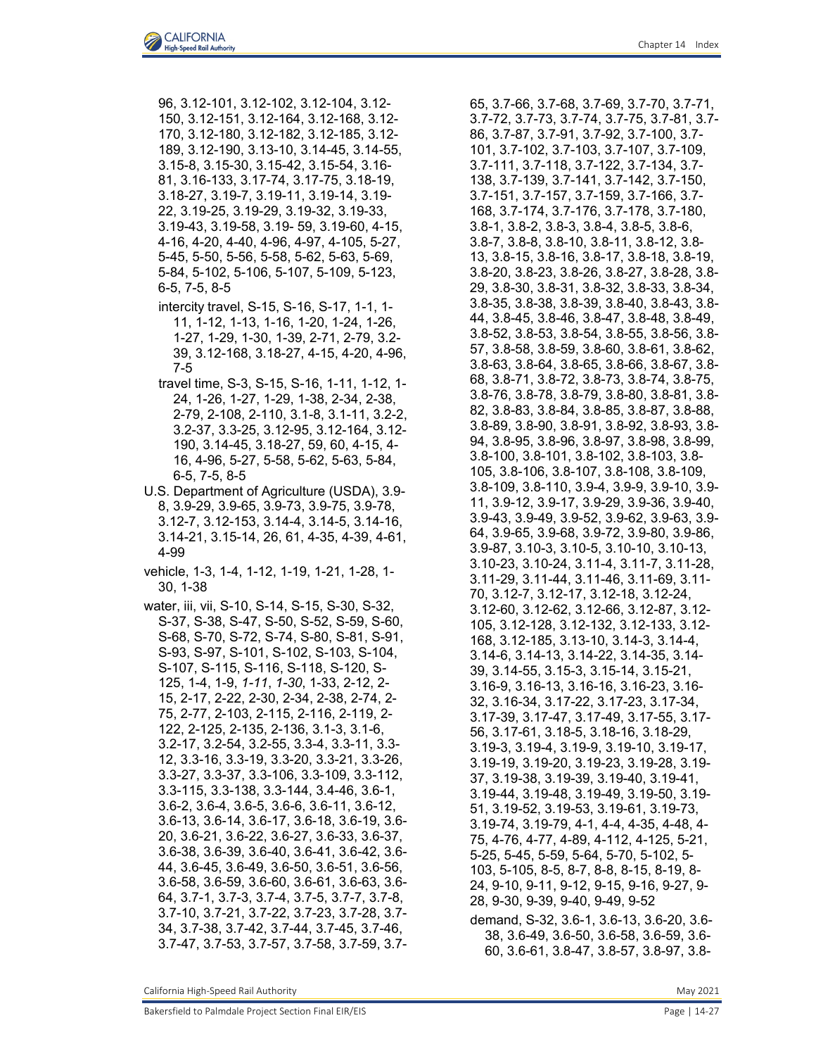96, 3.12-101, 3.12-102, 3.12-104, 3.12-150, 3.12-151, 3.12-164, 3.12-168, 3.12-170, 3.12-180, 3.12-182, 3.12-185, 3.12-189, 3.12-190, 3.13-10, 3.14-45, 3.14-55, 3.15-8, 3.15-30, 3.15-42, 3.15-54, 3.16-81, 3.16-133, 3.17-74, 3.17-75, 3.18-19, 3.18-27, 3.19-7, 3.19-11, 3.19-14, 3.19-22, 3.19-25, 3.19-29, 3.19-32, 3.19-33, 3.19-43, 3.19-58, 3.19- 59, 3.19-60, 4-15, 4-16, 4-20, 4-40, 4-96, 4-97, 4-105, 5-27, 5-45, 5-50, 5-56, 5-58, 5-62, 5-63, 5-69, 5-84, 5-102, 5-106, 5-107, 5-109, 5-123, 6-5, 7-5, 8-5

- intercity travel, S-15, S-16, S-17, 1-1, 1-11, 1-12, 1-13, 1-16, 1-20, 1-24, 1-26, 1-27, 1-29, 1-30, 1-39, 2-71, 2-79, 3.2-39, 3.12-168, 3.18-27, 4-15, 4-20, 4-96, 7-5
- travel time, S-3, S-15, S-16, 1-11, 1-12, 1-24, 1-26, 1-27, 1-29, 1-38, 2-34, 2-38, 2-79, 2-108, 2-110, 3.1-8, 3.1-11, 3.2-2, 3.2-37, 3.3-25, 3.12-95, 3.12-164, 3.12-190, 3.14-45, 3.18-27, 59, 60, 4-15, 4-16, 4-96, 5-27, 5-58, 5-62, 5-63, 5-84, 6-5, 7-5, 8-5

U.S. Department of Agriculture (USDA), 3.9-8, 3.9-29, 3.9-65, 3.9-73, 3.9-75, 3.9-78, 3.12-7, 3.12-153, 3.14-4, 3.14-5, 3.14-16, 3.14-21, 3.15-14, 26, 61, 4-35, 4-39, 4-61, 4-99

vehicle, 1-3, 1-4, 1-12, 1-19, 1-21, 1-28, 1-30, 1-38

water, iii, vii, S-10, S-14, S-15, S-30, S-32, S-37, S-38, S-47, S-50, S-52, S-59, S-60, S-68, S-70, S-72, S-74, S-80, S-81, S-91, S-93, S-97, S-101, S-102, S-103, S-104, S-107, S-115, S-116, S-118, S-120, S-125, 1-4, 1-9, *1-11*, *1-30*, 1-33, 2-12, 2-15, 2-17, 2-22, 2-30, 2-34, 2-38, 2-74, 2-75, 2-77, 2-103, 2-115, 2-116, 2-119, 2-122, 2-125, 2-135, 2-136, 3.1-3, 3.1-6, 3.2-17, 3.2-54, 3.2-55, 3.3-4, 3.3-11, 3.3-12, 3.3-16, 3.3-19, 3.3-20, 3.3-21, 3.3-26, 3.3-27, 3.3-37, 3.3-106, 3.3-109, 3.3-112, 3.3-115, 3.3-138, 3.3-144, 3.4-46, 3.6-1, 3.6-2, 3.6-4, 3.6-5, 3.6-6, 3.6-11, 3.6-12, 3.6-13, 3.6-14, 3.6-17, 3.6-18, 3.6-19, 3.6-20, 3.6-21, 3.6-22, 3.6-27, 3.6-33, 3.6-37, 3.6-38, 3.6-39, 3.6-40, 3.6-41, 3.6-42, 3.6-44, 3.6-45, 3.6-49, 3.6-50, 3.6-51, 3.6-56, 3.6-58, 3.6-59, 3.6-60, 3.6-61, 3.6-63, 3.6-64, 3.7-1, 3.7-3, 3.7-4, 3.7-5, 3.7-7, 3.7-8, 3.7-10, 3.7-21, 3.7-22, 3.7-23, 3.7-28, 3.7-34, 3.7-38, 3.7-42, 3.7-44, 3.7-45, 3.7-46, 3.7-47, 3.7-53, 3.7-57, 3.7-58, 3.7-59, 3.7-65, 3.7-66, 3.7-68, 3.7-69, 3.7-70, 3.7-71, 3.7-72, 3.7-73, 3.7-74, 3.7-75, 3.7-81, 3.7-86, 3.7-87, 3.7-91, 3.7-92, 3.7-100, 3.7-101, 3.7-102, 3.7-103, 3.7-107, 3.7-109, 3.7-111, 3.7-118, 3.7-122, 3.7-134, 3.7-138, 3.7-139, 3.7-141, 3.7-142, 3.7-150, 3.7-151, 3.7-157, 3.7-159, 3.7-166, 3.7-168, 3.7-174, 3.7-176, 3.7-178, 3.7-180, 3.8-1, 3.8-2, 3.8-3, 3.8-4, 3.8-5, 3.8-6, 3.8-7, 3.8-8, 3.8-10, 3.8-11, 3.8-12, 3.8-13, 3.8-15, 3.8-16, 3.8-17, 3.8-18, 3.8-19, 3.8-20, 3.8-23, 3.8-26, 3.8-27, 3.8-28, 3.8-29, 3.8-30, 3.8-31, 3.8-32, 3.8-33, 3.8-34, 3.8-35, 3.8-38, 3.8-39, 3.8-40, 3.8-43, 3.8-44, 3.8-45, 3.8-46, 3.8-47, 3.8-48, 3.8-49, 3.8-52, 3.8-53, 3.8-54, 3.8-55, 3.8-56, 3.8-57, 3.8-58, 3.8-59, 3.8-60, 3.8-61, 3.8-62, 3.8-63, 3.8-64, 3.8-65, 3.8-66, 3.8-67, 3.8-68, 3.8-71, 3.8-72, 3.8-73, 3.8-74, 3.8-75, 3.8-76, 3.8-78, 3.8-79, 3.8-80, 3.8-81, 3.8-82, 3.8-83, 3.8-84, 3.8-85, 3.8-87, 3.8-88, 3.8-89, 3.8-90, 3.8-91, 3.8-92, 3.8-93, 3.8-94, 3.8-95, 3.8-96, 3.8-97, 3.8-98, 3.8-99, 3.8-100, 3.8-101, 3.8-102, 3.8-103, 3.8-105, 3.8-106, 3.8-107, 3.8-108, 3.8-109, 3.8-109, 3.8-110, 3.9-4, 3.9-9, 3.9-10, 3.9-11, 3.9-12, 3.9-17, 3.9-29, 3.9-36, 3.9-40, 3.9-43, 3.9-49, 3.9-52, 3.9-62, 3.9-63, 3.9-64, 3.9-65, 3.9-68, 3.9-72, 3.9-80, 3.9-86, 3.9-87, 3.10-3, 3.10-5, 3.10-10, 3.10-13, 3.10-23, 3.10-24, 3.11-4, 3.11-7, 3.11-28, 3.11-29, 3.11-44, 3.11-46, 3.11-69, 3.11-70, 3.12-7, 3.12-17, 3.12-18, 3.12-24, 3.12-60, 3.12-62, 3.12-66, 3.12-87, 3.12-105, 3.12-128, 3.12-132, 3.12-133, 3.12-168, 3.12-185, 3.13-10, 3.14-3, 3.14-4, 3.14-6, 3.14-13, 3.14-22, 3.14-35, 3.14-39, 3.14-55, 3.15-3, 3.15-14, 3.15-21, 3.16-9, 3.16-13, 3.16-16, 3.16-23, 3.16-32, 3.16-34, 3.17-22, 3.17-23, 3.17-34, 3.17-39, 3.17-47, 3.17-49, 3.17-55, 3.17-56, 3.17-61, 3.18-5, 3.18-16, 3.18-29, 3.19-3, 3.19-4, 3.19-9, 3.19-10, 3.19-17, 3.19-19, 3.19-20, 3.19-23, 3.19-28, 3.19-37, 3.19-38, 3.19-39, 3.19-40, 3.19-41, 3.19-44, 3.19-48, 3.19-49, 3.19-50, 3.19-51, 3.19-52, 3.19-53, 3.19-61, 3.19-73, 3.19-74, 3.19-79, 4-1, 4-4, 4-35, 4-48, 4-75, 4-76, 4-77, 4-89, 4-112, 4-125, 5-21, 5-25, 5-45, 5-59, 5-64, 5-70, 5-102, 5-103, 5-105, 8-5, 8-7, 8-8, 8-15, 8-19, 8-24, 9-10, 9-11, 9-12, 9-15, 9-16, 9-27, 9-28, 9-30, 9-39, 9-40, 9-49, 9-52

- demand, S-32, 3.6-1, 3.6-13, 3.6-20, 3.6-38, 3.6-49, 3.6-50, 3.6-58, 3.6-59, 3.6-60, 3.6-61, 3.8-47, 3.8-57, 3.8-97, 3.8-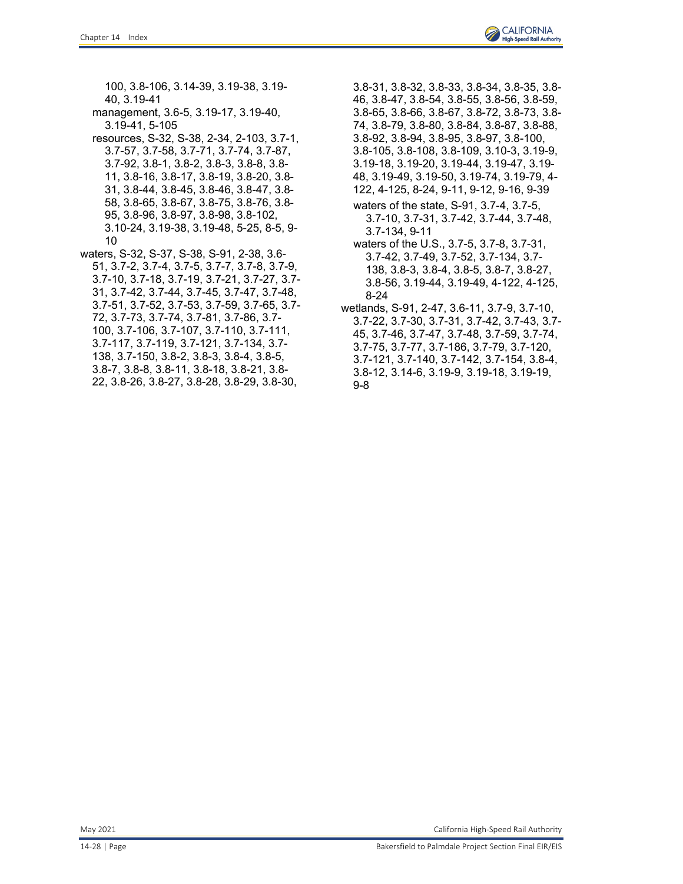100, 3.8-106, 3.14-39, 3.19-38, 3.19-40, 3.19-41

management, 3.6-5, 3.19-17, 3.19-40, 3.19-41, 5-105

resources, S-32, S-38, 2-34, 2-103, 3.7-1, 3.7-57, 3.7-58, 3.7-71, 3.7-74, 3.7-87, 3.7-92, 3.8-1, 3.8-2, 3.8-3, 3.8-8, 3.8-11, 3.8-16, 3.8-17, 3.8-19, 3.8-20, 3.8-31, 3.8-44, 3.8-45, 3.8-46, 3.8-47, 3.8-58, 3.8-65, 3.8-67, 3.8-75, 3.8-76, 3.8-95, 3.8-96, 3.8-97, 3.8-98, 3.8-102, 3.10-24, 3.19-38, 3.19-48, 5-25, 8-5, 9-10

waters, S-32, S-37, S-38, S-91, 2-38, 3.6-51, 3.7-2, 3.7-4, 3.7-5, 3.7-7, 3.7-8, 3.7-9, 3.7-10, 3.7-18, 3.7-19, 3.7-21, 3.7-27, 3.7-31, 3.7-42, 3.7-44, 3.7-45, 3.7-47, 3.7-48, 3.7-51, 3.7-52, 3.7-53, 3.7-59, 3.7-65, 3.7-72, 3.7-73, 3.7-74, 3.7-81, 3.7-86, 3.7-100, 3.7-106, 3.7-107, 3.7-110, 3.7-111, 3.7-117, 3.7-119, 3.7-121, 3.7-134, 3.7-138, 3.7-150, 3.8-2, 3.8-3, 3.8-4, 3.8-5, 3.8-7, 3.8-8, 3.8-11, 3.8-18, 3.8-21, 3.8-22, 3.8-26, 3.8-27, 3.8-28, 3.8-29, 3.8-30, 3.8-31, 3.8-32, 3.8-33, 3.8-34, 3.8-35, 3.8-46, 3.8-47, 3.8-54, 3.8-55, 3.8-56, 3.8-59, 3.8-65, 3.8-66, 3.8-67, 3.8-72, 3.8-73, 3.8-74, 3.8-79, 3.8-80, 3.8-84, 3.8-87, 3.8-88, 3.8-92, 3.8-94, 3.8-95, 3.8-97, 3.8-100, 3.8-105, 3.8-108, 3.8-109, 3.10-3, 3.19-9, 3.19-18, 3.19-20, 3.19-44, 3.19-47, 3.19-48, 3.19-49, 3.19-50, 3.19-74, 3.19-79, 4-122, 4-125, 8-24, 9-11, 9-12, 9-16, 9-39

waters of the state, S-91, 3.7-4, 3.7-5, 3.7-10, 3.7-31, 3.7-42, 3.7-44, 3.7-48, 3.7-134, 9-11

waters of the U.S., 3.7-5, 3.7-8, 3.7-31, 3.7-42, 3.7-49, 3.7-52, 3.7-134, 3.7-138, 3.8-3, 3.8-4, 3.8-5, 3.8-7, 3.8-27, 3.8-56, 3.19-44, 3.19-49, 4-122, 4-125, 8-24

wetlands, S-91, 2-47, 3.6-11, 3.7-9, 3.7-10, 3.7-22, 3.7-30, 3.7-31, 3.7-42, 3.7-43, 3.7-45, 3.7-46, 3.7-47, 3.7-48, 3.7-59, 3.7-74, 3.7-75, 3.7-77, 3.7-186, 3.7-79, 3.7-120, 3.7-121, 3.7-140, 3.7-142, 3.7-154, 3.8-4, 3.8-12, 3.14-6, 3.19-9, 3.19-18, 3.19-19, 9-8